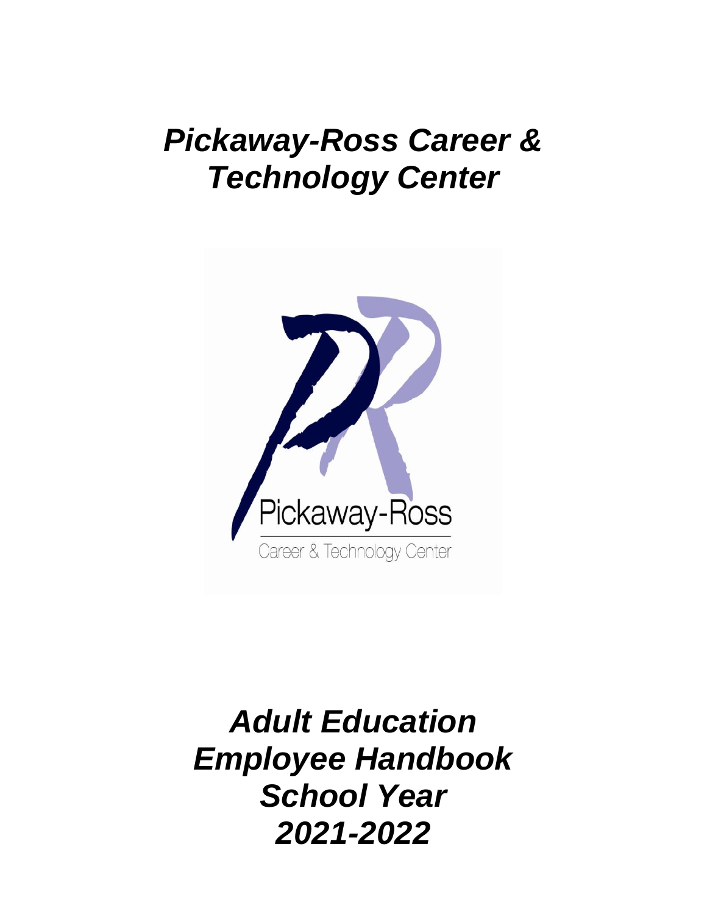# *Pickaway-Ross Career & Technology Center*

Pickaway-Ross

Career & Technology Center

# *Adult Education Employee Handbook School Year 2021-2022*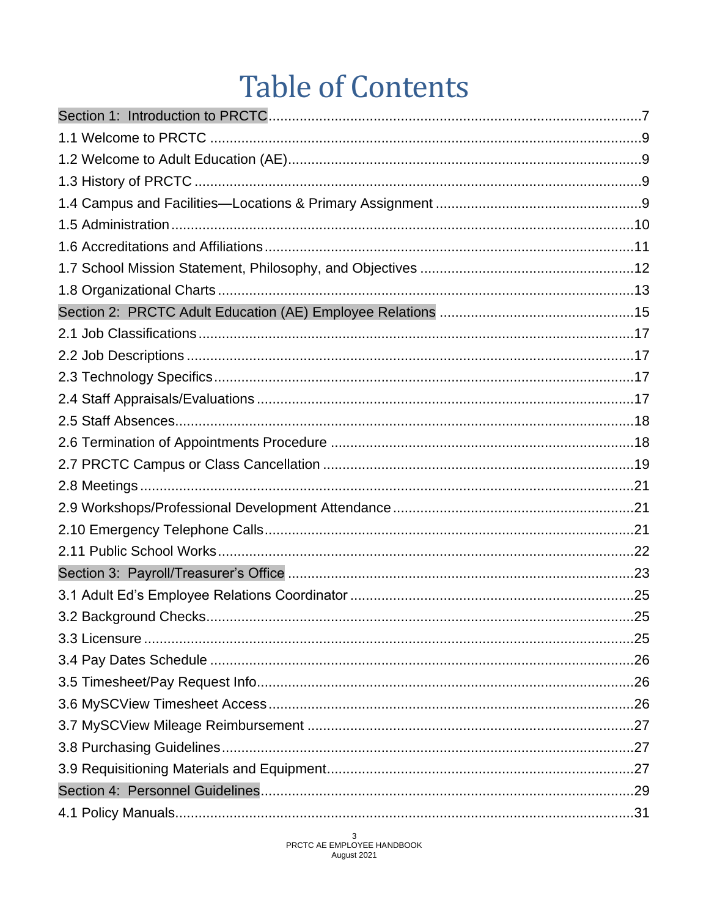# Table of Contents

Section 1: Introduction to PRCTC ........................................................................................ 7

1.1 Welcome to PRCTC ........................................................................................ 9

1.2 Welcome to Adult Education (AE)........................................................................................ 9

1.3 History of PRCTC ........................................................................................ 9

1.4 Campus and Facilities—Locations & Primary Assignment ........................................................................................ 9

1.5 Administration ........................................................................................ 10

1.6 Accreditations and Affiliations ........................................................................................ 11

1.7 School Mission Statement, Philosophy, and Objectives ........................................................................................ 12

1.8 Organizational Charts ........................................................................................ 13

Section 2: PRCTC Adult Education (AE) Employee Relations ........................................................................................ 15

2.1 Job Classifications ........................................................................................ 17

2.2 Job Descriptions ........................................................................................ 17

2.3 Technology Specifics ........................................................................................ 17

2.4 Staff Appraisals/Evaluations ........................................................................................ 17

2.5 Staff Absences ........................................................................................ 18

2.6 Termination of Appointments Procedure ........................................................................................ 18

2.7 PRCTC Campus or Class Cancellation ........................................................................................ 19

2.8 Meetings ........................................................................................ 21

2.9 Workshops/Professional Development Attendance ........................................................................................ 21

2.10 Emergency Telephone Calls ........................................................................................ 21

2.11 Public School Works ........................................................................................ 22

Section 3: Payroll/Treasurer's Office ........................................................................................ 23

3.1 Adult Ed's Employee Relations Coordinator ........................................................................................ 25

3.2 Background Checks ........................................................................................ 25

3.3 Licensure ........................................................................................ 25

3.4 Pay Dates Schedule ........................................................................................ 26

3.5 Timesheet/Pay Request Info ........................................................................................ 26

3.6 MySCView Timesheet Access ........................................................................................ 26

3.7 MySCView Mileage Reimbursement ........................................................................................ 27

3.8 Purchasing Guidelines ........................................................................................ 27

3.9 Requisitioning Materials and Equipment ........................................................................................ 27

Section 4: Personnel Guidelines ........................................................................................ 29

4.1 Policy Manuals ........................................................................................ 31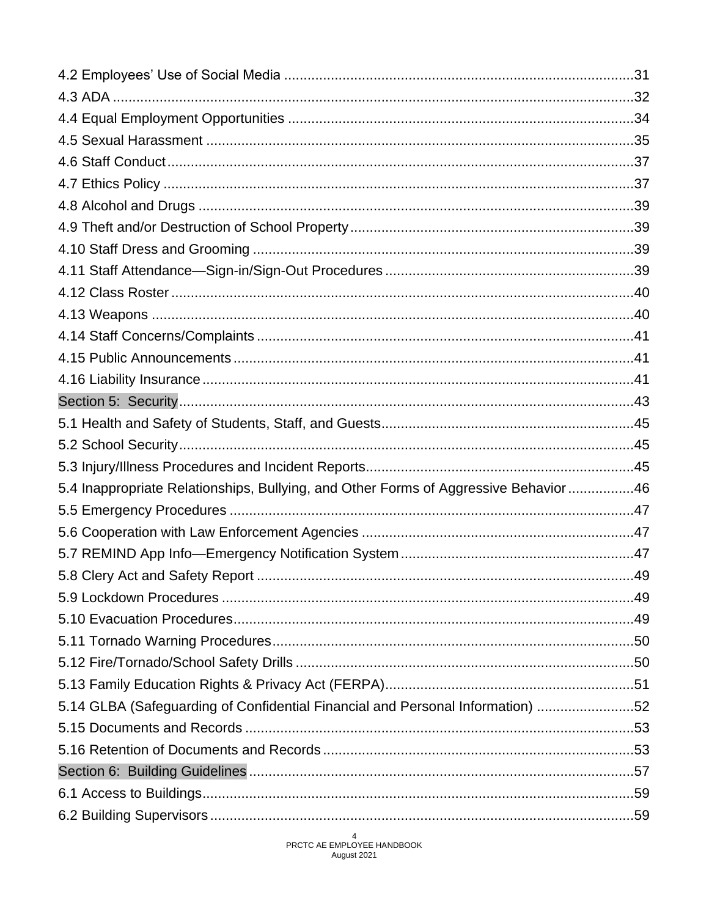4.2 Employees' Use of Social Media .......................................................................................31
4.3 ADA .......................................................................................................................32
4.4 Equal Employment Opportunities ......................................................................................34
4.5 Sexual Harassment .........................................................................................................35
4.6 Staff Conduct ...............................................................................................................37
4.7 Ethics Policy ...............................................................................................................37
4.8 Alcohol and Drugs .........................................................................................................39
4.9 Theft and/or Destruction of School Property .......................................................................39
4.10 Staff Dress and Grooming ..............................................................................................39
4.11 Staff Attendance—Sign-in/Sign-Out Procedures ..................................................................39
4.12 Class Roster ...............................................................................................................40
4.13 Weapons ....................................................................................................................40
4.14 Staff Concerns/Complaints ..............................................................................................41
4.15 Public Announcements ....................................................................................................41
4.16 Liability Insurance .......................................................................................................41
Section 5: Security ...........................................................................................................43
5.1 Health and Safety of Students, Staff, and Guests ...............................................................45
5.2 School Security .............................................................................................................45
5.3 Injury/Illness Procedures and Incident Reports ...................................................................45
5.4 Inappropriate Relationships, Bullying, and Other Forms of Aggressive Behavior ...........................46
5.5 Emergency Procedures ......................................................................................................47
5.6 Cooperation with Law Enforcement Agencies ......................................................................47
5.7 REMIND App Info—Emergency Notification System ..............................................................47
5.8 Clery Act and Safety Report ..............................................................................................49
5.9 Lockdown Procedures ......................................................................................................49
5.10 Evacuation Procedures ...................................................................................................49
5.11 Tornado Warning Procedures ..........................................................................................50
5.12 Fire/Tornado/School Safety Drills ....................................................................................50
5.13 Family Education Rights & Privacy Act (FERPA) ................................................................51
5.14 GLBA (Safeguarding of Confidential Financial and Personal Information) ................................52
5.15 Documents and Records ................................................................................................53
5.16 Retention of Documents and Records ................................................................................53
Section 6: Building Guidelines ...............................................................................................57
6.1 Access to Buildings .........................................................................................................59
6.2 Building Supervisors ........................................................................................................59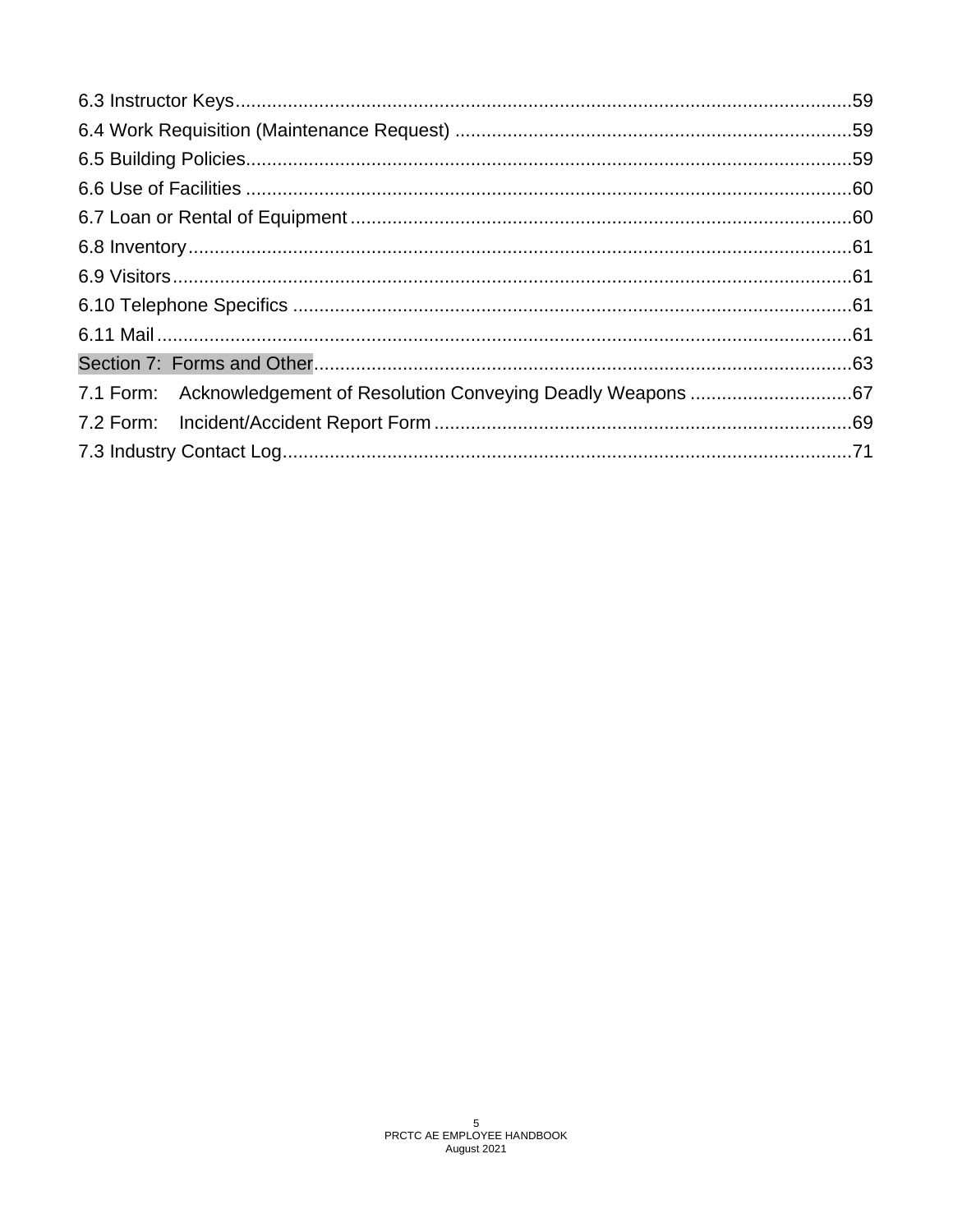6.3 Instructor Keys.....................................................................................................................59
6.4 Work Requisition (Maintenance Request) ............................................................................59
6.5 Building Policies...................................................................................................................59
6.6 Use of Facilities ...................................................................................................................60
6.7 Loan or Rental of Equipment ...............................................................................................60
6.8 Inventory..............................................................................................................................61
6.9 Visitors.................................................................................................................................61
6.10 Telephone Specifics ..........................................................................................................61
6.11 Mail ....................................................................................................................................61
Section 7: Forms and Other......................................................................................................63
7.1 Form: Acknowledgement of Resolution Conveying Deadly Weapons ...............................67
7.2 Form: Incident/Accident Report Form ...............................................................................69
7.3 Industry Contact Log............................................................................................................71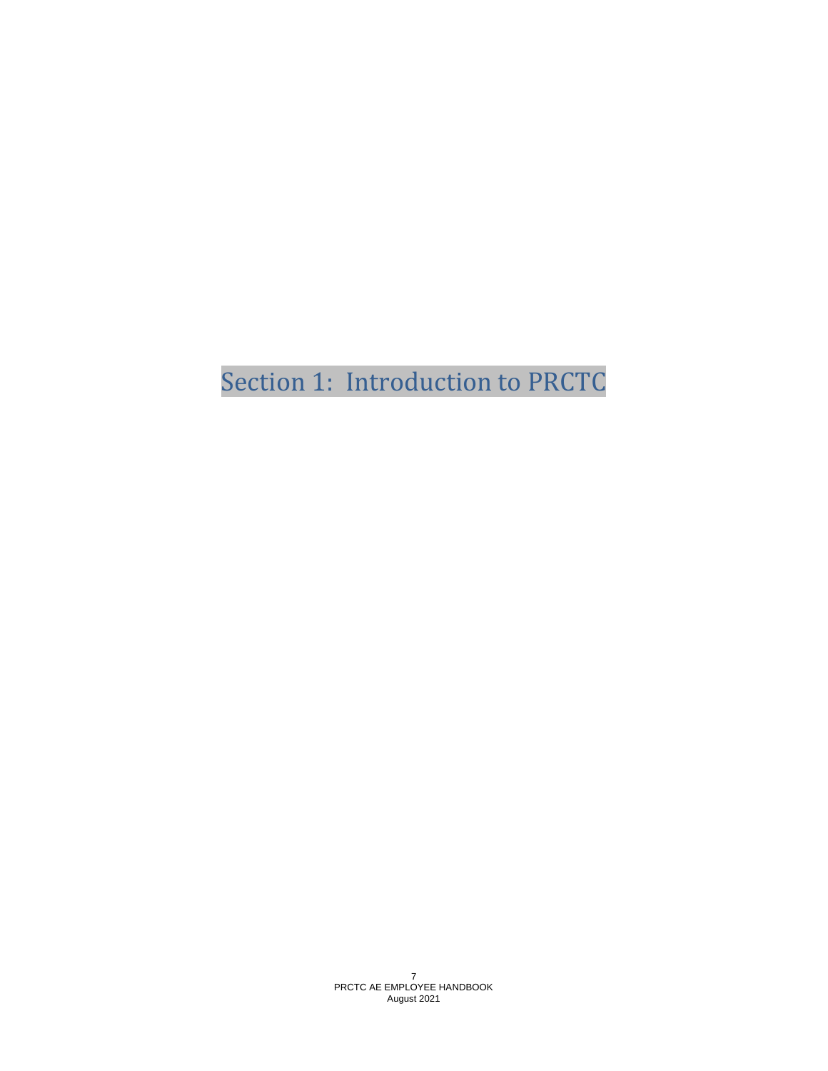# Section 1: Introduction to PRCTC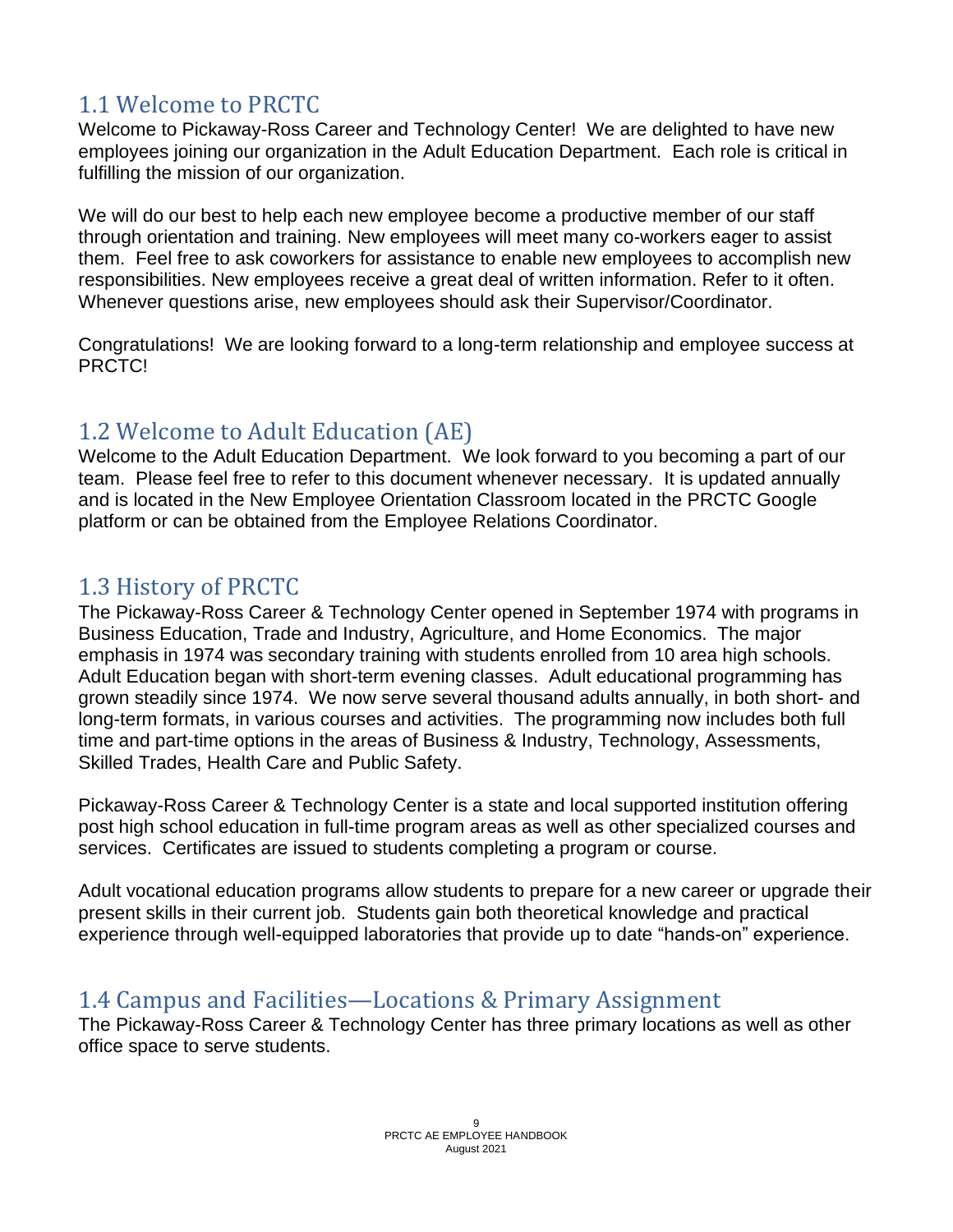## 1.1 Welcome to PRCTC

Welcome to Pickaway-Ross Career and Technology Center! We are delighted to have new employees joining our organization in the Adult Education Department. Each role is critical in fulfilling the mission of our organization.

We will do our best to help each new employee become a productive member of our staff through orientation and training. New employees will meet many co-workers eager to assist them. Feel free to ask coworkers for assistance to enable new employees to accomplish new responsibilities. New employees receive a great deal of written information. Refer to it often. Whenever questions arise, new employees should ask their Supervisor/Coordinator.

Congratulations! We are looking forward to a long-term relationship and employee success at PRCTC!

## 1.2 Welcome to Adult Education (AE)

Welcome to the Adult Education Department. We look forward to you becoming a part of our team. Please feel free to refer to this document whenever necessary. It is updated annually and is located in the New Employee Orientation Classroom located in the PRCTC Google platform or can be obtained from the Employee Relations Coordinator.

## 1.3 History of PRCTC

The Pickaway-Ross Career & Technology Center opened in September 1974 with programs in Business Education, Trade and Industry, Agriculture, and Home Economics. The major emphasis in 1974 was secondary training with students enrolled from 10 area high schools. Adult Education began with short-term evening classes. Adult educational programming has grown steadily since 1974. We now serve several thousand adults annually, in both short- and long-term formats, in various courses and activities. The programming now includes both full time and part-time options in the areas of Business & Industry, Technology, Assessments, Skilled Trades, Health Care and Public Safety.

Pickaway-Ross Career & Technology Center is a state and local supported institution offering post high school education in full-time program areas as well as other specialized courses and services. Certificates are issued to students completing a program or course.

Adult vocational education programs allow students to prepare for a new career or upgrade their present skills in their current job. Students gain both theoretical knowledge and practical experience through well-equipped laboratories that provide up to date "hands-on" experience.

## 1.4 Campus and Facilities—Locations & Primary Assignment

The Pickaway-Ross Career & Technology Center has three primary locations as well as other office space to serve students.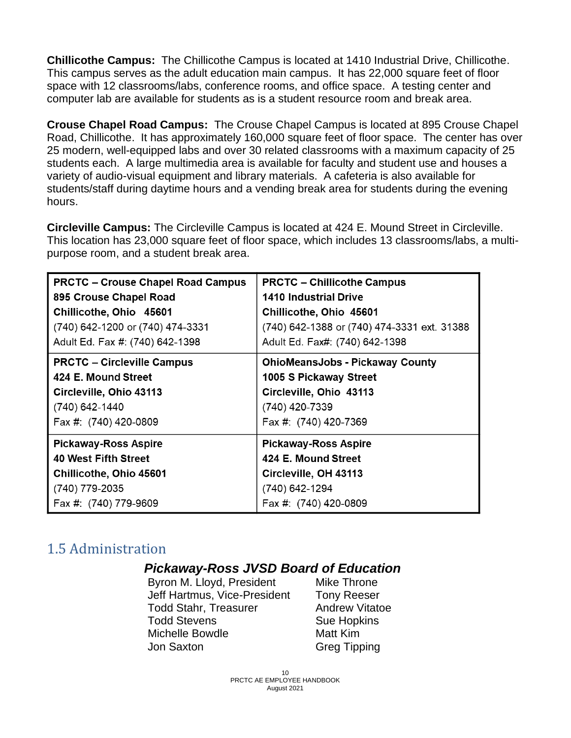**Chillicothe Campus:** The Chillicothe Campus is located at 1410 Industrial Drive, Chillicothe. This campus serves as the adult education main campus. It has 22,000 square feet of floor space with 12 classrooms/labs, conference rooms, and office space. A testing center and computer lab are available for students as is a student resource room and break area.

**Crouse Chapel Road Campus:** The Crouse Chapel Campus is located at 895 Crouse Chapel Road, Chillicothe. It has approximately 160,000 square feet of floor space. The center has over 25 modern, well-equipped labs and over 30 related classrooms with a maximum capacity of 25 students each. A large multimedia area is available for faculty and student use and houses a variety of audio-visual equipment and library materials. A cafeteria is also available for students/staff during daytime hours and a vending break area for students during the evening hours.

**Circleville Campus:** The Circleville Campus is located at 424 E. Mound Street in Circleville. This location has 23,000 square feet of floor space, which includes 13 classrooms/labs, a multi-purpose room, and a student break area.

| | |
|---|---|
| **PRCTC – Crouse Chapel Road Campus**<br>**895 Crouse Chapel Road**<br>**Chillicothe, Ohio 45601**<br>(740) 642-1200 or (740) 474-3331<br>Adult Ed. Fax #: (740) 642-1398 | **PRCTC – Chillicothe Campus**<br>**1410 Industrial Drive**<br>**Chillicothe, Ohio 45601**<br>(740) 642-1388 or (740) 474-3331 ext. 31388<br>Adult Ed. Fax#: (740) 642-1398 |
| **PRCTC – Circleville Campus**<br>**424 E. Mound Street**<br>**Circleville, Ohio 43113**<br>(740) 642-1440<br>Fax #: (740) 420-0809 | **OhioMeansJobs - Pickaway County**<br>**1005 S Pickaway Street**<br>**Circleville, Ohio 43113**<br>(740) 420-7339<br>Fax #: (740) 420-7369 |
| **Pickaway-Ross Aspire**<br>**40 West Fifth Street**<br>**Chillicothe, Ohio 45601**<br>(740) 779-2035<br>Fax #: (740) 779-9609 | **Pickaway-Ross Aspire**<br>**424 E. Mound Street**<br>**Circleville, OH 43113**<br>(740) 642-1294<br>Fax #: (740) 420-0809 |

## 1.5 Administration

### ***Pickaway-Ross JVSD Board of Education***

| | |
|---|---|
| Byron M. Lloyd, President | Mike Throne |
| Jeff Hartmus, Vice-President | Tony Reeser |
| Todd Stahr, Treasurer | Andrew Vitatoe |
| Todd Stevens | Sue Hopkins |
| Michelle Bowdle | Matt Kim |
| Jon Saxton | Greg Tipping |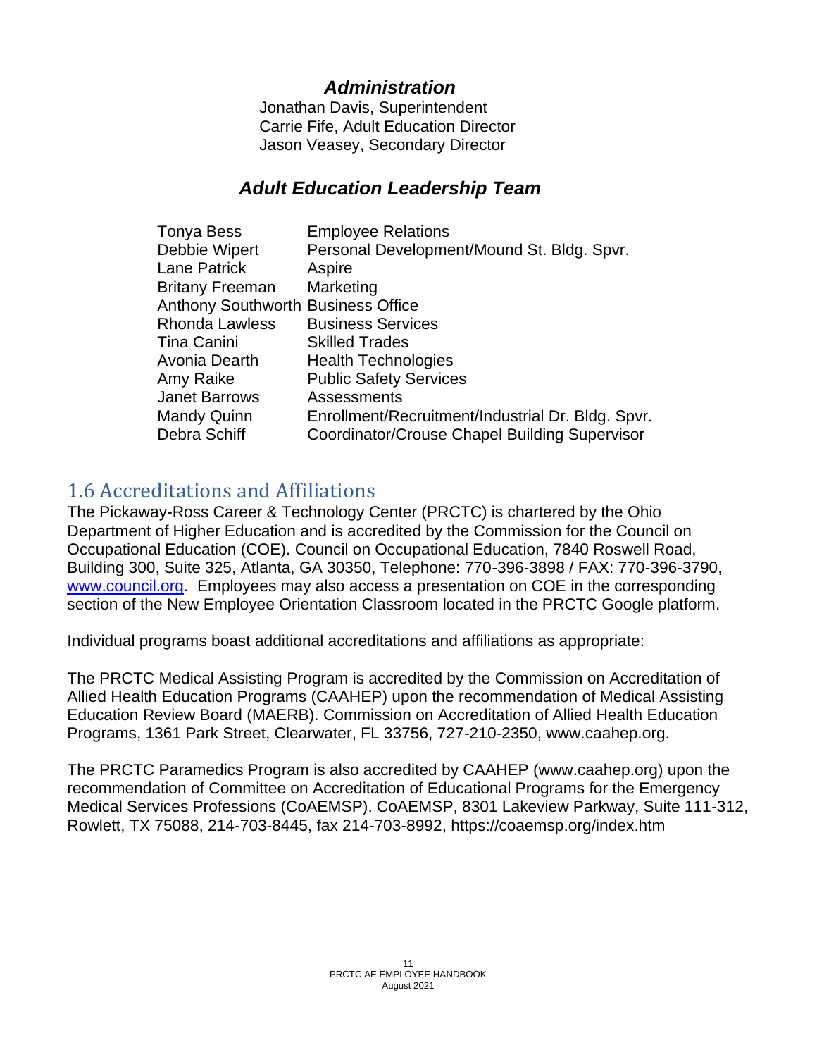### *Administration*

Jonathan Davis, Superintendent
Carrie Fife, Adult Education Director
Jason Veasey, Secondary Director

### *Adult Education Leadership Team*

| | |
|---|---|
| Tonya Bess | Employee Relations |
| Debbie Wipert | Personal Development/Mound St. Bldg. Spvr. |
| Lane Patrick | Aspire |
| Britany Freeman | Marketing |
| Anthony Southworth | Business Office |
| Rhonda Lawless | Business Services |
| Tina Canini | Skilled Trades |
| Avonia Dearth | Health Technologies |
| Amy Raike | Public Safety Services |
| Janet Barrows | Assessments |
| Mandy Quinn | Enrollment/Recruitment/Industrial Dr. Bldg. Spvr. |
| Debra Schiff | Coordinator/Crouse Chapel Building Supervisor |

## 1.6 Accreditations and Affiliations

The Pickaway-Ross Career & Technology Center (PRCTC) is chartered by the Ohio Department of Higher Education and is accredited by the Commission for the Council on Occupational Education (COE). Council on Occupational Education, 7840 Roswell Road, Building 300, Suite 325, Atlanta, GA 30350, Telephone: 770-396-3898 / FAX: 770-396-3790, www.council.org. Employees may also access a presentation on COE in the corresponding section of the New Employee Orientation Classroom located in the PRCTC Google platform.

Individual programs boast additional accreditations and affiliations as appropriate:

The PRCTC Medical Assisting Program is accredited by the Commission on Accreditation of Allied Health Education Programs (CAAHEP) upon the recommendation of Medical Assisting Education Review Board (MAERB). Commission on Accreditation of Allied Health Education Programs, 1361 Park Street, Clearwater, FL 33756, 727-210-2350, www.caahep.org.

The PRCTC Paramedics Program is also accredited by CAAHEP (www.caahep.org) upon the recommendation of Committee on Accreditation of Educational Programs for the Emergency Medical Services Professions (CoAEMSP). CoAEMSP, 8301 Lakeview Parkway, Suite 111-312, Rowlett, TX 75088, 214-703-8445, fax 214-703-8992, https://coaemsp.org/index.htm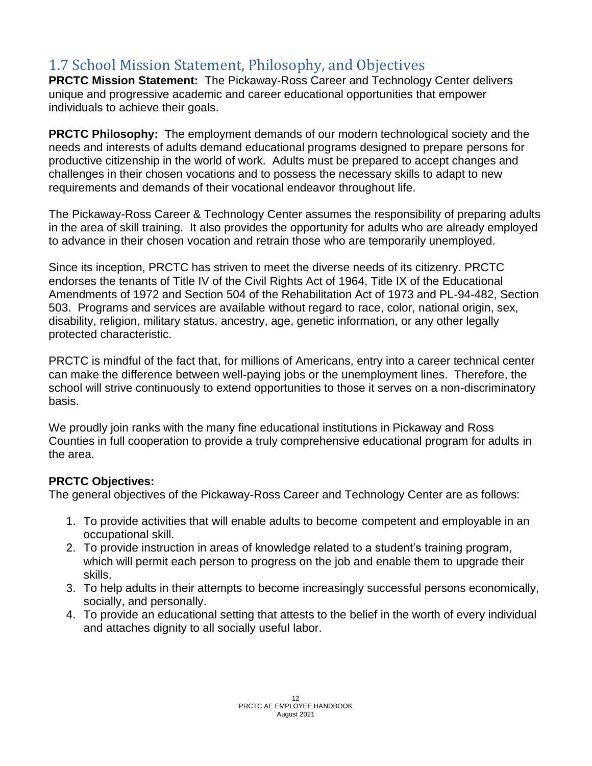## 1.7 School Mission Statement, Philosophy, and Objectives

**PRCTC Mission Statement:** The Pickaway-Ross Career and Technology Center delivers unique and progressive academic and career educational opportunities that empower individuals to achieve their goals.

**PRCTC Philosophy:** The employment demands of our modern technological society and the needs and interests of adults demand educational programs designed to prepare persons for productive citizenship in the world of work. Adults must be prepared to accept changes and challenges in their chosen vocations and to possess the necessary skills to adapt to new requirements and demands of their vocational endeavor throughout life.

The Pickaway-Ross Career & Technology Center assumes the responsibility of preparing adults in the area of skill training. It also provides the opportunity for adults who are already employed to advance in their chosen vocation and retrain those who are temporarily unemployed.

Since its inception, PRCTC has striven to meet the diverse needs of its citizenry. PRCTC endorses the tenants of Title IV of the Civil Rights Act of 1964, Title IX of the Educational Amendments of 1972 and Section 504 of the Rehabilitation Act of 1973 and PL-94-482, Section 503. Programs and services are available without regard to race, color, national origin, sex, disability, religion, military status, ancestry, age, genetic information, or any other legally protected characteristic.

PRCTC is mindful of the fact that, for millions of Americans, entry into a career technical center can make the difference between well-paying jobs or the unemployment lines. Therefore, the school will strive continuously to extend opportunities to those it serves on a non-discriminatory basis.

We proudly join ranks with the many fine educational institutions in Pickaway and Ross Counties in full cooperation to provide a truly comprehensive educational program for adults in the area.

**PRCTC Objectives:**

The general objectives of the Pickaway-Ross Career and Technology Center are as follows:

1. To provide activities that will enable adults to become competent and employable in an occupational skill.
2. To provide instruction in areas of knowledge related to a student's training program, which will permit each person to progress on the job and enable them to upgrade their skills.
3. To help adults in their attempts to become increasingly successful persons economically, socially, and personally.
4. To provide an educational setting that attests to the belief in the worth of every individual and attaches dignity to all socially useful labor.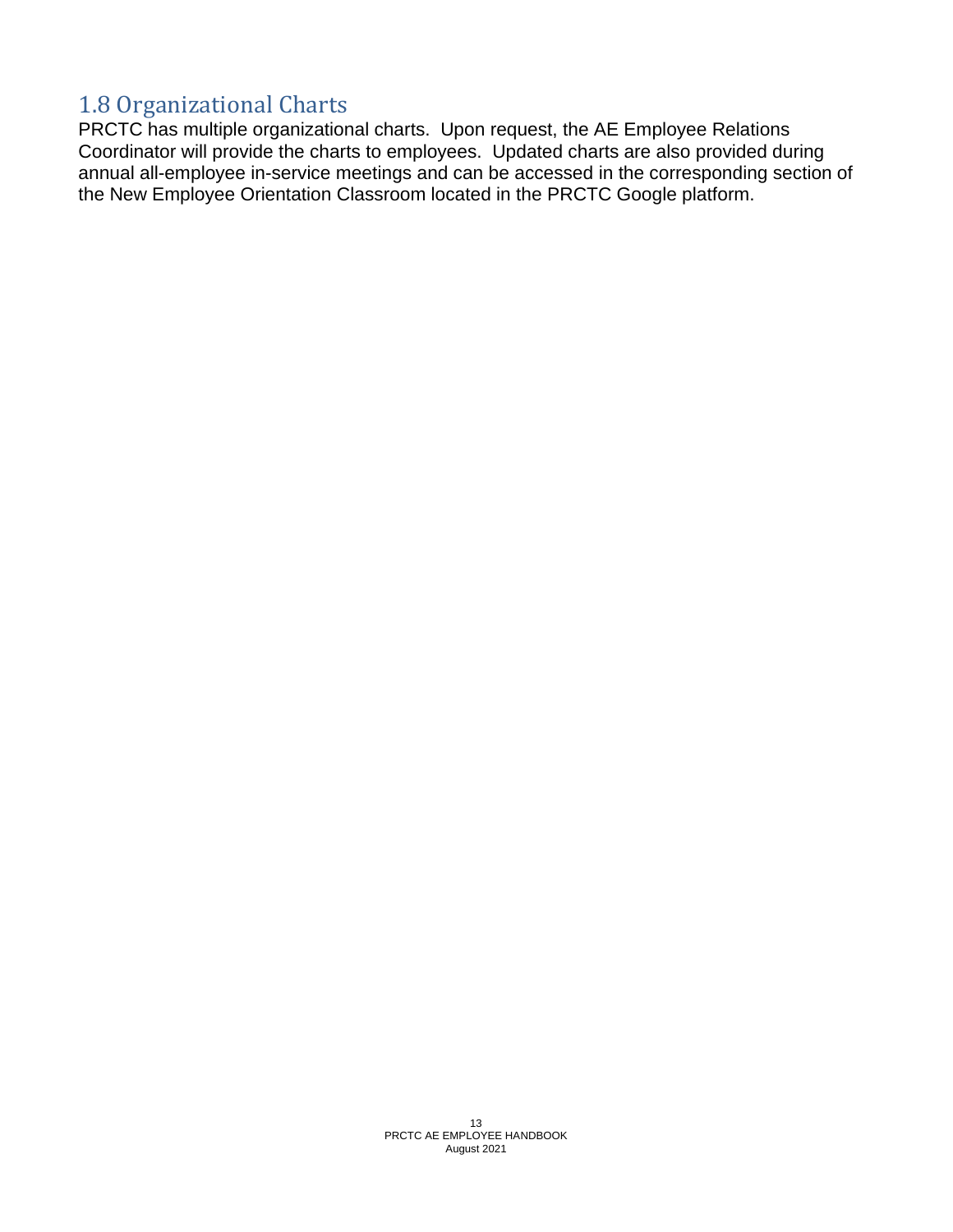## 1.8 Organizational Charts

PRCTC has multiple organizational charts. Upon request, the AE Employee Relations Coordinator will provide the charts to employees. Updated charts are also provided during annual all-employee in-service meetings and can be accessed in the corresponding section of the New Employee Orientation Classroom located in the PRCTC Google platform.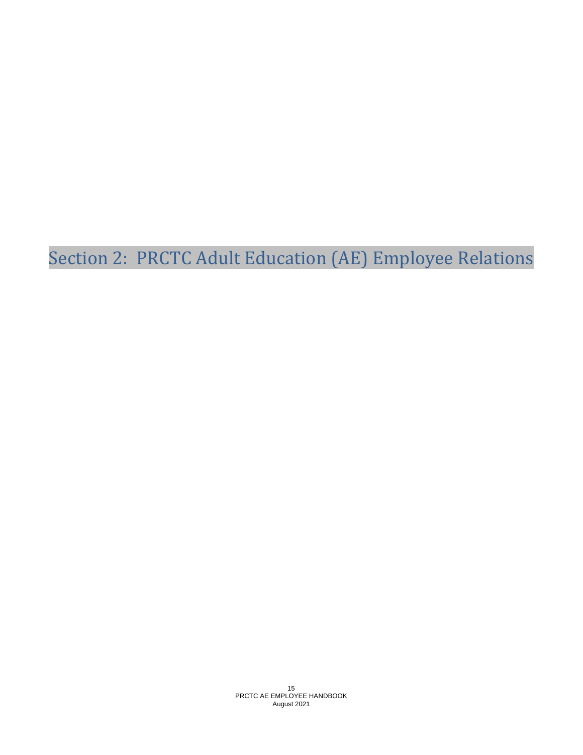# Section 2: PRCTC Adult Education (AE) Employee Relations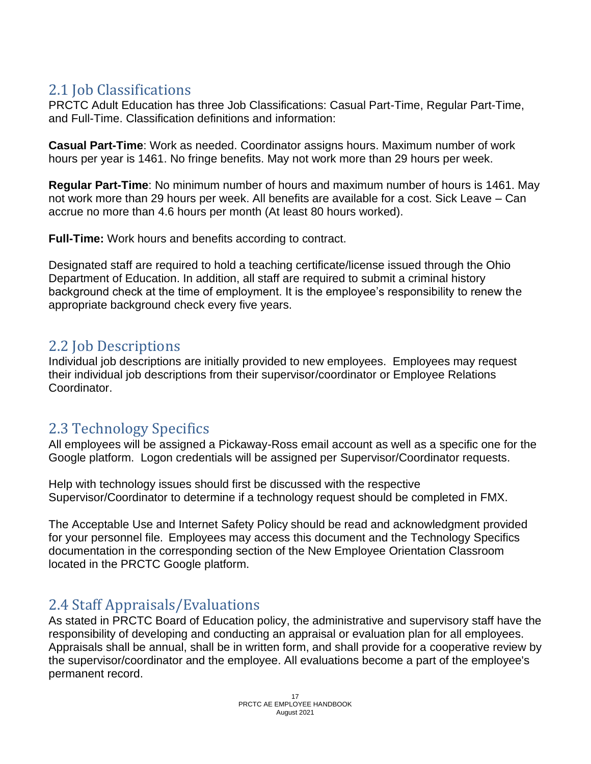## 2.1 Job Classifications

PRCTC Adult Education has three Job Classifications: Casual Part-Time, Regular Part-Time, and Full-Time. Classification definitions and information:

**Casual Part-Time**: Work as needed. Coordinator assigns hours. Maximum number of work hours per year is 1461. No fringe benefits. May not work more than 29 hours per week.

**Regular Part-Time**: No minimum number of hours and maximum number of hours is 1461. May not work more than 29 hours per week. All benefits are available for a cost. Sick Leave – Can accrue no more than 4.6 hours per month (At least 80 hours worked).

**Full-Time:** Work hours and benefits according to contract.

Designated staff are required to hold a teaching certificate/license issued through the Ohio Department of Education. In addition, all staff are required to submit a criminal history background check at the time of employment. It is the employee's responsibility to renew the appropriate background check every five years.

## 2.2 Job Descriptions

Individual job descriptions are initially provided to new employees. Employees may request their individual job descriptions from their supervisor/coordinator or Employee Relations Coordinator.

## 2.3 Technology Specifics

All employees will be assigned a Pickaway-Ross email account as well as a specific one for the Google platform. Logon credentials will be assigned per Supervisor/Coordinator requests.

Help with technology issues should first be discussed with the respective Supervisor/Coordinator to determine if a technology request should be completed in FMX.

The Acceptable Use and Internet Safety Policy should be read and acknowledgment provided for your personnel file. Employees may access this document and the Technology Specifics documentation in the corresponding section of the New Employee Orientation Classroom located in the PRCTC Google platform.

## 2.4 Staff Appraisals/Evaluations

As stated in PRCTC Board of Education policy, the administrative and supervisory staff have the responsibility of developing and conducting an appraisal or evaluation plan for all employees. Appraisals shall be annual, shall be in written form, and shall provide for a cooperative review by the supervisor/coordinator and the employee. All evaluations become a part of the employee's permanent record.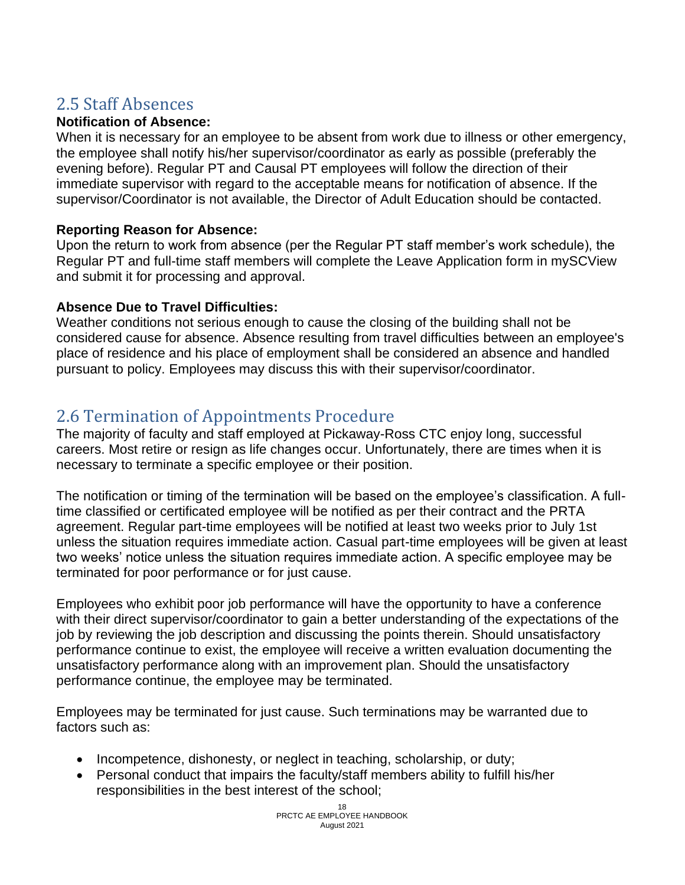## 2.5 Staff Absences

**Notification of Absence:**

When it is necessary for an employee to be absent from work due to illness or other emergency, the employee shall notify his/her supervisor/coordinator as early as possible (preferably the evening before). Regular PT and Causal PT employees will follow the direction of their immediate supervisor with regard to the acceptable means for notification of absence. If the supervisor/Coordinator is not available, the Director of Adult Education should be contacted.

**Reporting Reason for Absence:**

Upon the return to work from absence (per the Regular PT staff member's work schedule), the Regular PT and full-time staff members will complete the Leave Application form in mySCView and submit it for processing and approval.

**Absence Due to Travel Difficulties:**

Weather conditions not serious enough to cause the closing of the building shall not be considered cause for absence. Absence resulting from travel difficulties between an employee's place of residence and his place of employment shall be considered an absence and handled pursuant to policy. Employees may discuss this with their supervisor/coordinator.

## 2.6 Termination of Appointments Procedure

The majority of faculty and staff employed at Pickaway-Ross CTC enjoy long, successful careers. Most retire or resign as life changes occur. Unfortunately, there are times when it is necessary to terminate a specific employee or their position.

The notification or timing of the termination will be based on the employee's classification. A full-time classified or certificated employee will be notified as per their contract and the PRTA agreement. Regular part-time employees will be notified at least two weeks prior to July 1st unless the situation requires immediate action. Casual part-time employees will be given at least two weeks' notice unless the situation requires immediate action. A specific employee may be terminated for poor performance or for just cause.

Employees who exhibit poor job performance will have the opportunity to have a conference with their direct supervisor/coordinator to gain a better understanding of the expectations of the job by reviewing the job description and discussing the points therein. Should unsatisfactory performance continue to exist, the employee will receive a written evaluation documenting the unsatisfactory performance along with an improvement plan. Should the unsatisfactory performance continue, the employee may be terminated.

Employees may be terminated for just cause. Such terminations may be warranted due to factors such as:

- Incompetence, dishonesty, or neglect in teaching, scholarship, or duty;
- Personal conduct that impairs the faculty/staff members ability to fulfill his/her responsibilities in the best interest of the school;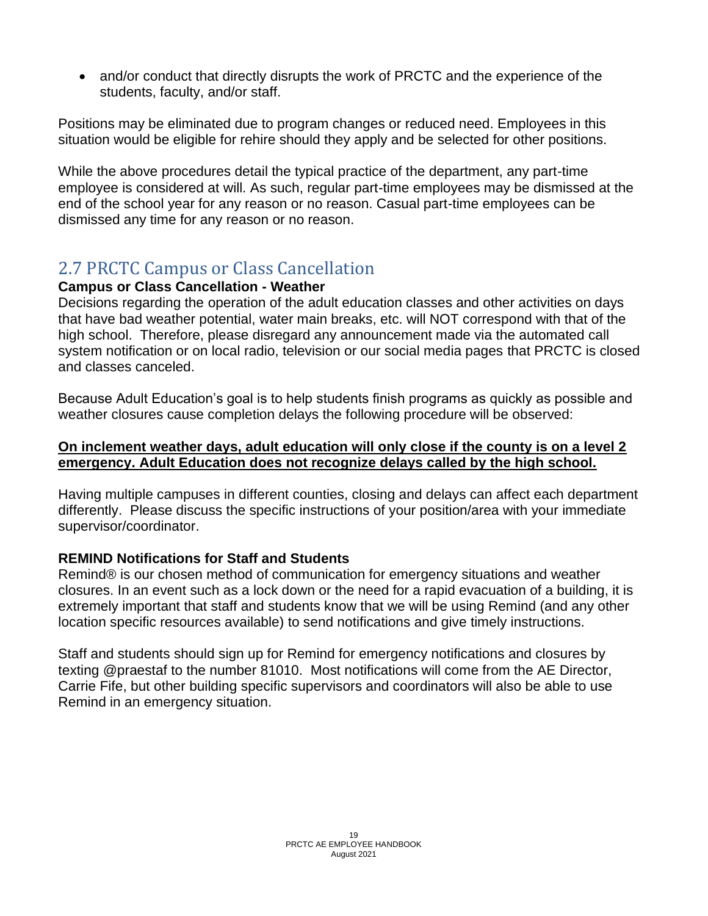- and/or conduct that directly disrupts the work of PRCTC and the experience of the students, faculty, and/or staff.

Positions may be eliminated due to program changes or reduced need. Employees in this situation would be eligible for rehire should they apply and be selected for other positions.

While the above procedures detail the typical practice of the department, any part-time employee is considered at will. As such, regular part-time employees may be dismissed at the end of the school year for any reason or no reason. Casual part-time employees can be dismissed any time for any reason or no reason.

## 2.7 PRCTC Campus or Class Cancellation

**Campus or Class Cancellation - Weather**

Decisions regarding the operation of the adult education classes and other activities on days that have bad weather potential, water main breaks, etc. will NOT correspond with that of the high school. Therefore, please disregard any announcement made via the automated call system notification or on local radio, television or our social media pages that PRCTC is closed and classes canceled.

Because Adult Education's goal is to help students finish programs as quickly as possible and weather closures cause completion delays the following procedure will be observed:

**<u>On inclement weather days, adult education will only close if the county is on a level 2 emergency. Adult Education does not recognize delays called by the high school.</u>**

Having multiple campuses in different counties, closing and delays can affect each department differently. Please discuss the specific instructions of your position/area with your immediate supervisor/coordinator.

**REMIND Notifications for Staff and Students**

Remind® is our chosen method of communication for emergency situations and weather closures. In an event such as a lock down or the need for a rapid evacuation of a building, it is extremely important that staff and students know that we will be using Remind (and any other location specific resources available) to send notifications and give timely instructions.

Staff and students should sign up for Remind for emergency notifications and closures by texting @praestaf to the number 81010. Most notifications will come from the AE Director, Carrie Fife, but other building specific supervisors and coordinators will also be able to use Remind in an emergency situation.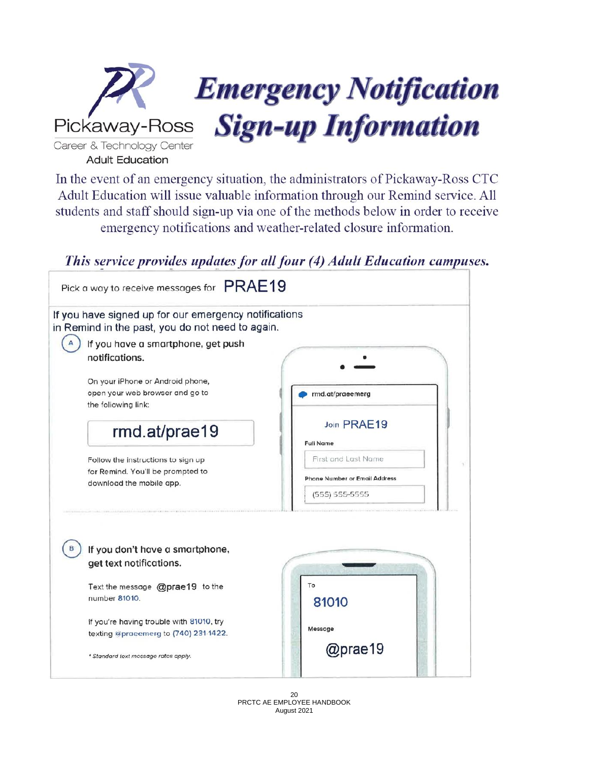Pickaway-Ross
Career & Technology Center
Adult Education

# Emergency Notification Sign-up Information

In the event of an emergency situation, the administrators of Pickaway-Ross CTC Adult Education will issue valuable information through our Remind service. All students and staff should sign-up via one of the methods below in order to receive emergency notifications and weather-related closure information.

***This service provides updates for all four (4) Adult Education campuses.***

Pick a way to receive messages for **PRAE19**

If you have signed up for our emergency notifications in Remind in the past, you do not need to again.

**A) If you have a smartphone, get push notifications.**

On your iPhone or Android phone, open your web browser and go to the following link:

**rmd.at/prae19**

Follow the instructions to sign up for Remind. You'll be prompted to download the mobile app.

rmd.at/praeemerg

Join PRAE19

Full Name

First and Last Name

Phone Number or Email Address

(555) 555-5555

**B) If you don't have a smartphone, get text notifications.**

Text the message **@prae19** to the number 81010.

If you're having trouble with 81010, try texting @praeemerg to (740) 231-1422.

*\* Standard text message rates apply.*

To

81010

Message

@prae19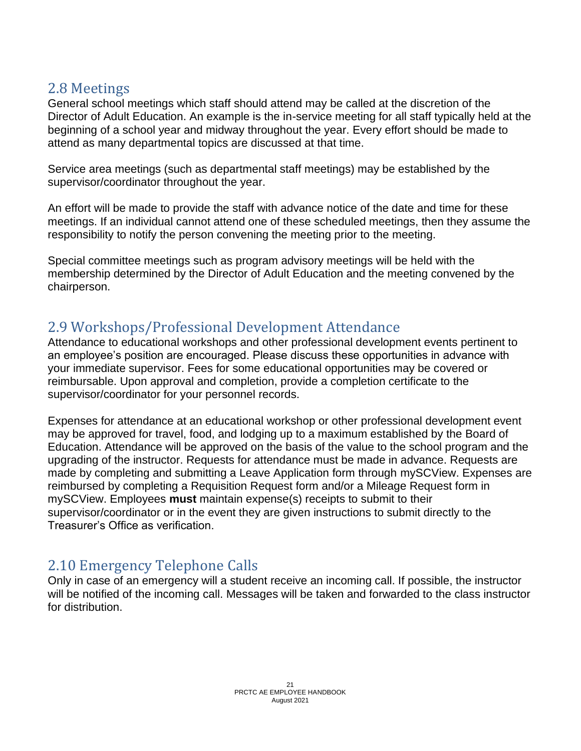## 2.8 Meetings

General school meetings which staff should attend may be called at the discretion of the Director of Adult Education. An example is the in-service meeting for all staff typically held at the beginning of a school year and midway throughout the year. Every effort should be made to attend as many departmental topics are discussed at that time.

Service area meetings (such as departmental staff meetings) may be established by the supervisor/coordinator throughout the year.

An effort will be made to provide the staff with advance notice of the date and time for these meetings. If an individual cannot attend one of these scheduled meetings, then they assume the responsibility to notify the person convening the meeting prior to the meeting.

Special committee meetings such as program advisory meetings will be held with the membership determined by the Director of Adult Education and the meeting convened by the chairperson.

## 2.9 Workshops/Professional Development Attendance

Attendance to educational workshops and other professional development events pertinent to an employee's position are encouraged. Please discuss these opportunities in advance with your immediate supervisor. Fees for some educational opportunities may be covered or reimbursable. Upon approval and completion, provide a completion certificate to the supervisor/coordinator for your personnel records.

Expenses for attendance at an educational workshop or other professional development event may be approved for travel, food, and lodging up to a maximum established by the Board of Education. Attendance will be approved on the basis of the value to the school program and the upgrading of the instructor. Requests for attendance must be made in advance. Requests are made by completing and submitting a Leave Application form through mySCView. Expenses are reimbursed by completing a Requisition Request form and/or a Mileage Request form in mySCView. Employees **must** maintain expense(s) receipts to submit to their supervisor/coordinator or in the event they are given instructions to submit directly to the Treasurer's Office as verification.

## 2.10 Emergency Telephone Calls

Only in case of an emergency will a student receive an incoming call. If possible, the instructor will be notified of the incoming call. Messages will be taken and forwarded to the class instructor for distribution.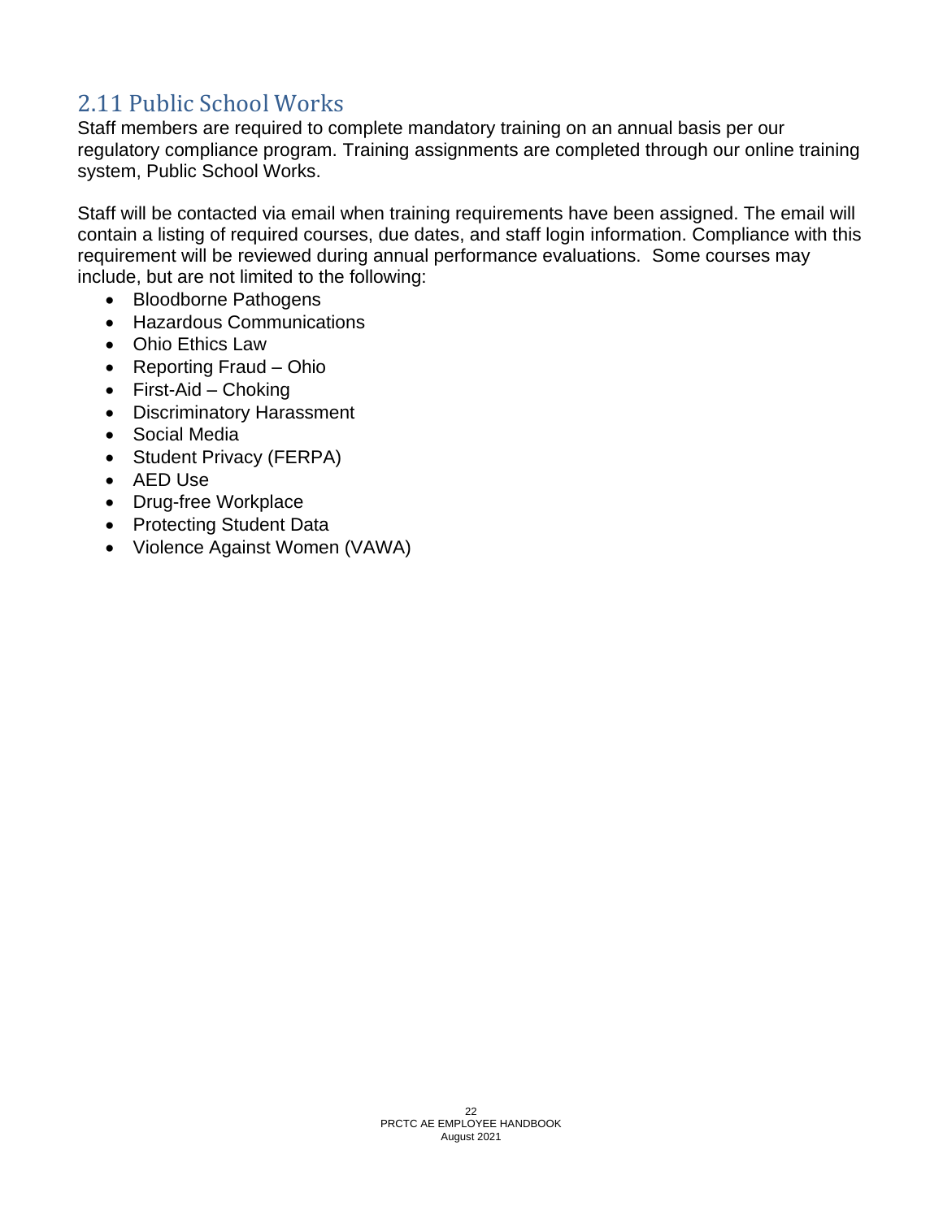## 2.11 Public School Works

Staff members are required to complete mandatory training on an annual basis per our regulatory compliance program. Training assignments are completed through our online training system, Public School Works.

Staff will be contacted via email when training requirements have been assigned. The email will contain a listing of required courses, due dates, and staff login information. Compliance with this requirement will be reviewed during annual performance evaluations. Some courses may include, but are not limited to the following:

- Bloodborne Pathogens
- Hazardous Communications
- Ohio Ethics Law
- Reporting Fraud – Ohio
- First-Aid – Choking
- Discriminatory Harassment
- Social Media
- Student Privacy (FERPA)
- AED Use
- Drug-free Workplace
- Protecting Student Data
- Violence Against Women (VAWA)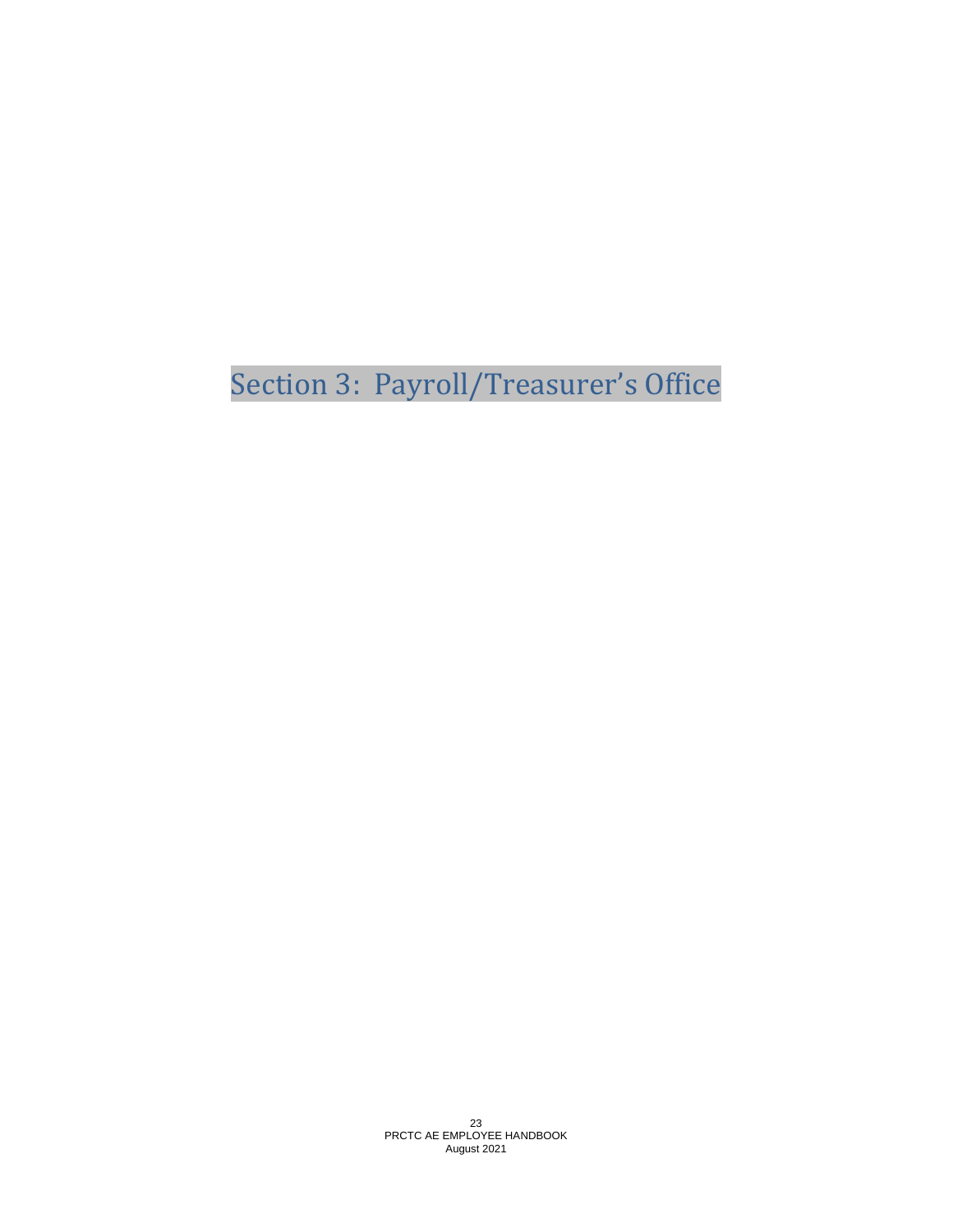# Section 3: Payroll/Treasurer's Office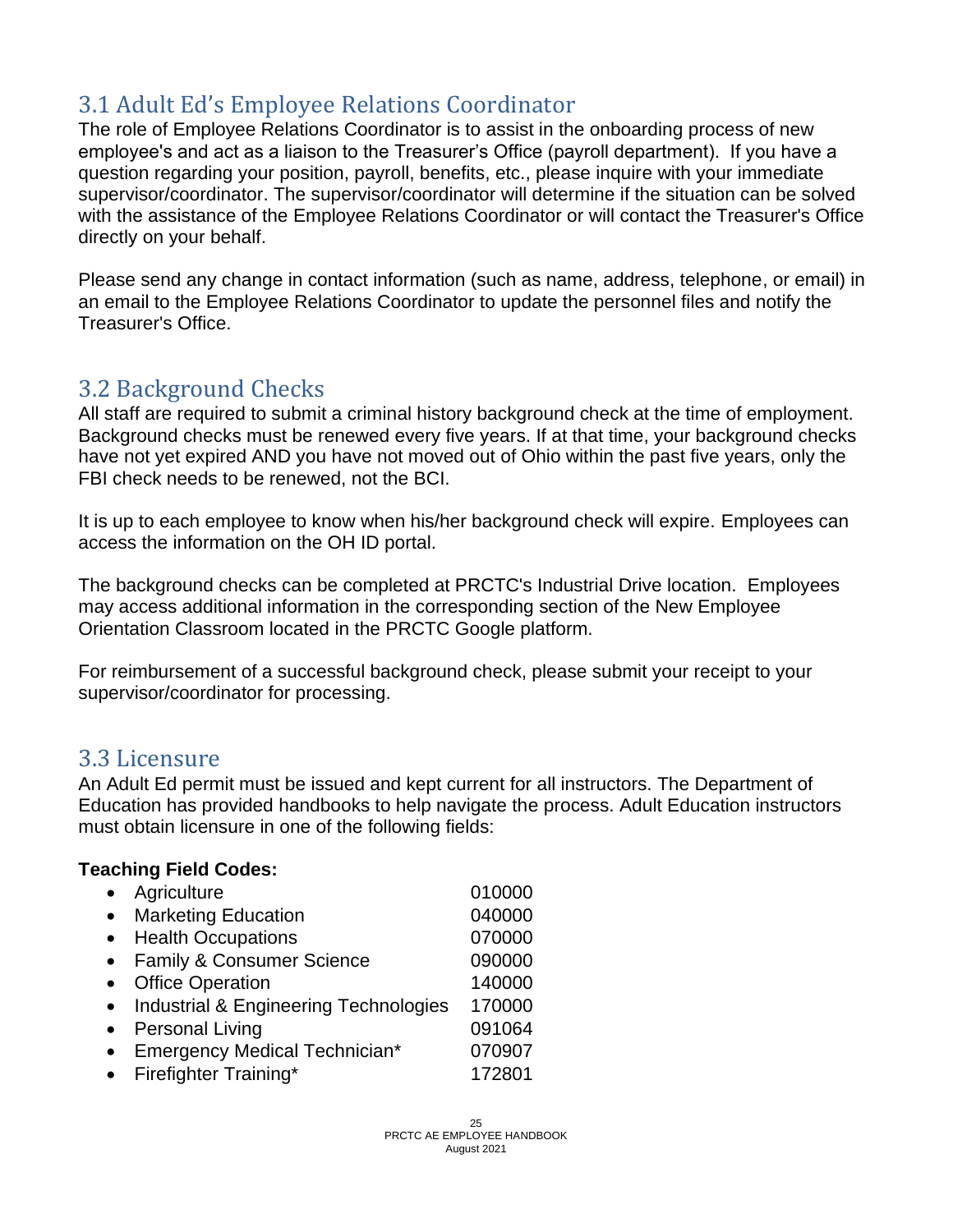## 3.1 Adult Ed's Employee Relations Coordinator

The role of Employee Relations Coordinator is to assist in the onboarding process of new employee's and act as a liaison to the Treasurer's Office (payroll department). If you have a question regarding your position, payroll, benefits, etc., please inquire with your immediate supervisor/coordinator. The supervisor/coordinator will determine if the situation can be solved with the assistance of the Employee Relations Coordinator or will contact the Treasurer's Office directly on your behalf.

Please send any change in contact information (such as name, address, telephone, or email) in an email to the Employee Relations Coordinator to update the personnel files and notify the Treasurer's Office.

## 3.2 Background Checks

All staff are required to submit a criminal history background check at the time of employment. Background checks must be renewed every five years. If at that time, your background checks have not yet expired AND you have not moved out of Ohio within the past five years, only the FBI check needs to be renewed, not the BCI.

It is up to each employee to know when his/her background check will expire. Employees can access the information on the OH ID portal.

The background checks can be completed at PRCTC's Industrial Drive location. Employees may access additional information in the corresponding section of the New Employee Orientation Classroom located in the PRCTC Google platform.

For reimbursement of a successful background check, please submit your receipt to your supervisor/coordinator for processing.

## 3.3 Licensure

An Adult Ed permit must be issued and kept current for all instructors. The Department of Education has provided handbooks to help navigate the process. Adult Education instructors must obtain licensure in one of the following fields:

**Teaching Field Codes:**

- Agriculture 010000
- Marketing Education 040000
- Health Occupations 070000
- Family & Consumer Science 090000
- Office Operation 140000
- Industrial & Engineering Technologies 170000
- Personal Living 091064
- Emergency Medical Technician* 070907
- Firefighter Training* 172801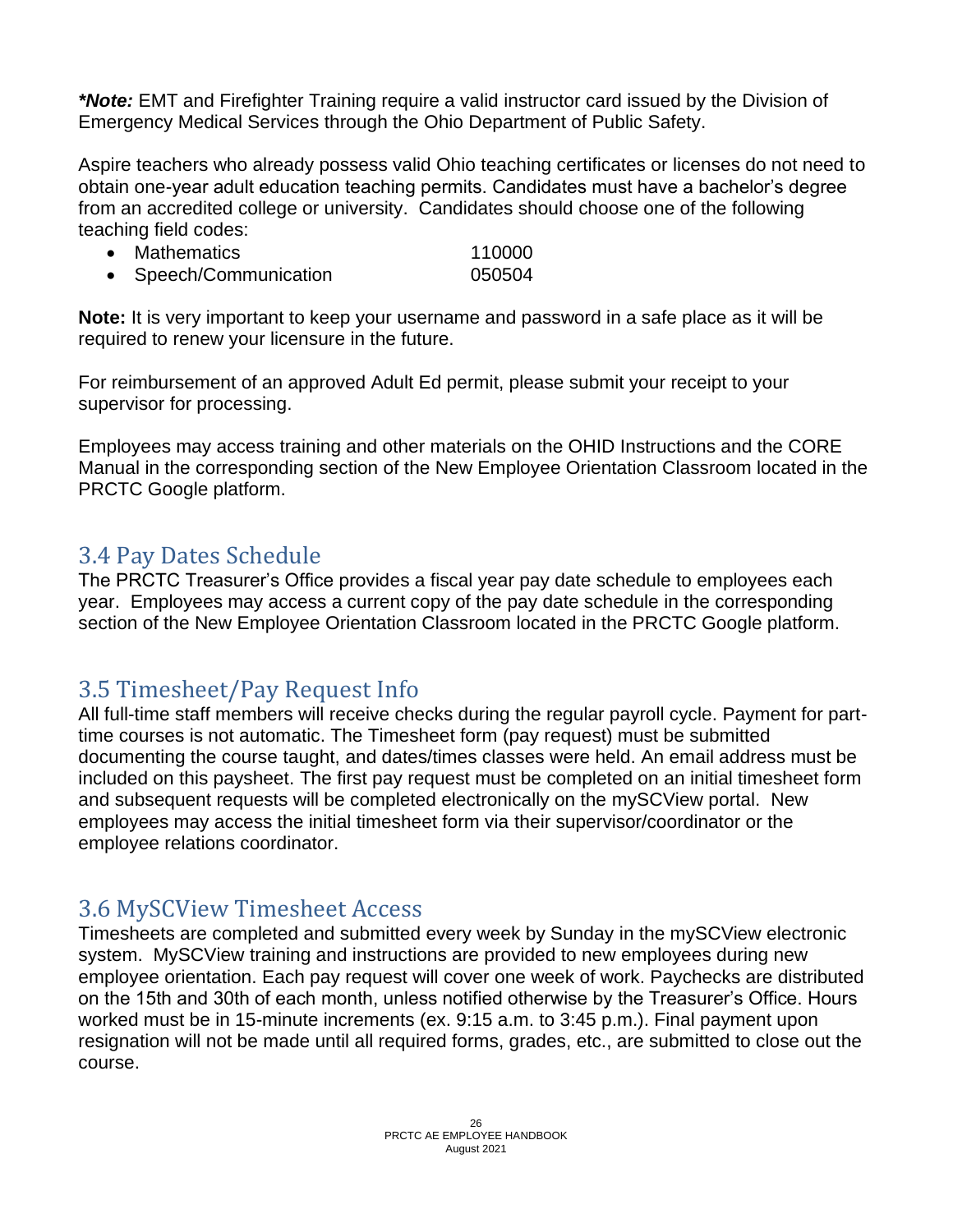***Note:*** EMT and Firefighter Training require a valid instructor card issued by the Division of Emergency Medical Services through the Ohio Department of Public Safety.

Aspire teachers who already possess valid Ohio teaching certificates or licenses do not need to obtain one-year adult education teaching permits. Candidates must have a bachelor's degree from an accredited college or university. Candidates should choose one of the following teaching field codes:

- Mathematics 110000
- Speech/Communication 050504

**Note:** It is very important to keep your username and password in a safe place as it will be required to renew your licensure in the future.

For reimbursement of an approved Adult Ed permit, please submit your receipt to your supervisor for processing.

Employees may access training and other materials on the OHID Instructions and the CORE Manual in the corresponding section of the New Employee Orientation Classroom located in the PRCTC Google platform.

## 3.4 Pay Dates Schedule

The PRCTC Treasurer's Office provides a fiscal year pay date schedule to employees each year. Employees may access a current copy of the pay date schedule in the corresponding section of the New Employee Orientation Classroom located in the PRCTC Google platform.

## 3.5 Timesheet/Pay Request Info

All full-time staff members will receive checks during the regular payroll cycle. Payment for part-time courses is not automatic. The Timesheet form (pay request) must be submitted documenting the course taught, and dates/times classes were held. An email address must be included on this paysheet. The first pay request must be completed on an initial timesheet form and subsequent requests will be completed electronically on the mySCView portal. New employees may access the initial timesheet form via their supervisor/coordinator or the employee relations coordinator.

## 3.6 MySCView Timesheet Access

Timesheets are completed and submitted every week by Sunday in the mySCView electronic system. MySCView training and instructions are provided to new employees during new employee orientation. Each pay request will cover one week of work. Paychecks are distributed on the 15th and 30th of each month, unless notified otherwise by the Treasurer's Office. Hours worked must be in 15-minute increments (ex. 9:15 a.m. to 3:45 p.m.). Final payment upon resignation will not be made until all required forms, grades, etc., are submitted to close out the course.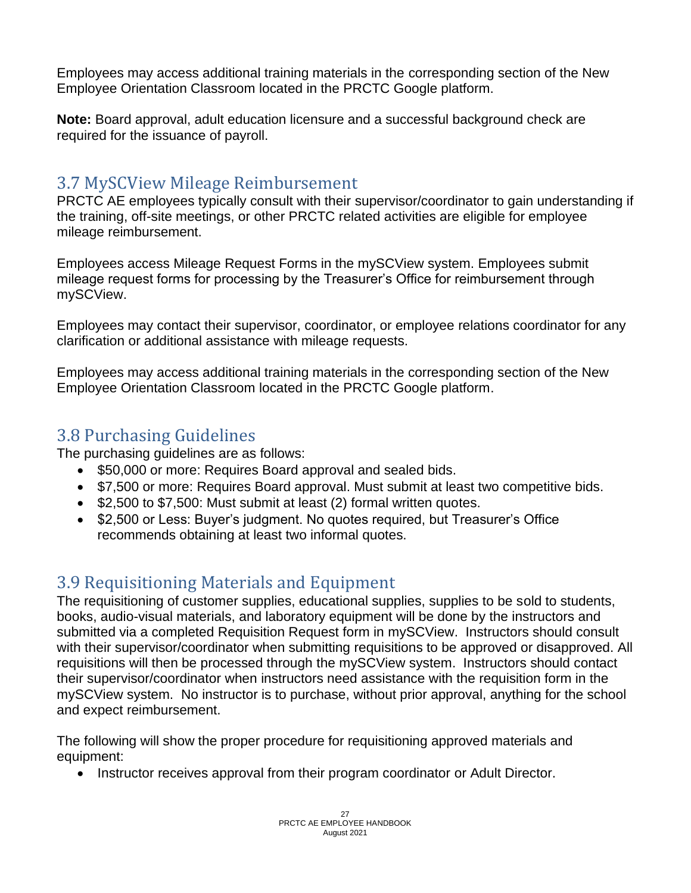Employees may access additional training materials in the corresponding section of the New Employee Orientation Classroom located in the PRCTC Google platform.

**Note:** Board approval, adult education licensure and a successful background check are required for the issuance of payroll.

## 3.7 MySCView Mileage Reimbursement

PRCTC AE employees typically consult with their supervisor/coordinator to gain understanding if the training, off-site meetings, or other PRCTC related activities are eligible for employee mileage reimbursement.

Employees access Mileage Request Forms in the mySCView system. Employees submit mileage request forms for processing by the Treasurer's Office for reimbursement through mySCView.

Employees may contact their supervisor, coordinator, or employee relations coordinator for any clarification or additional assistance with mileage requests.

Employees may access additional training materials in the corresponding section of the New Employee Orientation Classroom located in the PRCTC Google platform.

## 3.8 Purchasing Guidelines

The purchasing guidelines are as follows:

- $50,000 or more: Requires Board approval and sealed bids.
- $7,500 or more: Requires Board approval. Must submit at least two competitive bids.
- $2,500 to $7,500: Must submit at least (2) formal written quotes.
- $2,500 or Less: Buyer's judgment. No quotes required, but Treasurer's Office recommends obtaining at least two informal quotes.

## 3.9 Requisitioning Materials and Equipment

The requisitioning of customer supplies, educational supplies, supplies to be sold to students, books, audio-visual materials, and laboratory equipment will be done by the instructors and submitted via a completed Requisition Request form in mySCView. Instructors should consult with their supervisor/coordinator when submitting requisitions to be approved or disapproved. All requisitions will then be processed through the mySCView system. Instructors should contact their supervisor/coordinator when instructors need assistance with the requisition form in the mySCView system. No instructor is to purchase, without prior approval, anything for the school and expect reimbursement.

The following will show the proper procedure for requisitioning approved materials and equipment:

- Instructor receives approval from their program coordinator or Adult Director.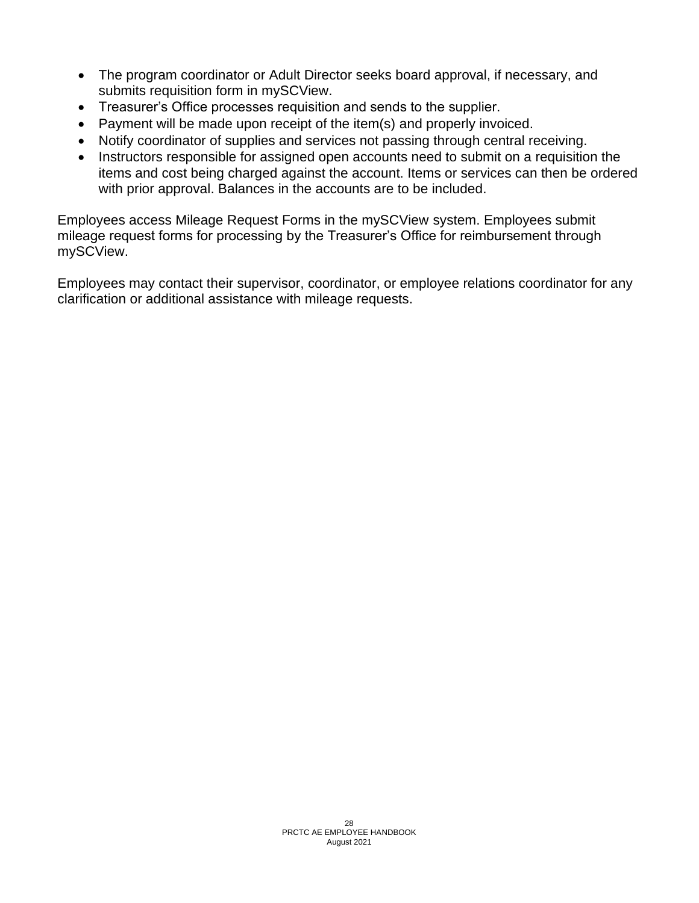- The program coordinator or Adult Director seeks board approval, if necessary, and submits requisition form in mySCView.
- Treasurer's Office processes requisition and sends to the supplier.
- Payment will be made upon receipt of the item(s) and properly invoiced.
- Notify coordinator of supplies and services not passing through central receiving.
- Instructors responsible for assigned open accounts need to submit on a requisition the items and cost being charged against the account. Items or services can then be ordered with prior approval. Balances in the accounts are to be included.

Employees access Mileage Request Forms in the mySCView system. Employees submit mileage request forms for processing by the Treasurer's Office for reimbursement through mySCView.

Employees may contact their supervisor, coordinator, or employee relations coordinator for any clarification or additional assistance with mileage requests.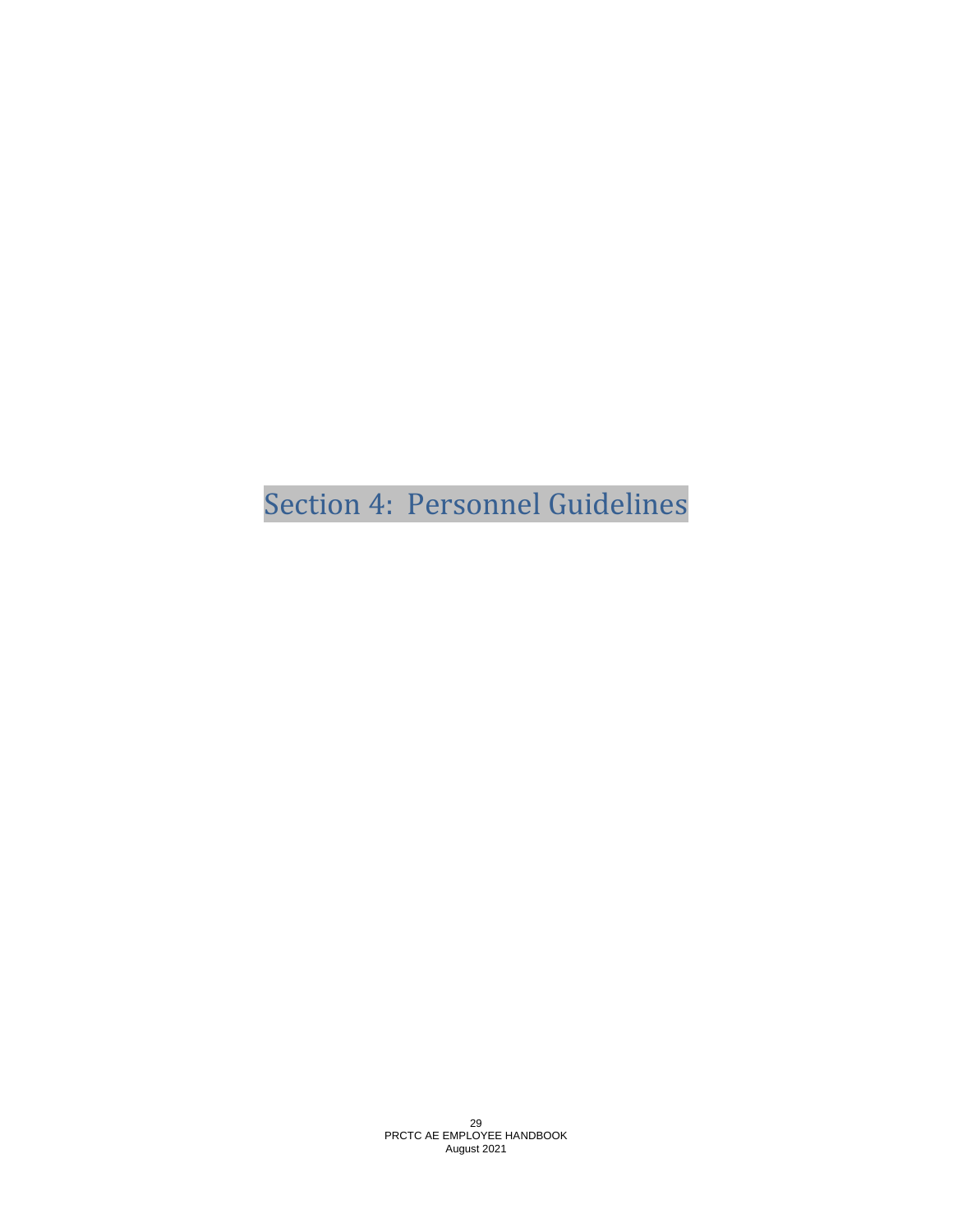# Section 4:  Personnel Guidelines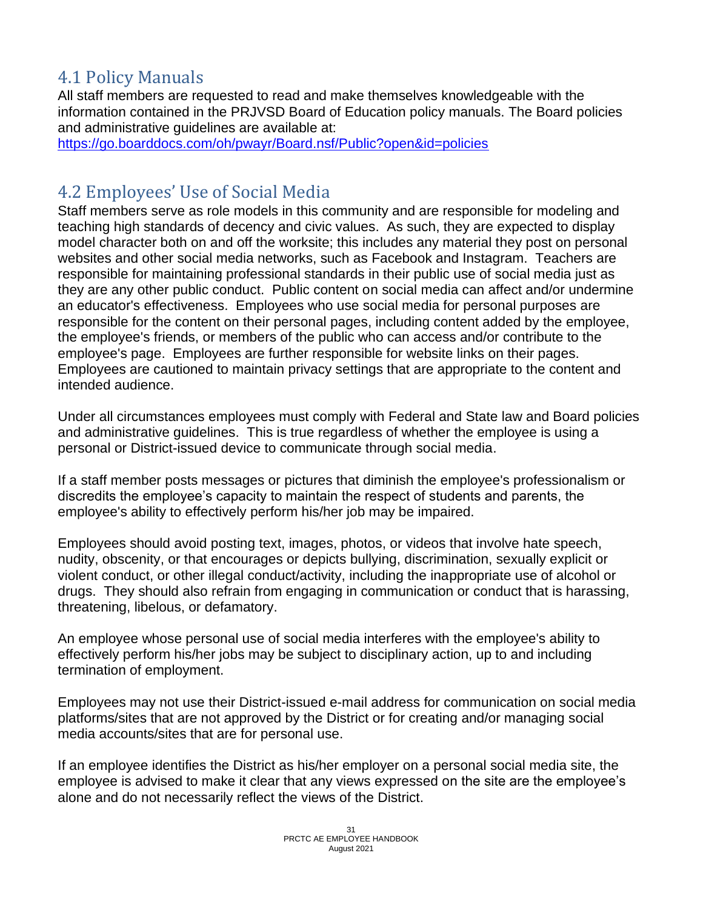## 4.1 Policy Manuals

All staff members are requested to read and make themselves knowledgeable with the information contained in the PRJVSD Board of Education policy manuals. The Board policies and administrative guidelines are available at: https://go.boarddocs.com/oh/pwayr/Board.nsf/Public?open&id=policies

## 4.2 Employees' Use of Social Media

Staff members serve as role models in this community and are responsible for modeling and teaching high standards of decency and civic values. As such, they are expected to display model character both on and off the worksite; this includes any material they post on personal websites and other social media networks, such as Facebook and Instagram. Teachers are responsible for maintaining professional standards in their public use of social media just as they are any other public conduct. Public content on social media can affect and/or undermine an educator's effectiveness. Employees who use social media for personal purposes are responsible for the content on their personal pages, including content added by the employee, the employee's friends, or members of the public who can access and/or contribute to the employee's page. Employees are further responsible for website links on their pages. Employees are cautioned to maintain privacy settings that are appropriate to the content and intended audience.

Under all circumstances employees must comply with Federal and State law and Board policies and administrative guidelines. This is true regardless of whether the employee is using a personal or District-issued device to communicate through social media.

If a staff member posts messages or pictures that diminish the employee's professionalism or discredits the employee's capacity to maintain the respect of students and parents, the employee's ability to effectively perform his/her job may be impaired.

Employees should avoid posting text, images, photos, or videos that involve hate speech, nudity, obscenity, or that encourages or depicts bullying, discrimination, sexually explicit or violent conduct, or other illegal conduct/activity, including the inappropriate use of alcohol or drugs. They should also refrain from engaging in communication or conduct that is harassing, threatening, libelous, or defamatory.

An employee whose personal use of social media interferes with the employee's ability to effectively perform his/her jobs may be subject to disciplinary action, up to and including termination of employment.

Employees may not use their District-issued e-mail address for communication on social media platforms/sites that are not approved by the District or for creating and/or managing social media accounts/sites that are for personal use.

If an employee identifies the District as his/her employer on a personal social media site, the employee is advised to make it clear that any views expressed on the site are the employee's alone and do not necessarily reflect the views of the District.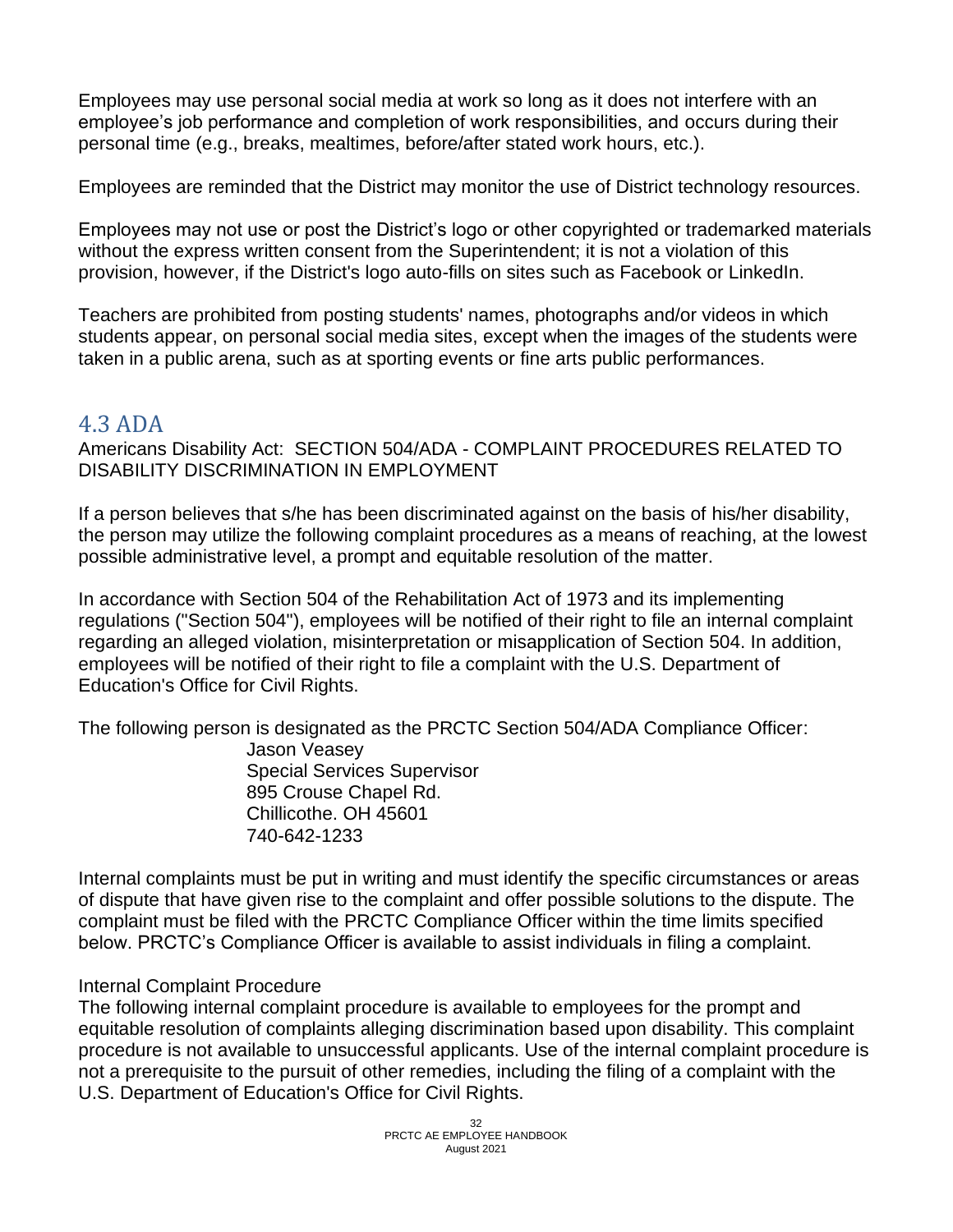Employees may use personal social media at work so long as it does not interfere with an employee's job performance and completion of work responsibilities, and occurs during their personal time (e.g., breaks, mealtimes, before/after stated work hours, etc.).

Employees are reminded that the District may monitor the use of District technology resources.

Employees may not use or post the District's logo or other copyrighted or trademarked materials without the express written consent from the Superintendent; it is not a violation of this provision, however, if the District's logo auto-fills on sites such as Facebook or LinkedIn.

Teachers are prohibited from posting students' names, photographs and/or videos in which students appear, on personal social media sites, except when the images of the students were taken in a public arena, such as at sporting events or fine arts public performances.

## 4.3 ADA

Americans Disability Act: SECTION 504/ADA - COMPLAINT PROCEDURES RELATED TO DISABILITY DISCRIMINATION IN EMPLOYMENT

If a person believes that s/he has been discriminated against on the basis of his/her disability, the person may utilize the following complaint procedures as a means of reaching, at the lowest possible administrative level, a prompt and equitable resolution of the matter.

In accordance with Section 504 of the Rehabilitation Act of 1973 and its implementing regulations ("Section 504"), employees will be notified of their right to file an internal complaint regarding an alleged violation, misinterpretation or misapplication of Section 504. In addition, employees will be notified of their right to file a complaint with the U.S. Department of Education's Office for Civil Rights.

The following person is designated as the PRCTC Section 504/ADA Compliance Officer:

Jason Veasey  
Special Services Supervisor  
895 Crouse Chapel Rd.  
Chillicothe. OH 45601  
740-642-1233

Internal complaints must be put in writing and must identify the specific circumstances or areas of dispute that have given rise to the complaint and offer possible solutions to the dispute. The complaint must be filed with the PRCTC Compliance Officer within the time limits specified below. PRCTC's Compliance Officer is available to assist individuals in filing a complaint.

Internal Complaint Procedure

The following internal complaint procedure is available to employees for the prompt and equitable resolution of complaints alleging discrimination based upon disability. This complaint procedure is not available to unsuccessful applicants. Use of the internal complaint procedure is not a prerequisite to the pursuit of other remedies, including the filing of a complaint with the U.S. Department of Education's Office for Civil Rights.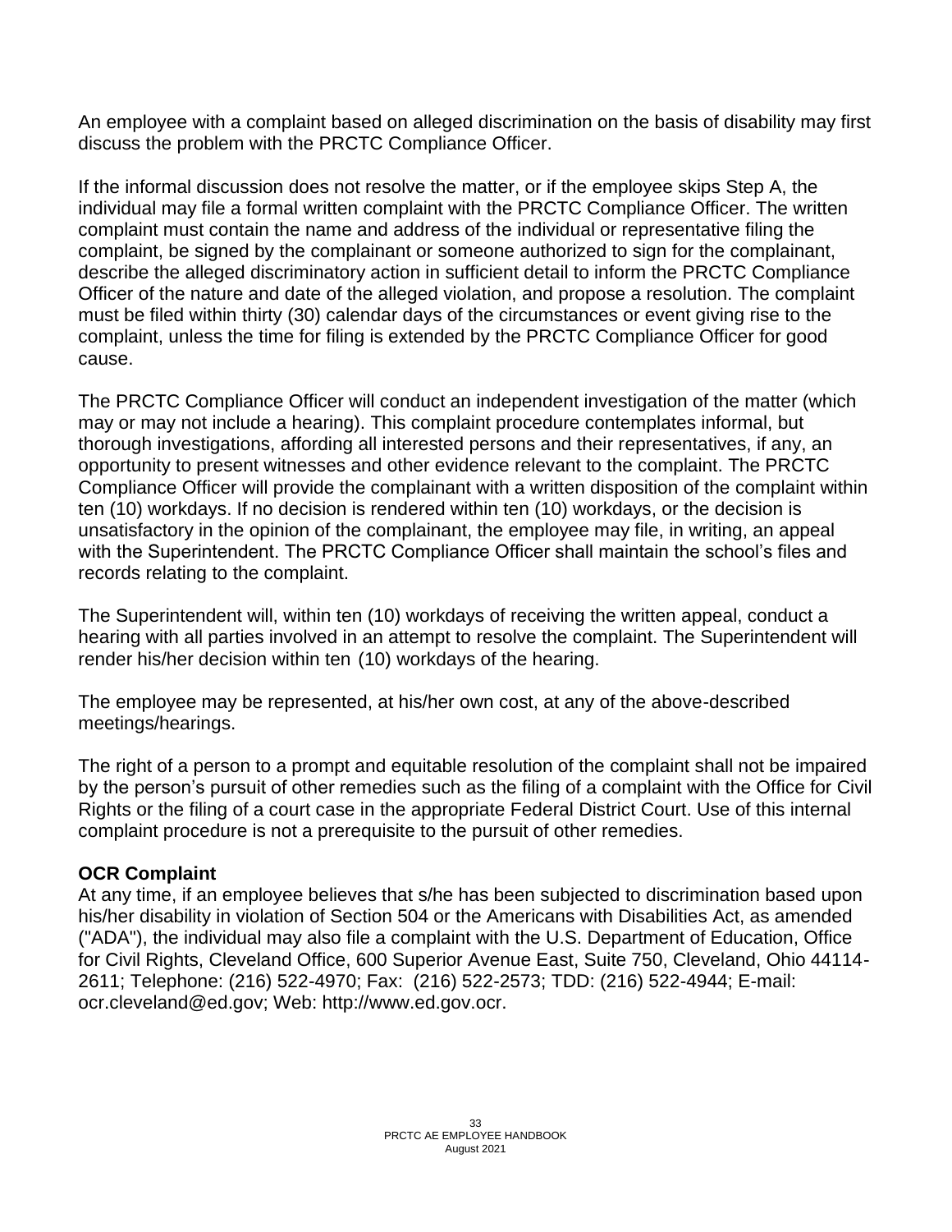An employee with a complaint based on alleged discrimination on the basis of disability may first discuss the problem with the PRCTC Compliance Officer.

If the informal discussion does not resolve the matter, or if the employee skips Step A, the individual may file a formal written complaint with the PRCTC Compliance Officer. The written complaint must contain the name and address of the individual or representative filing the complaint, be signed by the complainant or someone authorized to sign for the complainant, describe the alleged discriminatory action in sufficient detail to inform the PRCTC Compliance Officer of the nature and date of the alleged violation, and propose a resolution. The complaint must be filed within thirty (30) calendar days of the circumstances or event giving rise to the complaint, unless the time for filing is extended by the PRCTC Compliance Officer for good cause.

The PRCTC Compliance Officer will conduct an independent investigation of the matter (which may or may not include a hearing). This complaint procedure contemplates informal, but thorough investigations, affording all interested persons and their representatives, if any, an opportunity to present witnesses and other evidence relevant to the complaint. The PRCTC Compliance Officer will provide the complainant with a written disposition of the complaint within ten (10) workdays. If no decision is rendered within ten (10) workdays, or the decision is unsatisfactory in the opinion of the complainant, the employee may file, in writing, an appeal with the Superintendent. The PRCTC Compliance Officer shall maintain the school's files and records relating to the complaint.

The Superintendent will, within ten (10) workdays of receiving the written appeal, conduct a hearing with all parties involved in an attempt to resolve the complaint. The Superintendent will render his/her decision within ten (10) workdays of the hearing.

The employee may be represented, at his/her own cost, at any of the above-described meetings/hearings.

The right of a person to a prompt and equitable resolution of the complaint shall not be impaired by the person's pursuit of other remedies such as the filing of a complaint with the Office for Civil Rights or the filing of a court case in the appropriate Federal District Court. Use of this internal complaint procedure is not a prerequisite to the pursuit of other remedies.

**OCR Complaint**

At any time, if an employee believes that s/he has been subjected to discrimination based upon his/her disability in violation of Section 504 or the Americans with Disabilities Act, as amended ("ADA"), the individual may also file a complaint with the U.S. Department of Education, Office for Civil Rights, Cleveland Office, 600 Superior Avenue East, Suite 750, Cleveland, Ohio 44114-2611; Telephone: (216) 522-4970; Fax: (216) 522-2573; TDD: (216) 522-4944; E-mail: ocr.cleveland@ed.gov; Web: http://www.ed.gov.ocr.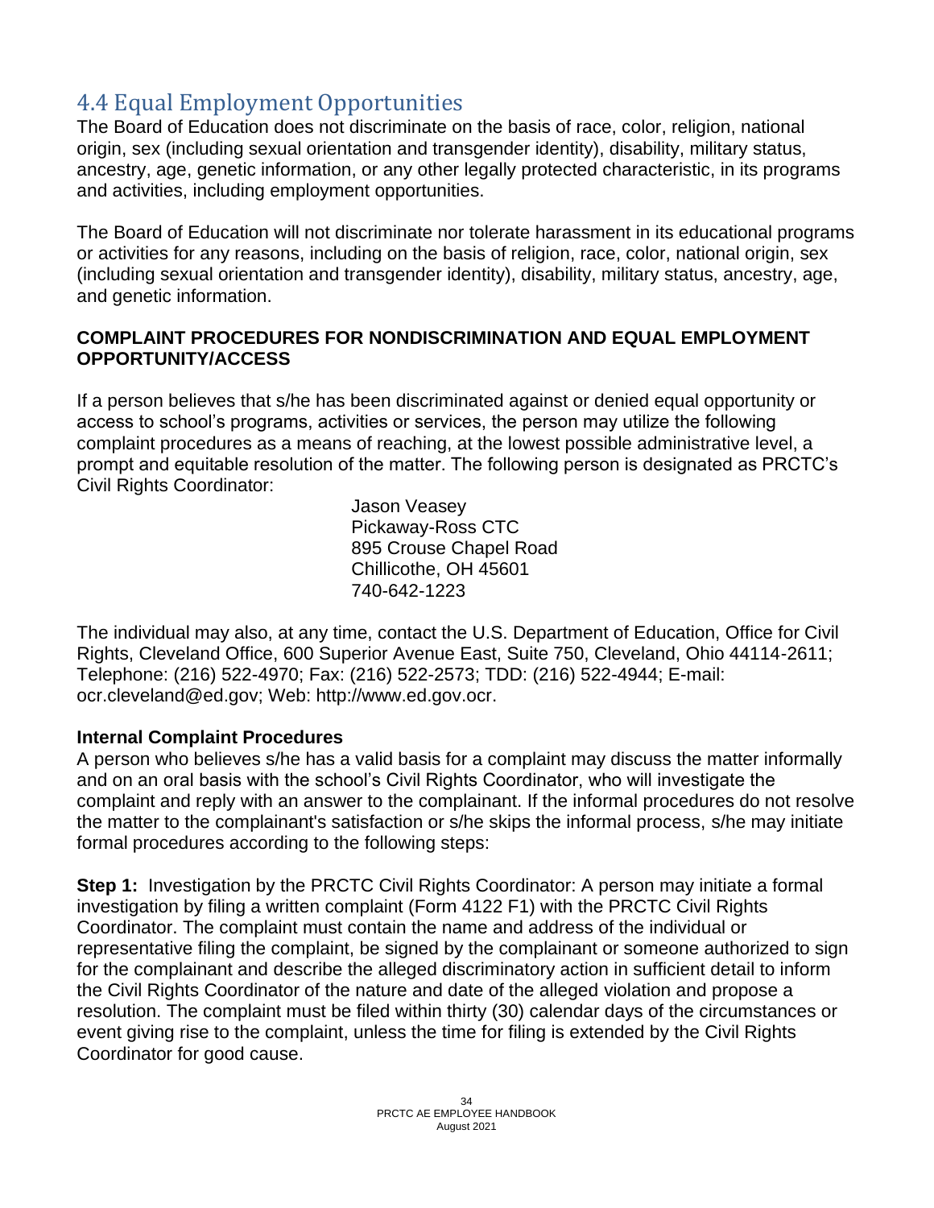## 4.4 Equal Employment Opportunities

The Board of Education does not discriminate on the basis of race, color, religion, national origin, sex (including sexual orientation and transgender identity), disability, military status, ancestry, age, genetic information, or any other legally protected characteristic, in its programs and activities, including employment opportunities.

The Board of Education will not discriminate nor tolerate harassment in its educational programs or activities for any reasons, including on the basis of religion, race, color, national origin, sex (including sexual orientation and transgender identity), disability, military status, ancestry, age, and genetic information.

**COMPLAINT PROCEDURES FOR NONDISCRIMINATION AND EQUAL EMPLOYMENT OPPORTUNITY/ACCESS**

If a person believes that s/he has been discriminated against or denied equal opportunity or access to school's programs, activities or services, the person may utilize the following complaint procedures as a means of reaching, at the lowest possible administrative level, a prompt and equitable resolution of the matter. The following person is designated as PRCTC's Civil Rights Coordinator:

Jason Veasey
Pickaway-Ross CTC
895 Crouse Chapel Road
Chillicothe, OH 45601
740-642-1223

The individual may also, at any time, contact the U.S. Department of Education, Office for Civil Rights, Cleveland Office, 600 Superior Avenue East, Suite 750, Cleveland, Ohio 44114-2611; Telephone: (216) 522-4970; Fax: (216) 522-2573; TDD: (216) 522-4944; E-mail: ocr.cleveland@ed.gov; Web: http://www.ed.gov.ocr.

**Internal Complaint Procedures**

A person who believes s/he has a valid basis for a complaint may discuss the matter informally and on an oral basis with the school's Civil Rights Coordinator, who will investigate the complaint and reply with an answer to the complainant. If the informal procedures do not resolve the matter to the complainant's satisfaction or s/he skips the informal process, s/he may initiate formal procedures according to the following steps:

**Step 1:** Investigation by the PRCTC Civil Rights Coordinator: A person may initiate a formal investigation by filing a written complaint (Form 4122 F1) with the PRCTC Civil Rights Coordinator. The complaint must contain the name and address of the individual or representative filing the complaint, be signed by the complainant or someone authorized to sign for the complainant and describe the alleged discriminatory action in sufficient detail to inform the Civil Rights Coordinator of the nature and date of the alleged violation and propose a resolution. The complaint must be filed within thirty (30) calendar days of the circumstances or event giving rise to the complaint, unless the time for filing is extended by the Civil Rights Coordinator for good cause.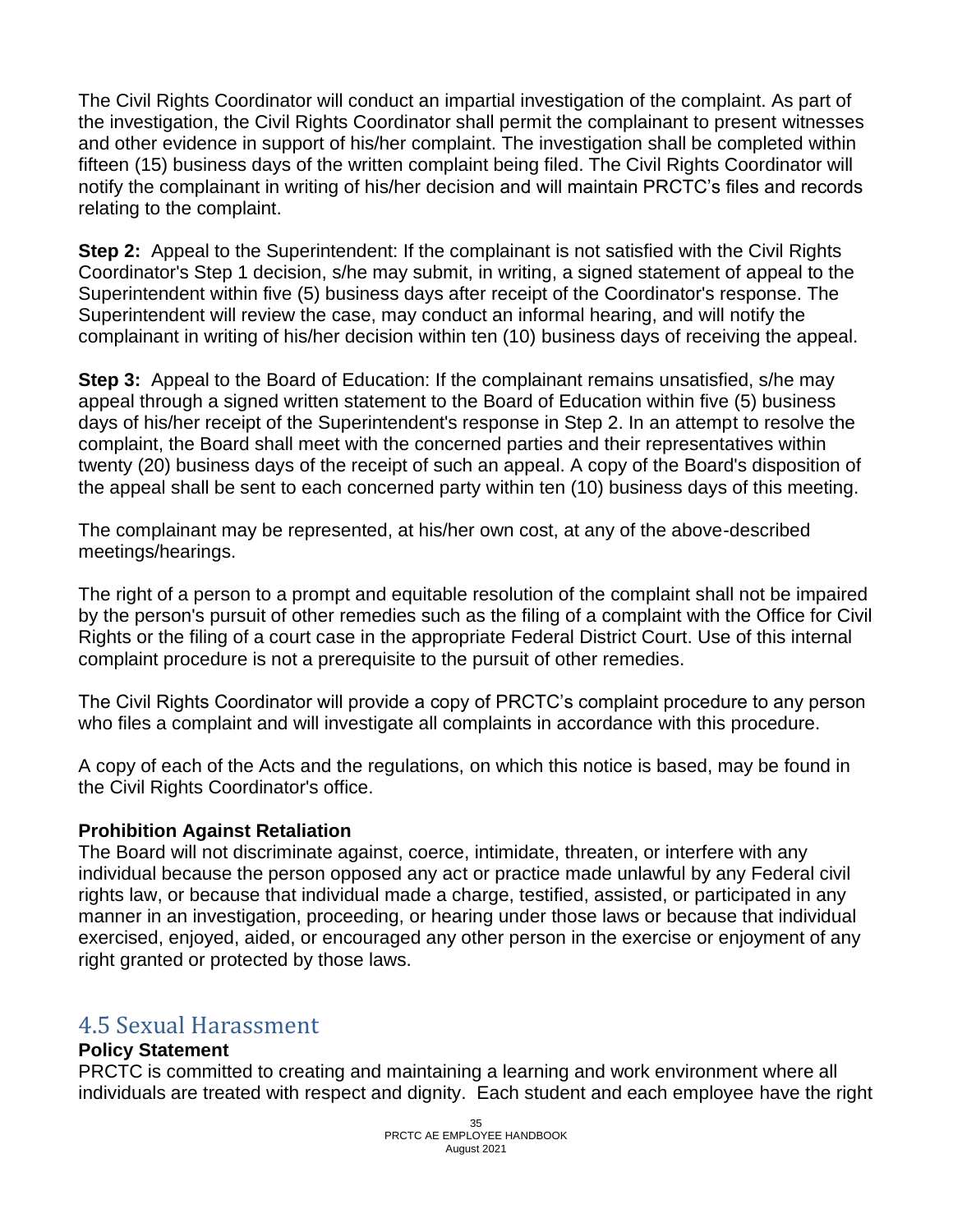The Civil Rights Coordinator will conduct an impartial investigation of the complaint. As part of the investigation, the Civil Rights Coordinator shall permit the complainant to present witnesses and other evidence in support of his/her complaint. The investigation shall be completed within fifteen (15) business days of the written complaint being filed. The Civil Rights Coordinator will notify the complainant in writing of his/her decision and will maintain PRCTC's files and records relating to the complaint.

**Step 2:** Appeal to the Superintendent: If the complainant is not satisfied with the Civil Rights Coordinator's Step 1 decision, s/he may submit, in writing, a signed statement of appeal to the Superintendent within five (5) business days after receipt of the Coordinator's response. The Superintendent will review the case, may conduct an informal hearing, and will notify the complainant in writing of his/her decision within ten (10) business days of receiving the appeal.

**Step 3:** Appeal to the Board of Education: If the complainant remains unsatisfied, s/he may appeal through a signed written statement to the Board of Education within five (5) business days of his/her receipt of the Superintendent's response in Step 2. In an attempt to resolve the complaint, the Board shall meet with the concerned parties and their representatives within twenty (20) business days of the receipt of such an appeal. A copy of the Board's disposition of the appeal shall be sent to each concerned party within ten (10) business days of this meeting.

The complainant may be represented, at his/her own cost, at any of the above-described meetings/hearings.

The right of a person to a prompt and equitable resolution of the complaint shall not be impaired by the person's pursuit of other remedies such as the filing of a complaint with the Office for Civil Rights or the filing of a court case in the appropriate Federal District Court. Use of this internal complaint procedure is not a prerequisite to the pursuit of other remedies.

The Civil Rights Coordinator will provide a copy of PRCTC's complaint procedure to any person who files a complaint and will investigate all complaints in accordance with this procedure.

A copy of each of the Acts and the regulations, on which this notice is based, may be found in the Civil Rights Coordinator's office.

**Prohibition Against Retaliation**

The Board will not discriminate against, coerce, intimidate, threaten, or interfere with any individual because the person opposed any act or practice made unlawful by any Federal civil rights law, or because that individual made a charge, testified, assisted, or participated in any manner in an investigation, proceeding, or hearing under those laws or because that individual exercised, enjoyed, aided, or encouraged any other person in the exercise or enjoyment of any right granted or protected by those laws.

## 4.5 Sexual Harassment

**Policy Statement**

PRCTC is committed to creating and maintaining a learning and work environment where all individuals are treated with respect and dignity. Each student and each employee have the right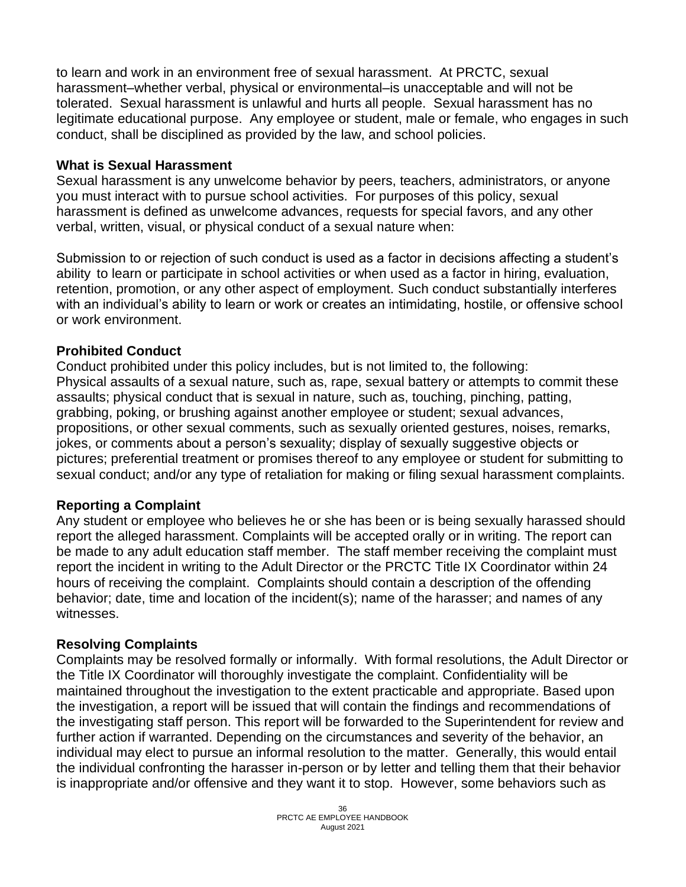to learn and work in an environment free of sexual harassment. At PRCTC, sexual harassment–whether verbal, physical or environmental–is unacceptable and will not be tolerated. Sexual harassment is unlawful and hurts all people. Sexual harassment has no legitimate educational purpose. Any employee or student, male or female, who engages in such conduct, shall be disciplined as provided by the law, and school policies.

**What is Sexual Harassment**

Sexual harassment is any unwelcome behavior by peers, teachers, administrators, or anyone you must interact with to pursue school activities. For purposes of this policy, sexual harassment is defined as unwelcome advances, requests for special favors, and any other verbal, written, visual, or physical conduct of a sexual nature when:

Submission to or rejection of such conduct is used as a factor in decisions affecting a student's ability to learn or participate in school activities or when used as a factor in hiring, evaluation, retention, promotion, or any other aspect of employment. Such conduct substantially interferes with an individual's ability to learn or work or creates an intimidating, hostile, or offensive school or work environment.

**Prohibited Conduct**

Conduct prohibited under this policy includes, but is not limited to, the following: Physical assaults of a sexual nature, such as, rape, sexual battery or attempts to commit these assaults; physical conduct that is sexual in nature, such as, touching, pinching, patting, grabbing, poking, or brushing against another employee or student; sexual advances, propositions, or other sexual comments, such as sexually oriented gestures, noises, remarks, jokes, or comments about a person's sexuality; display of sexually suggestive objects or pictures; preferential treatment or promises thereof to any employee or student for submitting to sexual conduct; and/or any type of retaliation for making or filing sexual harassment complaints.

**Reporting a Complaint**

Any student or employee who believes he or she has been or is being sexually harassed should report the alleged harassment. Complaints will be accepted orally or in writing. The report can be made to any adult education staff member. The staff member receiving the complaint must report the incident in writing to the Adult Director or the PRCTC Title IX Coordinator within 24 hours of receiving the complaint. Complaints should contain a description of the offending behavior; date, time and location of the incident(s); name of the harasser; and names of any witnesses.

**Resolving Complaints**

Complaints may be resolved formally or informally. With formal resolutions, the Adult Director or the Title IX Coordinator will thoroughly investigate the complaint. Confidentiality will be maintained throughout the investigation to the extent practicable and appropriate. Based upon the investigation, a report will be issued that will contain the findings and recommendations of the investigating staff person. This report will be forwarded to the Superintendent for review and further action if warranted. Depending on the circumstances and severity of the behavior, an individual may elect to pursue an informal resolution to the matter. Generally, this would entail the individual confronting the harasser in-person or by letter and telling them that their behavior is inappropriate and/or offensive and they want it to stop. However, some behaviors such as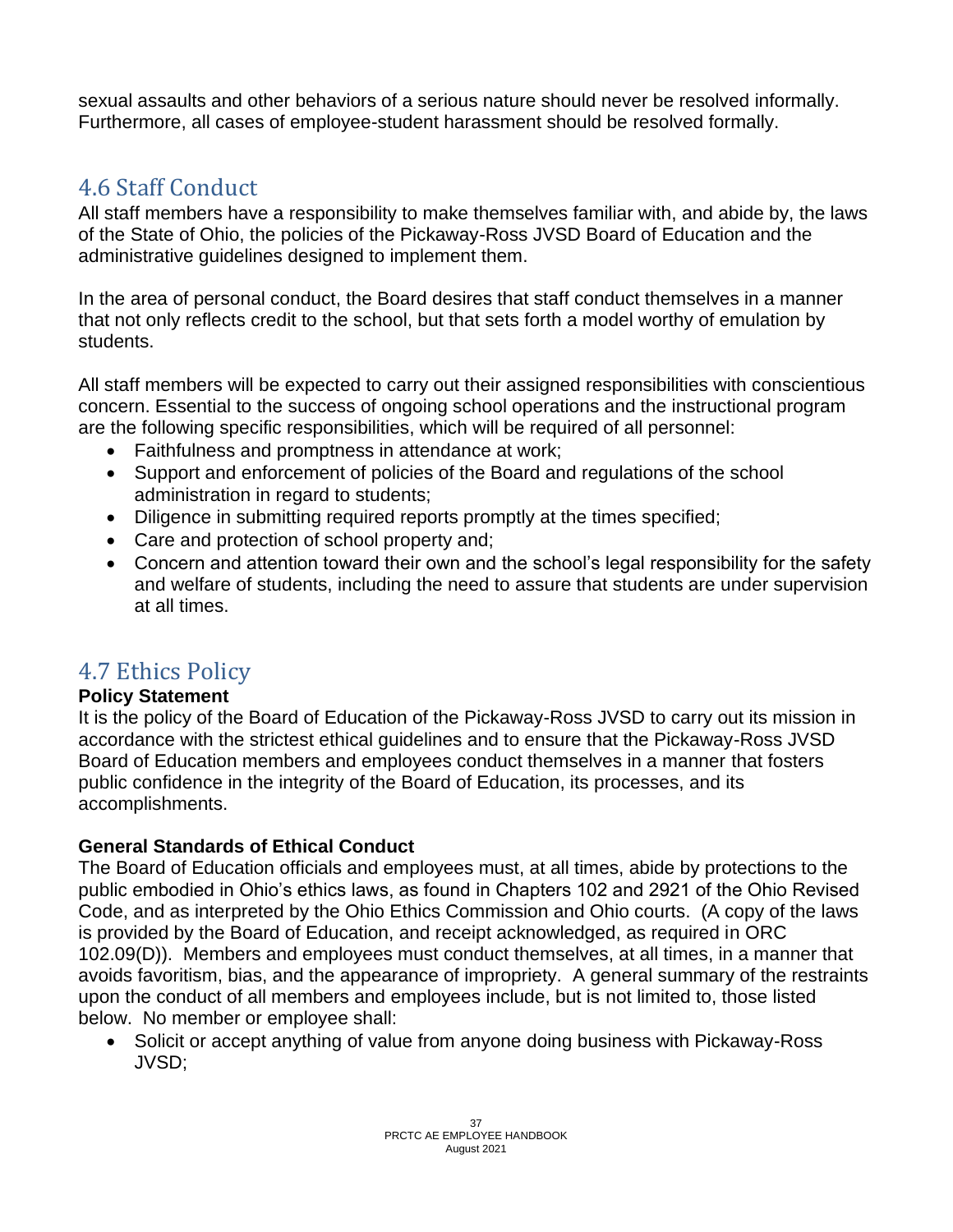sexual assaults and other behaviors of a serious nature should never be resolved informally. Furthermore, all cases of employee-student harassment should be resolved formally.

## 4.6 Staff Conduct

All staff members have a responsibility to make themselves familiar with, and abide by, the laws of the State of Ohio, the policies of the Pickaway-Ross JVSD Board of Education and the administrative guidelines designed to implement them.

In the area of personal conduct, the Board desires that staff conduct themselves in a manner that not only reflects credit to the school, but that sets forth a model worthy of emulation by students.

All staff members will be expected to carry out their assigned responsibilities with conscientious concern. Essential to the success of ongoing school operations and the instructional program are the following specific responsibilities, which will be required of all personnel:

- Faithfulness and promptness in attendance at work;
- Support and enforcement of policies of the Board and regulations of the school administration in regard to students;
- Diligence in submitting required reports promptly at the times specified;
- Care and protection of school property and;
- Concern and attention toward their own and the school's legal responsibility for the safety and welfare of students, including the need to assure that students are under supervision at all times.

## 4.7 Ethics Policy

**Policy Statement**

It is the policy of the Board of Education of the Pickaway-Ross JVSD to carry out its mission in accordance with the strictest ethical guidelines and to ensure that the Pickaway-Ross JVSD Board of Education members and employees conduct themselves in a manner that fosters public confidence in the integrity of the Board of Education, its processes, and its accomplishments.

**General Standards of Ethical Conduct**

The Board of Education officials and employees must, at all times, abide by protections to the public embodied in Ohio's ethics laws, as found in Chapters 102 and 2921 of the Ohio Revised Code, and as interpreted by the Ohio Ethics Commission and Ohio courts. (A copy of the laws is provided by the Board of Education, and receipt acknowledged, as required in ORC 102.09(D)). Members and employees must conduct themselves, at all times, in a manner that avoids favoritism, bias, and the appearance of impropriety. A general summary of the restraints upon the conduct of all members and employees include, but is not limited to, those listed below. No member or employee shall:

- Solicit or accept anything of value from anyone doing business with Pickaway-Ross JVSD;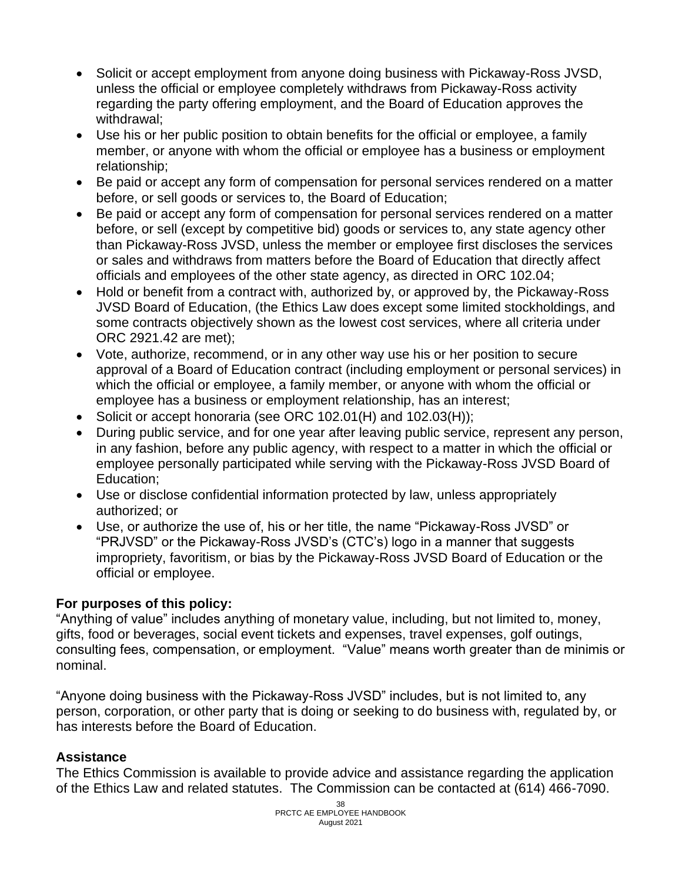- Solicit or accept employment from anyone doing business with Pickaway-Ross JVSD, unless the official or employee completely withdraws from Pickaway-Ross activity regarding the party offering employment, and the Board of Education approves the withdrawal;
- Use his or her public position to obtain benefits for the official or employee, a family member, or anyone with whom the official or employee has a business or employment relationship;
- Be paid or accept any form of compensation for personal services rendered on a matter before, or sell goods or services to, the Board of Education;
- Be paid or accept any form of compensation for personal services rendered on a matter before, or sell (except by competitive bid) goods or services to, any state agency other than Pickaway-Ross JVSD, unless the member or employee first discloses the services or sales and withdraws from matters before the Board of Education that directly affect officials and employees of the other state agency, as directed in ORC 102.04;
- Hold or benefit from a contract with, authorized by, or approved by, the Pickaway-Ross JVSD Board of Education, (the Ethics Law does except some limited stockholdings, and some contracts objectively shown as the lowest cost services, where all criteria under ORC 2921.42 are met);
- Vote, authorize, recommend, or in any other way use his or her position to secure approval of a Board of Education contract (including employment or personal services) in which the official or employee, a family member, or anyone with whom the official or employee has a business or employment relationship, has an interest;
- Solicit or accept honoraria (see ORC 102.01(H) and 102.03(H));
- During public service, and for one year after leaving public service, represent any person, in any fashion, before any public agency, with respect to a matter in which the official or employee personally participated while serving with the Pickaway-Ross JVSD Board of Education;
- Use or disclose confidential information protected by law, unless appropriately authorized; or
- Use, or authorize the use of, his or her title, the name "Pickaway-Ross JVSD" or "PRJVSD" or the Pickaway-Ross JVSD's (CTC's) logo in a manner that suggests impropriety, favoritism, or bias by the Pickaway-Ross JVSD Board of Education or the official or employee.

**For purposes of this policy:**

"Anything of value" includes anything of monetary value, including, but not limited to, money, gifts, food or beverages, social event tickets and expenses, travel expenses, golf outings, consulting fees, compensation, or employment. "Value" means worth greater than de minimis or nominal.

"Anyone doing business with the Pickaway-Ross JVSD" includes, but is not limited to, any person, corporation, or other party that is doing or seeking to do business with, regulated by, or has interests before the Board of Education.

**Assistance**

The Ethics Commission is available to provide advice and assistance regarding the application of the Ethics Law and related statutes. The Commission can be contacted at (614) 466-7090.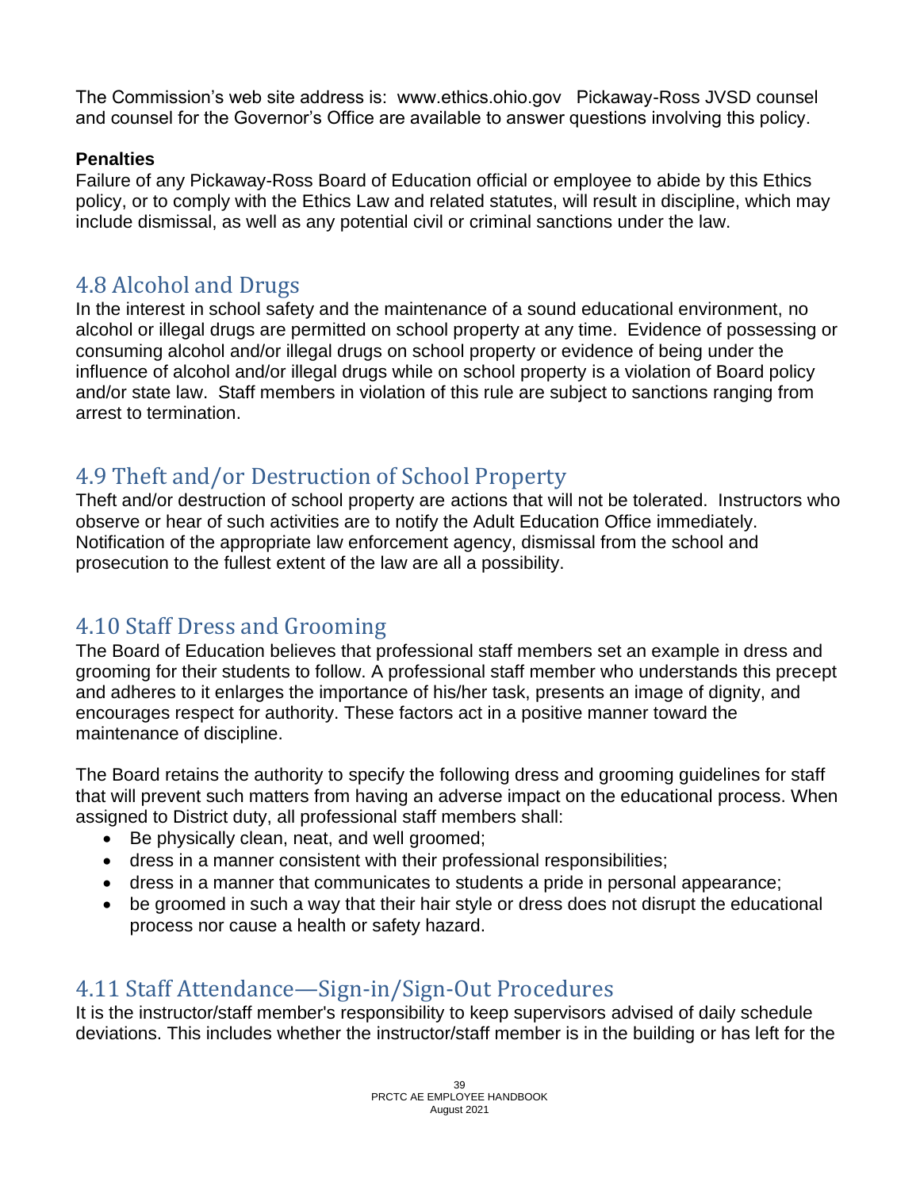The Commission's web site address is: www.ethics.ohio.gov Pickaway-Ross JVSD counsel and counsel for the Governor's Office are available to answer questions involving this policy.

**Penalties**

Failure of any Pickaway-Ross Board of Education official or employee to abide by this Ethics policy, or to comply with the Ethics Law and related statutes, will result in discipline, which may include dismissal, as well as any potential civil or criminal sanctions under the law.

## 4.8 Alcohol and Drugs

In the interest in school safety and the maintenance of a sound educational environment, no alcohol or illegal drugs are permitted on school property at any time. Evidence of possessing or consuming alcohol and/or illegal drugs on school property or evidence of being under the influence of alcohol and/or illegal drugs while on school property is a violation of Board policy and/or state law. Staff members in violation of this rule are subject to sanctions ranging from arrest to termination.

## 4.9 Theft and/or Destruction of School Property

Theft and/or destruction of school property are actions that will not be tolerated. Instructors who observe or hear of such activities are to notify the Adult Education Office immediately. Notification of the appropriate law enforcement agency, dismissal from the school and prosecution to the fullest extent of the law are all a possibility.

## 4.10 Staff Dress and Grooming

The Board of Education believes that professional staff members set an example in dress and grooming for their students to follow. A professional staff member who understands this precept and adheres to it enlarges the importance of his/her task, presents an image of dignity, and encourages respect for authority. These factors act in a positive manner toward the maintenance of discipline.

The Board retains the authority to specify the following dress and grooming guidelines for staff that will prevent such matters from having an adverse impact on the educational process. When assigned to District duty, all professional staff members shall:

- Be physically clean, neat, and well groomed;
- dress in a manner consistent with their professional responsibilities;
- dress in a manner that communicates to students a pride in personal appearance;
- be groomed in such a way that their hair style or dress does not disrupt the educational process nor cause a health or safety hazard.

## 4.11 Staff Attendance—Sign-in/Sign-Out Procedures

It is the instructor/staff member's responsibility to keep supervisors advised of daily schedule deviations. This includes whether the instructor/staff member is in the building or has left for the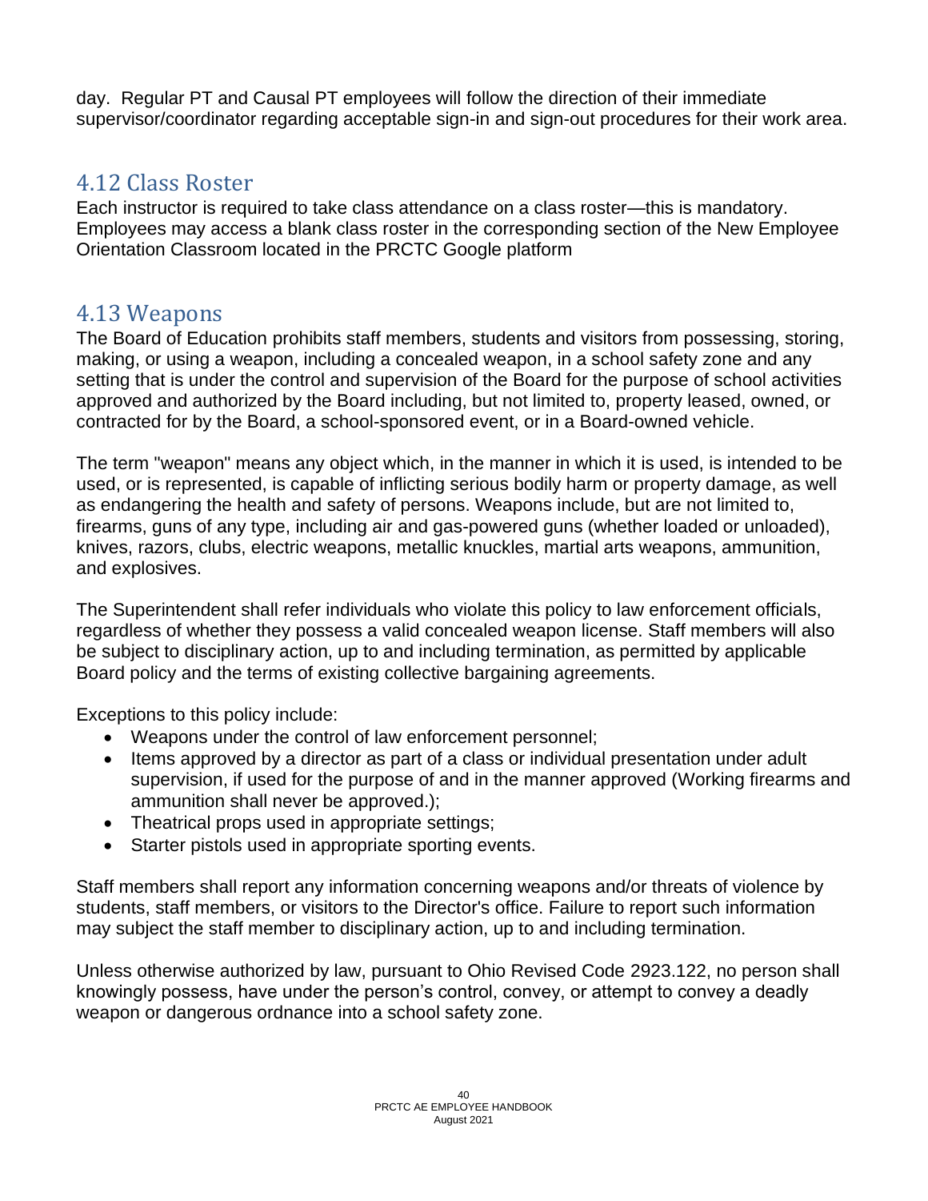day. Regular PT and Causal PT employees will follow the direction of their immediate supervisor/coordinator regarding acceptable sign-in and sign-out procedures for their work area.

## 4.12 Class Roster

Each instructor is required to take class attendance on a class roster—this is mandatory. Employees may access a blank class roster in the corresponding section of the New Employee Orientation Classroom located in the PRCTC Google platform

## 4.13 Weapons

The Board of Education prohibits staff members, students and visitors from possessing, storing, making, or using a weapon, including a concealed weapon, in a school safety zone and any setting that is under the control and supervision of the Board for the purpose of school activities approved and authorized by the Board including, but not limited to, property leased, owned, or contracted for by the Board, a school-sponsored event, or in a Board-owned vehicle.

The term "weapon" means any object which, in the manner in which it is used, is intended to be used, or is represented, is capable of inflicting serious bodily harm or property damage, as well as endangering the health and safety of persons. Weapons include, but are not limited to, firearms, guns of any type, including air and gas-powered guns (whether loaded or unloaded), knives, razors, clubs, electric weapons, metallic knuckles, martial arts weapons, ammunition, and explosives.

The Superintendent shall refer individuals who violate this policy to law enforcement officials, regardless of whether they possess a valid concealed weapon license. Staff members will also be subject to disciplinary action, up to and including termination, as permitted by applicable Board policy and the terms of existing collective bargaining agreements.

Exceptions to this policy include:

- Weapons under the control of law enforcement personnel;
- Items approved by a director as part of a class or individual presentation under adult supervision, if used for the purpose of and in the manner approved (Working firearms and ammunition shall never be approved.);
- Theatrical props used in appropriate settings;
- Starter pistols used in appropriate sporting events.

Staff members shall report any information concerning weapons and/or threats of violence by students, staff members, or visitors to the Director's office. Failure to report such information may subject the staff member to disciplinary action, up to and including termination.

Unless otherwise authorized by law, pursuant to Ohio Revised Code 2923.122, no person shall knowingly possess, have under the person's control, convey, or attempt to convey a deadly weapon or dangerous ordnance into a school safety zone.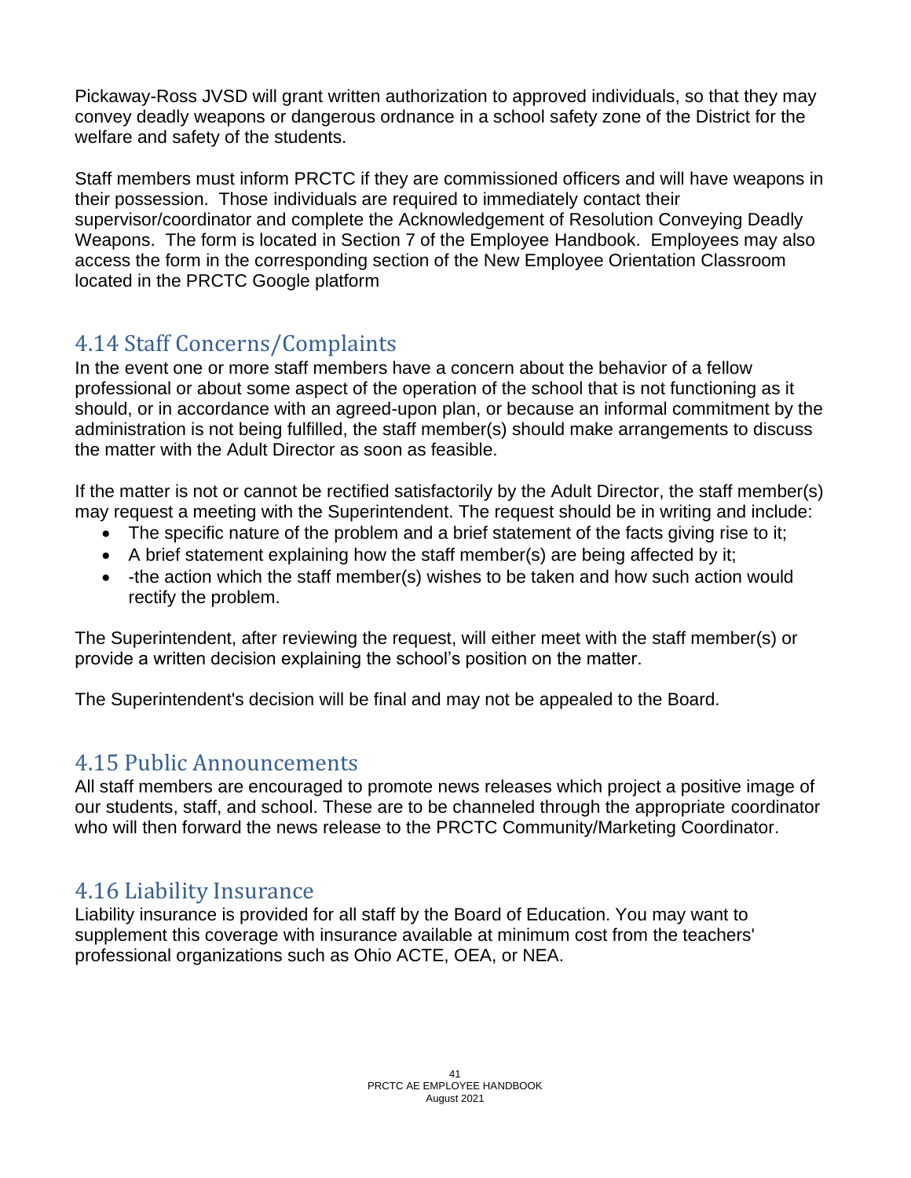Pickaway-Ross JVSD will grant written authorization to approved individuals, so that they may convey deadly weapons or dangerous ordnance in a school safety zone of the District for the welfare and safety of the students.

Staff members must inform PRCTC if they are commissioned officers and will have weapons in their possession. Those individuals are required to immediately contact their supervisor/coordinator and complete the Acknowledgement of Resolution Conveying Deadly Weapons. The form is located in Section 7 of the Employee Handbook. Employees may also access the form in the corresponding section of the New Employee Orientation Classroom located in the PRCTC Google platform

## 4.14 Staff Concerns/Complaints

In the event one or more staff members have a concern about the behavior of a fellow professional or about some aspect of the operation of the school that is not functioning as it should, or in accordance with an agreed-upon plan, or because an informal commitment by the administration is not being fulfilled, the staff member(s) should make arrangements to discuss the matter with the Adult Director as soon as feasible.

If the matter is not or cannot be rectified satisfactorily by the Adult Director, the staff member(s) may request a meeting with the Superintendent. The request should be in writing and include:

- The specific nature of the problem and a brief statement of the facts giving rise to it;
- A brief statement explaining how the staff member(s) are being affected by it;
- -the action which the staff member(s) wishes to be taken and how such action would rectify the problem.

The Superintendent, after reviewing the request, will either meet with the staff member(s) or provide a written decision explaining the school's position on the matter.

The Superintendent's decision will be final and may not be appealed to the Board.

## 4.15 Public Announcements

All staff members are encouraged to promote news releases which project a positive image of our students, staff, and school. These are to be channeled through the appropriate coordinator who will then forward the news release to the PRCTC Community/Marketing Coordinator.

## 4.16 Liability Insurance

Liability insurance is provided for all staff by the Board of Education. You may want to supplement this coverage with insurance available at minimum cost from the teachers' professional organizations such as Ohio ACTE, OEA, or NEA.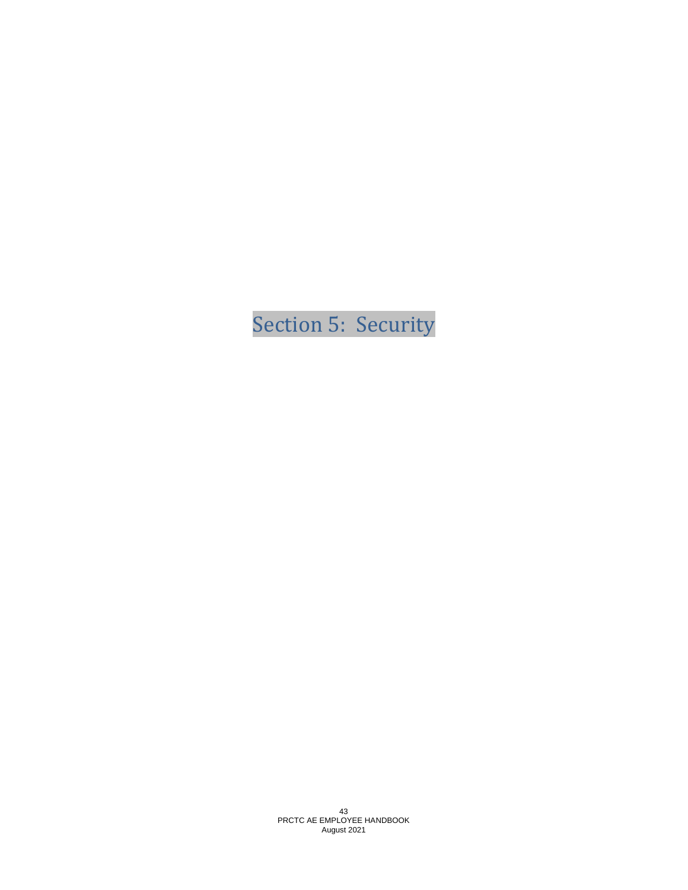# Section 5: Security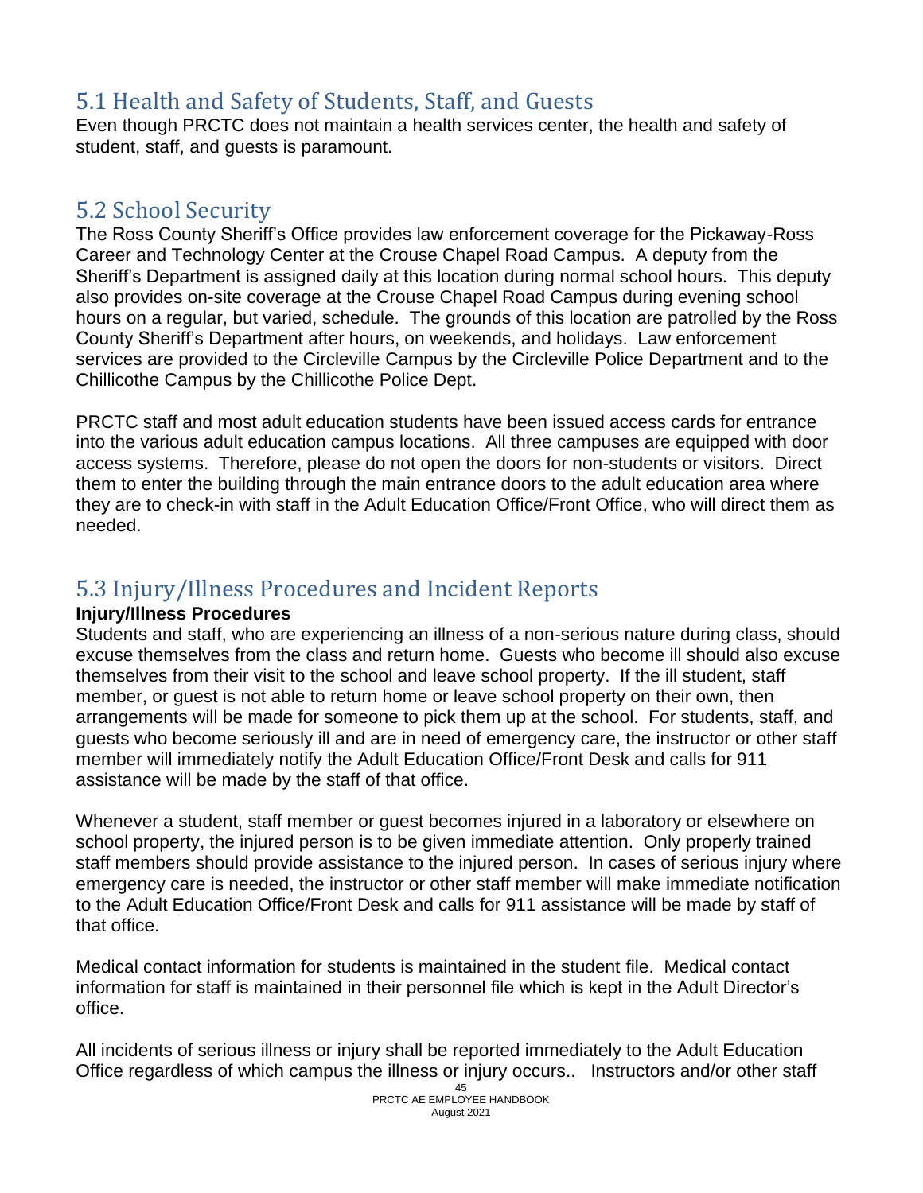## 5.1 Health and Safety of Students, Staff, and Guests

Even though PRCTC does not maintain a health services center, the health and safety of student, staff, and guests is paramount.

## 5.2 School Security

The Ross County Sheriff's Office provides law enforcement coverage for the Pickaway-Ross Career and Technology Center at the Crouse Chapel Road Campus. A deputy from the Sheriff's Department is assigned daily at this location during normal school hours. This deputy also provides on-site coverage at the Crouse Chapel Road Campus during evening school hours on a regular, but varied, schedule. The grounds of this location are patrolled by the Ross County Sheriff's Department after hours, on weekends, and holidays. Law enforcement services are provided to the Circleville Campus by the Circleville Police Department and to the Chillicothe Campus by the Chillicothe Police Dept.

PRCTC staff and most adult education students have been issued access cards for entrance into the various adult education campus locations. All three campuses are equipped with door access systems. Therefore, please do not open the doors for non-students or visitors. Direct them to enter the building through the main entrance doors to the adult education area where they are to check-in with staff in the Adult Education Office/Front Office, who will direct them as needed.

## 5.3 Injury/Illness Procedures and Incident Reports

**Injury/Illness Procedures**

Students and staff, who are experiencing an illness of a non-serious nature during class, should excuse themselves from the class and return home. Guests who become ill should also excuse themselves from their visit to the school and leave school property. If the ill student, staff member, or guest is not able to return home or leave school property on their own, then arrangements will be made for someone to pick them up at the school. For students, staff, and guests who become seriously ill and are in need of emergency care, the instructor or other staff member will immediately notify the Adult Education Office/Front Desk and calls for 911 assistance will be made by the staff of that office.

Whenever a student, staff member or guest becomes injured in a laboratory or elsewhere on school property, the injured person is to be given immediate attention. Only properly trained staff members should provide assistance to the injured person. In cases of serious injury where emergency care is needed, the instructor or other staff member will make immediate notification to the Adult Education Office/Front Desk and calls for 911 assistance will be made by staff of that office.

Medical contact information for students is maintained in the student file. Medical contact information for staff is maintained in their personnel file which is kept in the Adult Director's office.

All incidents of serious illness or injury shall be reported immediately to the Adult Education Office regardless of which campus the illness or injury occurs.. Instructors and/or other staff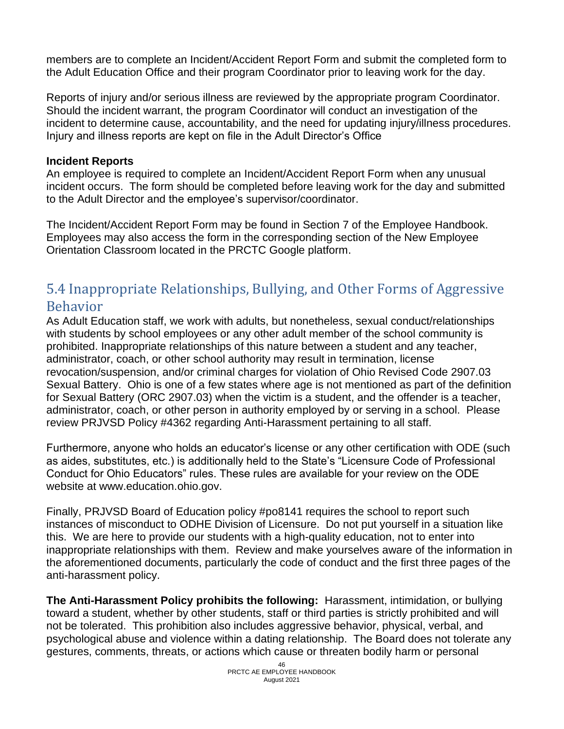members are to complete an Incident/Accident Report Form and submit the completed form to the Adult Education Office and their program Coordinator prior to leaving work for the day.

Reports of injury and/or serious illness are reviewed by the appropriate program Coordinator. Should the incident warrant, the program Coordinator will conduct an investigation of the incident to determine cause, accountability, and the need for updating injury/illness procedures. Injury and illness reports are kept on file in the Adult Director's Office

**Incident Reports**

An employee is required to complete an Incident/Accident Report Form when any unusual incident occurs. The form should be completed before leaving work for the day and submitted to the Adult Director and the employee's supervisor/coordinator.

The Incident/Accident Report Form may be found in Section 7 of the Employee Handbook. Employees may also access the form in the corresponding section of the New Employee Orientation Classroom located in the PRCTC Google platform.

## 5.4 Inappropriate Relationships, Bullying, and Other Forms of Aggressive Behavior

As Adult Education staff, we work with adults, but nonetheless, sexual conduct/relationships with students by school employees or any other adult member of the school community is prohibited. Inappropriate relationships of this nature between a student and any teacher, administrator, coach, or other school authority may result in termination, license revocation/suspension, and/or criminal charges for violation of Ohio Revised Code 2907.03 Sexual Battery. Ohio is one of a few states where age is not mentioned as part of the definition for Sexual Battery (ORC 2907.03) when the victim is a student, and the offender is a teacher, administrator, coach, or other person in authority employed by or serving in a school. Please review PRJVSD Policy #4362 regarding Anti-Harassment pertaining to all staff.

Furthermore, anyone who holds an educator's license or any other certification with ODE (such as aides, substitutes, etc.) is additionally held to the State's "Licensure Code of Professional Conduct for Ohio Educators" rules. These rules are available for your review on the ODE website at www.education.ohio.gov.

Finally, PRJVSD Board of Education policy #po8141 requires the school to report such instances of misconduct to ODHE Division of Licensure. Do not put yourself in a situation like this. We are here to provide our students with a high-quality education, not to enter into inappropriate relationships with them. Review and make yourselves aware of the information in the aforementioned documents, particularly the code of conduct and the first three pages of the anti-harassment policy.

**The Anti-Harassment Policy prohibits the following:** Harassment, intimidation, or bullying toward a student, whether by other students, staff or third parties is strictly prohibited and will not be tolerated. This prohibition also includes aggressive behavior, physical, verbal, and psychological abuse and violence within a dating relationship. The Board does not tolerate any gestures, comments, threats, or actions which cause or threaten bodily harm or personal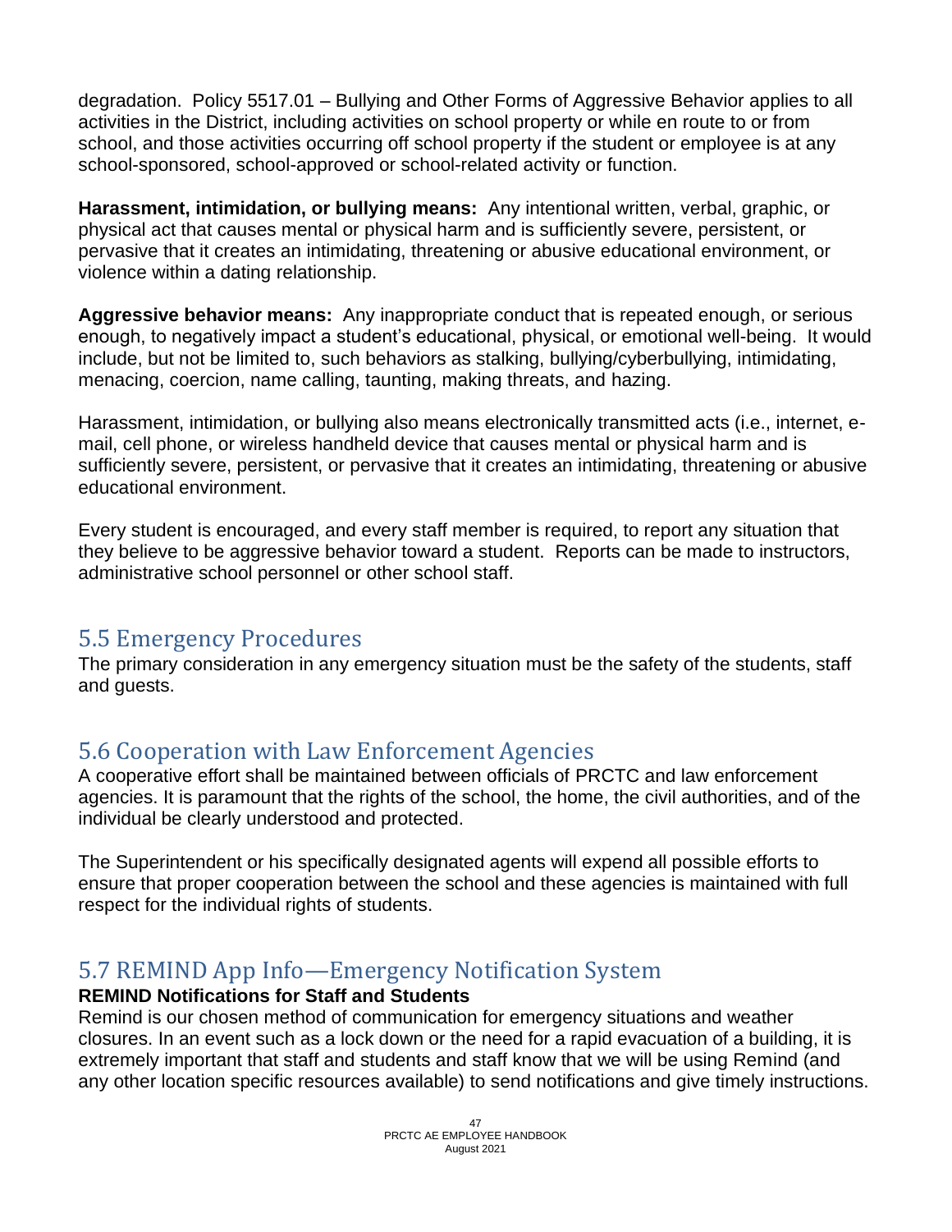degradation. Policy 5517.01 – Bullying and Other Forms of Aggressive Behavior applies to all activities in the District, including activities on school property or while en route to or from school, and those activities occurring off school property if the student or employee is at any school-sponsored, school-approved or school-related activity or function.

**Harassment, intimidation, or bullying means:** Any intentional written, verbal, graphic, or physical act that causes mental or physical harm and is sufficiently severe, persistent, or pervasive that it creates an intimidating, threatening or abusive educational environment, or violence within a dating relationship.

**Aggressive behavior means:** Any inappropriate conduct that is repeated enough, or serious enough, to negatively impact a student's educational, physical, or emotional well-being. It would include, but not be limited to, such behaviors as stalking, bullying/cyberbullying, intimidating, menacing, coercion, name calling, taunting, making threats, and hazing.

Harassment, intimidation, or bullying also means electronically transmitted acts (i.e., internet, e-mail, cell phone, or wireless handheld device that causes mental or physical harm and is sufficiently severe, persistent, or pervasive that it creates an intimidating, threatening or abusive educational environment.

Every student is encouraged, and every staff member is required, to report any situation that they believe to be aggressive behavior toward a student. Reports can be made to instructors, administrative school personnel or other school staff.

## 5.5 Emergency Procedures

The primary consideration in any emergency situation must be the safety of the students, staff and guests.

## 5.6 Cooperation with Law Enforcement Agencies

A cooperative effort shall be maintained between officials of PRCTC and law enforcement agencies. It is paramount that the rights of the school, the home, the civil authorities, and of the individual be clearly understood and protected.

The Superintendent or his specifically designated agents will expend all possible efforts to ensure that proper cooperation between the school and these agencies is maintained with full respect for the individual rights of students.

## 5.7 REMIND App Info—Emergency Notification System

**REMIND Notifications for Staff and Students**

Remind is our chosen method of communication for emergency situations and weather closures. In an event such as a lock down or the need for a rapid evacuation of a building, it is extremely important that staff and students and staff know that we will be using Remind (and any other location specific resources available) to send notifications and give timely instructions.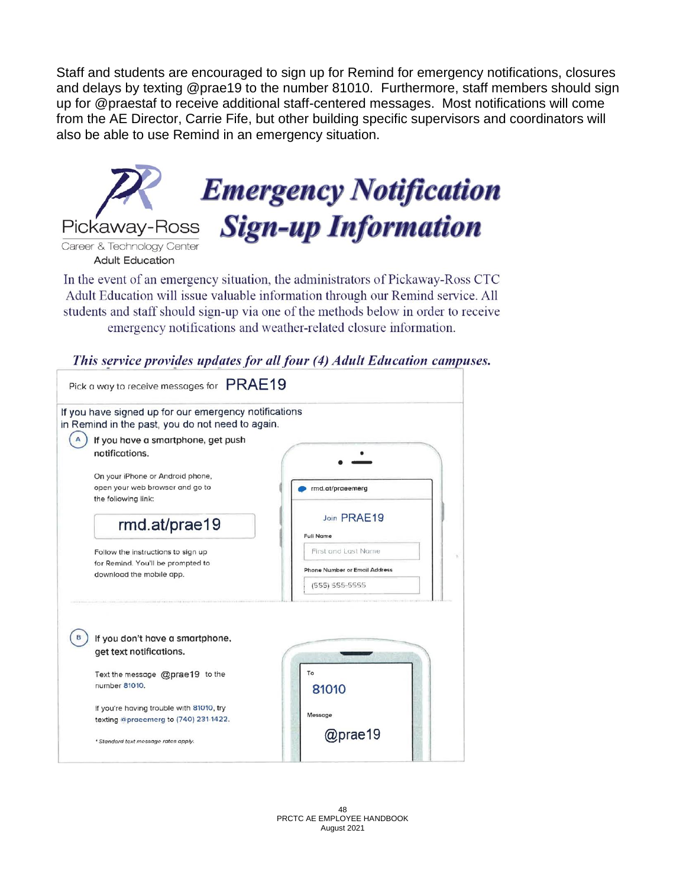Staff and students are encouraged to sign up for Remind for emergency notifications, closures and delays by texting @prae19 to the number 81010. Furthermore, staff members should sign up for @praestaf to receive additional staff-centered messages. Most notifications will come from the AE Director, Carrie Fife, but other building specific supervisors and coordinators will also be able to use Remind in an emergency situation.

Pickaway-Ross
Career & Technology Center
Adult Education

# *Emergency Notification Sign-up Information*

In the event of an emergency situation, the administrators of Pickaway-Ross CTC Adult Education will issue valuable information through our Remind service. All students and staff should sign-up via one of the methods below in order to receive emergency notifications and weather-related closure information.

***This service provides updates for all four (4) Adult Education campuses.***

Pick a way to receive messages for **PRAE19**

If you have signed up for our emergency notifications in Remind in the past, you do not need to again.

**A) If you have a smartphone, get push notifications.**

On your iPhone or Android phone, open your web browser and go to the following link:

**rmd.at/prae19**

Follow the instructions to sign up for Remind. You'll be prompted to download the mobile app.

rmd.at/praeemerg

Join PRAE19

Full Name

First and Last Name

Phone Number or Email Address

(555) 555-5555

**B) If you don't have a smartphone, get text notifications.**

Text the message @prae19 to the number 81010.

If you're having trouble with 81010, try texting @praeemerg to (740) 231-1422.

*\* Standard text message rates apply.*

To

81010

Message

@prae19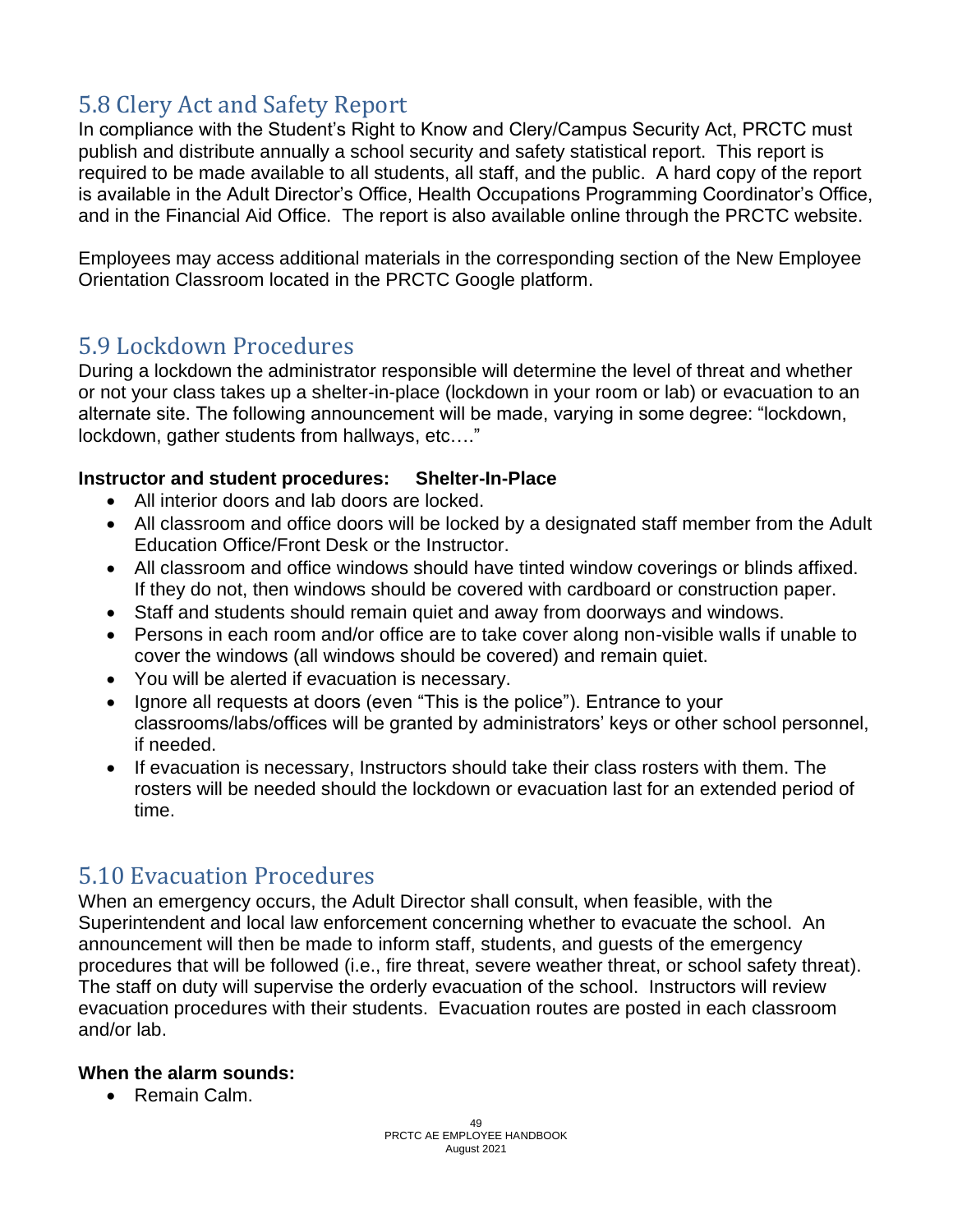## 5.8 Clery Act and Safety Report

In compliance with the Student's Right to Know and Clery/Campus Security Act, PRCTC must publish and distribute annually a school security and safety statistical report. This report is required to be made available to all students, all staff, and the public. A hard copy of the report is available in the Adult Director's Office, Health Occupations Programming Coordinator's Office, and in the Financial Aid Office. The report is also available online through the PRCTC website.

Employees may access additional materials in the corresponding section of the New Employee Orientation Classroom located in the PRCTC Google platform.

## 5.9 Lockdown Procedures

During a lockdown the administrator responsible will determine the level of threat and whether or not your class takes up a shelter-in-place (lockdown in your room or lab) or evacuation to an alternate site. The following announcement will be made, varying in some degree: "lockdown, lockdown, gather students from hallways, etc…."

**Instructor and student procedures: Shelter-In-Place**

- All interior doors and lab doors are locked.
- All classroom and office doors will be locked by a designated staff member from the Adult Education Office/Front Desk or the Instructor.
- All classroom and office windows should have tinted window coverings or blinds affixed. If they do not, then windows should be covered with cardboard or construction paper.
- Staff and students should remain quiet and away from doorways and windows.
- Persons in each room and/or office are to take cover along non-visible walls if unable to cover the windows (all windows should be covered) and remain quiet.
- You will be alerted if evacuation is necessary.
- Ignore all requests at doors (even "This is the police"). Entrance to your classrooms/labs/offices will be granted by administrators' keys or other school personnel, if needed.
- If evacuation is necessary, Instructors should take their class rosters with them. The rosters will be needed should the lockdown or evacuation last for an extended period of time.

## 5.10 Evacuation Procedures

When an emergency occurs, the Adult Director shall consult, when feasible, with the Superintendent and local law enforcement concerning whether to evacuate the school. An announcement will then be made to inform staff, students, and guests of the emergency procedures that will be followed (i.e., fire threat, severe weather threat, or school safety threat). The staff on duty will supervise the orderly evacuation of the school. Instructors will review evacuation procedures with their students. Evacuation routes are posted in each classroom and/or lab.

**When the alarm sounds:**

- Remain Calm.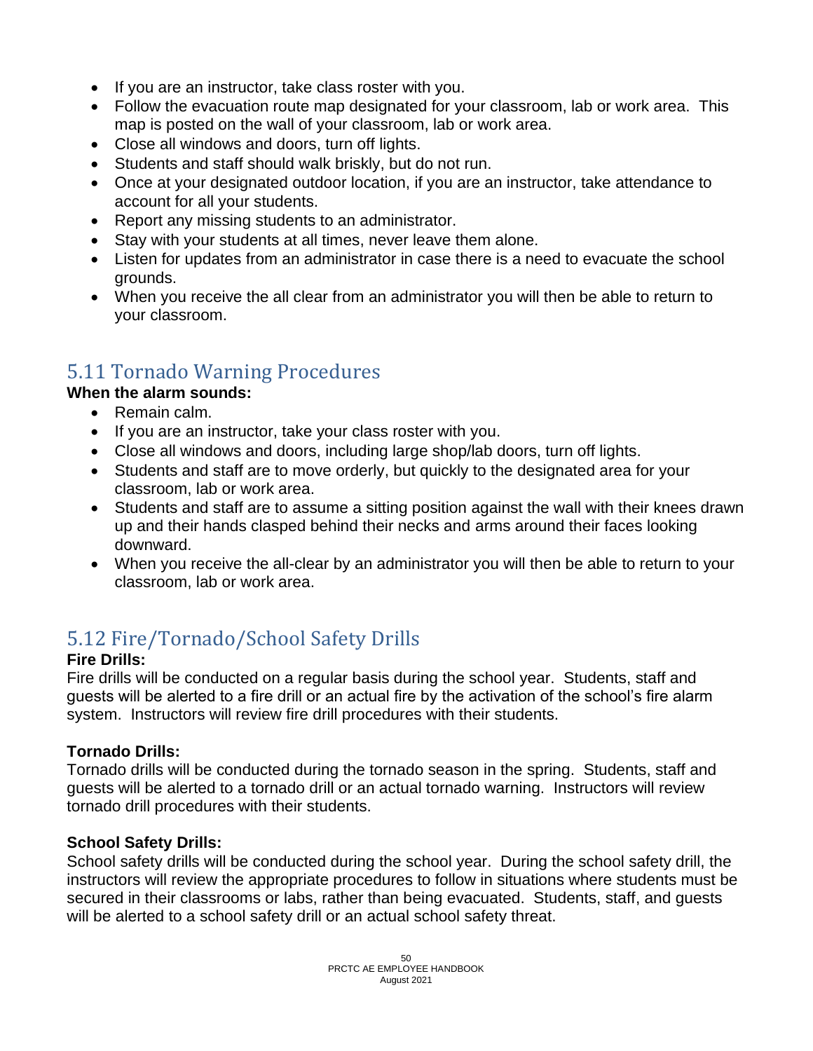- If you are an instructor, take class roster with you.
- Follow the evacuation route map designated for your classroom, lab or work area. This map is posted on the wall of your classroom, lab or work area.
- Close all windows and doors, turn off lights.
- Students and staff should walk briskly, but do not run.
- Once at your designated outdoor location, if you are an instructor, take attendance to account for all your students.
- Report any missing students to an administrator.
- Stay with your students at all times, never leave them alone.
- Listen for updates from an administrator in case there is a need to evacuate the school grounds.
- When you receive the all clear from an administrator you will then be able to return to your classroom.

## 5.11 Tornado Warning Procedures

**When the alarm sounds:**

- Remain calm.
- If you are an instructor, take your class roster with you.
- Close all windows and doors, including large shop/lab doors, turn off lights.
- Students and staff are to move orderly, but quickly to the designated area for your classroom, lab or work area.
- Students and staff are to assume a sitting position against the wall with their knees drawn up and their hands clasped behind their necks and arms around their faces looking downward.
- When you receive the all-clear by an administrator you will then be able to return to your classroom, lab or work area.

## 5.12 Fire/Tornado/School Safety Drills

**Fire Drills:**

Fire drills will be conducted on a regular basis during the school year. Students, staff and guests will be alerted to a fire drill or an actual fire by the activation of the school's fire alarm system. Instructors will review fire drill procedures with their students.

**Tornado Drills:**

Tornado drills will be conducted during the tornado season in the spring. Students, staff and guests will be alerted to a tornado drill or an actual tornado warning. Instructors will review tornado drill procedures with their students.

**School Safety Drills:**

School safety drills will be conducted during the school year. During the school safety drill, the instructors will review the appropriate procedures to follow in situations where students must be secured in their classrooms or labs, rather than being evacuated. Students, staff, and guests will be alerted to a school safety drill or an actual school safety threat.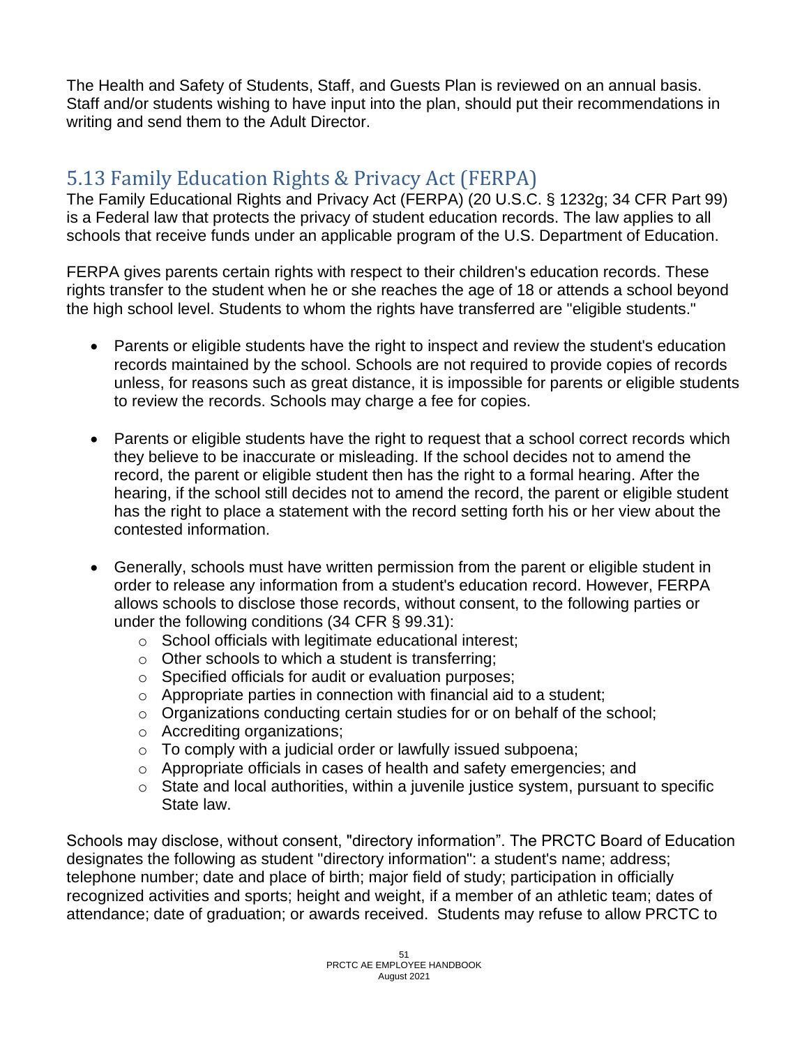The Health and Safety of Students, Staff, and Guests Plan is reviewed on an annual basis. Staff and/or students wishing to have input into the plan, should put their recommendations in writing and send them to the Adult Director.

## 5.13 Family Education Rights & Privacy Act (FERPA)

The Family Educational Rights and Privacy Act (FERPA) (20 U.S.C. § 1232g; 34 CFR Part 99) is a Federal law that protects the privacy of student education records. The law applies to all schools that receive funds under an applicable program of the U.S. Department of Education.

FERPA gives parents certain rights with respect to their children's education records. These rights transfer to the student when he or she reaches the age of 18 or attends a school beyond the high school level. Students to whom the rights have transferred are "eligible students."

- Parents or eligible students have the right to inspect and review the student's education records maintained by the school. Schools are not required to provide copies of records unless, for reasons such as great distance, it is impossible for parents or eligible students to review the records. Schools may charge a fee for copies.

- Parents or eligible students have the right to request that a school correct records which they believe to be inaccurate or misleading. If the school decides not to amend the record, the parent or eligible student then has the right to a formal hearing. After the hearing, if the school still decides not to amend the record, the parent or eligible student has the right to place a statement with the record setting forth his or her view about the contested information.

- Generally, schools must have written permission from the parent or eligible student in order to release any information from a student's education record. However, FERPA allows schools to disclose those records, without consent, to the following parties or under the following conditions (34 CFR § 99.31):
  - School officials with legitimate educational interest;
  - Other schools to which a student is transferring;
  - Specified officials for audit or evaluation purposes;
  - Appropriate parties in connection with financial aid to a student;
  - Organizations conducting certain studies for or on behalf of the school;
  - Accrediting organizations;
  - To comply with a judicial order or lawfully issued subpoena;
  - Appropriate officials in cases of health and safety emergencies; and
  - State and local authorities, within a juvenile justice system, pursuant to specific State law.

Schools may disclose, without consent, "directory information". The PRCTC Board of Education designates the following as student "directory information": a student's name; address; telephone number; date and place of birth; major field of study; participation in officially recognized activities and sports; height and weight, if a member of an athletic team; dates of attendance; date of graduation; or awards received. Students may refuse to allow PRCTC to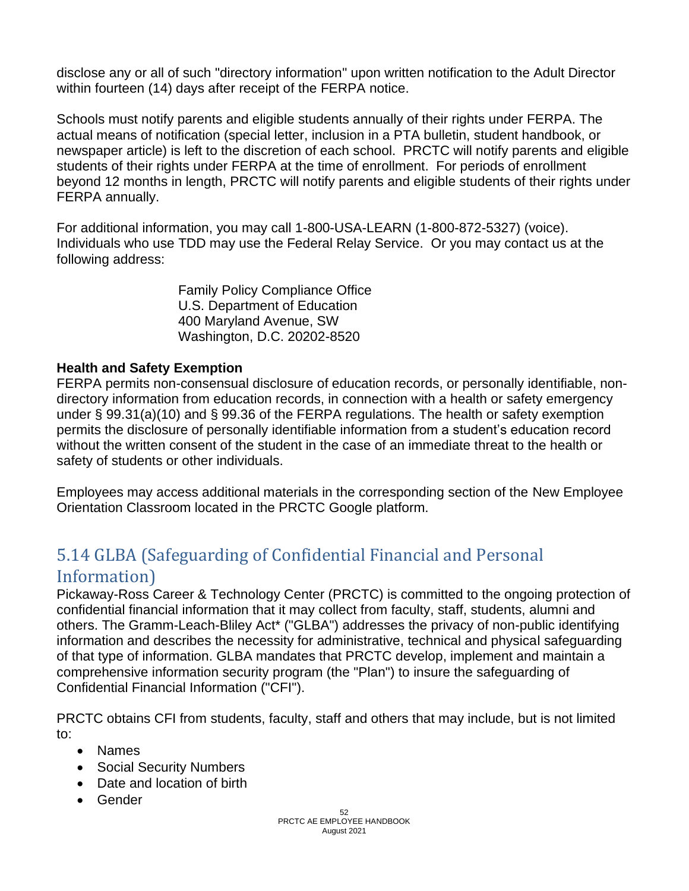disclose any or all of such "directory information" upon written notification to the Adult Director within fourteen (14) days after receipt of the FERPA notice.

Schools must notify parents and eligible students annually of their rights under FERPA. The actual means of notification (special letter, inclusion in a PTA bulletin, student handbook, or newspaper article) is left to the discretion of each school. PRCTC will notify parents and eligible students of their rights under FERPA at the time of enrollment. For periods of enrollment beyond 12 months in length, PRCTC will notify parents and eligible students of their rights under FERPA annually.

For additional information, you may call 1-800-USA-LEARN (1-800-872-5327) (voice). Individuals who use TDD may use the Federal Relay Service. Or you may contact us at the following address:

> Family Policy Compliance Office
> U.S. Department of Education
> 400 Maryland Avenue, SW
> Washington, D.C. 20202-8520

**Health and Safety Exemption**

FERPA permits non-consensual disclosure of education records, or personally identifiable, non-directory information from education records, in connection with a health or safety emergency under § 99.31(a)(10) and § 99.36 of the FERPA regulations. The health or safety exemption permits the disclosure of personally identifiable information from a student's education record without the written consent of the student in the case of an immediate threat to the health or safety of students or other individuals.

Employees may access additional materials in the corresponding section of the New Employee Orientation Classroom located in the PRCTC Google platform.

## 5.14 GLBA (Safeguarding of Confidential Financial and Personal Information)

Pickaway-Ross Career & Technology Center (PRCTC) is committed to the ongoing protection of confidential financial information that it may collect from faculty, staff, students, alumni and others. The Gramm-Leach-Bliley Act* ("GLBA") addresses the privacy of non-public identifying information and describes the necessity for administrative, technical and physical safeguarding of that type of information. GLBA mandates that PRCTC develop, implement and maintain a comprehensive information security program (the "Plan") to insure the safeguarding of Confidential Financial Information ("CFI").

PRCTC obtains CFI from students, faculty, staff and others that may include, but is not limited to:

- Names
- Social Security Numbers
- Date and location of birth
- Gender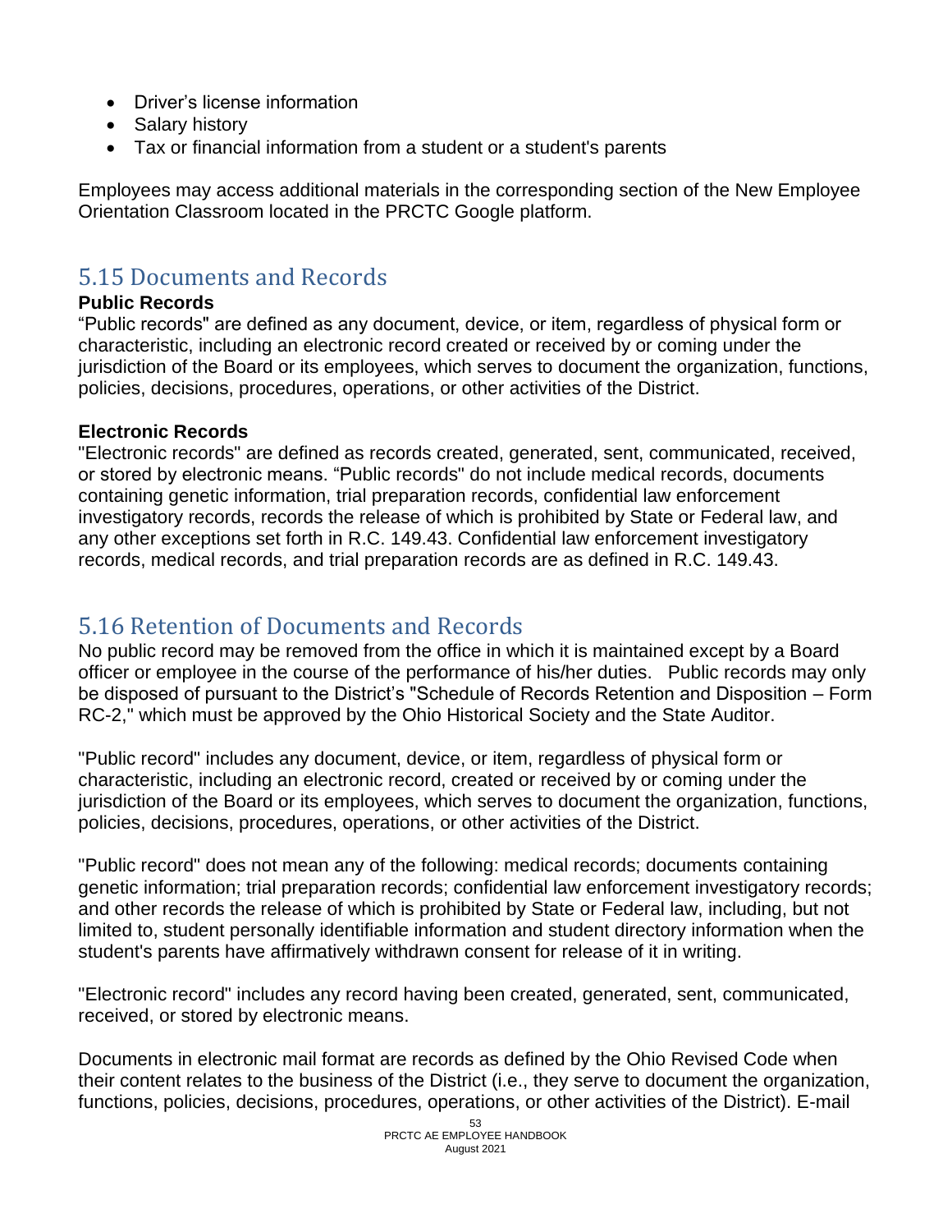- Driver's license information
- Salary history
- Tax or financial information from a student or a student's parents

Employees may access additional materials in the corresponding section of the New Employee Orientation Classroom located in the PRCTC Google platform.

## 5.15 Documents and Records

**Public Records**

"Public records" are defined as any document, device, or item, regardless of physical form or characteristic, including an electronic record created or received by or coming under the jurisdiction of the Board or its employees, which serves to document the organization, functions, policies, decisions, procedures, operations, or other activities of the District.

**Electronic Records**

"Electronic records" are defined as records created, generated, sent, communicated, received, or stored by electronic means. "Public records" do not include medical records, documents containing genetic information, trial preparation records, confidential law enforcement investigatory records, records the release of which is prohibited by State or Federal law, and any other exceptions set forth in R.C. 149.43. Confidential law enforcement investigatory records, medical records, and trial preparation records are as defined in R.C. 149.43.

## 5.16 Retention of Documents and Records

No public record may be removed from the office in which it is maintained except by a Board officer or employee in the course of the performance of his/her duties. Public records may only be disposed of pursuant to the District's "Schedule of Records Retention and Disposition – Form RC-2," which must be approved by the Ohio Historical Society and the State Auditor.

"Public record" includes any document, device, or item, regardless of physical form or characteristic, including an electronic record, created or received by or coming under the jurisdiction of the Board or its employees, which serves to document the organization, functions, policies, decisions, procedures, operations, or other activities of the District.

"Public record" does not mean any of the following: medical records; documents containing genetic information; trial preparation records; confidential law enforcement investigatory records; and other records the release of which is prohibited by State or Federal law, including, but not limited to, student personally identifiable information and student directory information when the student's parents have affirmatively withdrawn consent for release of it in writing.

"Electronic record" includes any record having been created, generated, sent, communicated, received, or stored by electronic means.

Documents in electronic mail format are records as defined by the Ohio Revised Code when their content relates to the business of the District (i.e., they serve to document the organization, functions, policies, decisions, procedures, operations, or other activities of the District). E-mail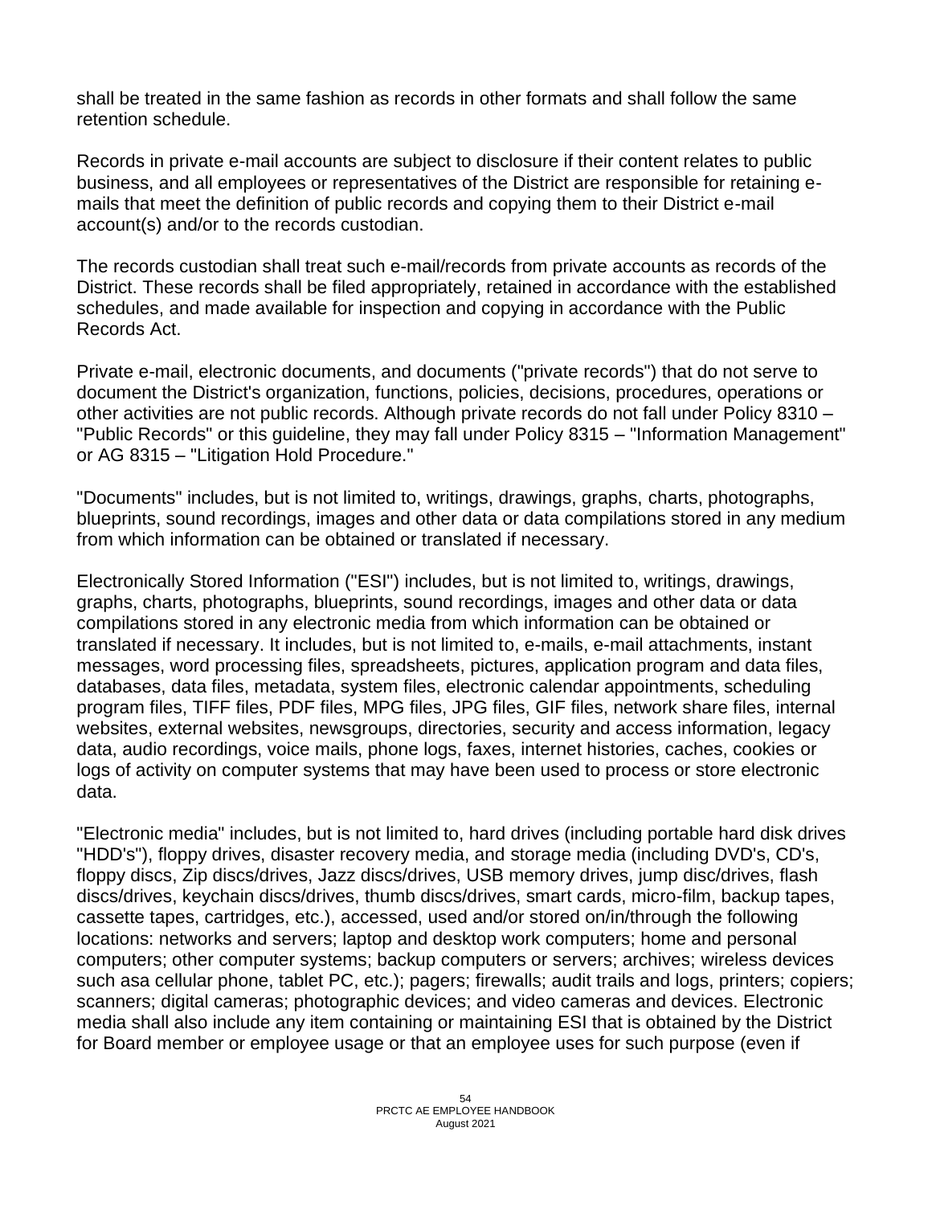shall be treated in the same fashion as records in other formats and shall follow the same retention schedule.

Records in private e-mail accounts are subject to disclosure if their content relates to public business, and all employees or representatives of the District are responsible for retaining e-mails that meet the definition of public records and copying them to their District e-mail account(s) and/or to the records custodian.

The records custodian shall treat such e-mail/records from private accounts as records of the District. These records shall be filed appropriately, retained in accordance with the established schedules, and made available for inspection and copying in accordance with the Public Records Act.

Private e-mail, electronic documents, and documents ("private records") that do not serve to document the District's organization, functions, policies, decisions, procedures, operations or other activities are not public records. Although private records do not fall under Policy 8310 – "Public Records" or this guideline, they may fall under Policy 8315 – "Information Management" or AG 8315 – "Litigation Hold Procedure."

"Documents" includes, but is not limited to, writings, drawings, graphs, charts, photographs, blueprints, sound recordings, images and other data or data compilations stored in any medium from which information can be obtained or translated if necessary.

Electronically Stored Information ("ESI") includes, but is not limited to, writings, drawings, graphs, charts, photographs, blueprints, sound recordings, images and other data or data compilations stored in any electronic media from which information can be obtained or translated if necessary. It includes, but is not limited to, e-mails, e-mail attachments, instant messages, word processing files, spreadsheets, pictures, application program and data files, databases, data files, metadata, system files, electronic calendar appointments, scheduling program files, TIFF files, PDF files, MPG files, JPG files, GIF files, network share files, internal websites, external websites, newsgroups, directories, security and access information, legacy data, audio recordings, voice mails, phone logs, faxes, internet histories, caches, cookies or logs of activity on computer systems that may have been used to process or store electronic data.

"Electronic media" includes, but is not limited to, hard drives (including portable hard disk drives "HDD's"), floppy drives, disaster recovery media, and storage media (including DVD's, CD's, floppy discs, Zip discs/drives, Jazz discs/drives, USB memory drives, jump disc/drives, flash discs/drives, keychain discs/drives, thumb discs/drives, smart cards, micro-film, backup tapes, cassette tapes, cartridges, etc.), accessed, used and/or stored on/in/through the following locations: networks and servers; laptop and desktop work computers; home and personal computers; other computer systems; backup computers or servers; archives; wireless devices such asa cellular phone, tablet PC, etc.); pagers; firewalls; audit trails and logs, printers; copiers; scanners; digital cameras; photographic devices; and video cameras and devices. Electronic media shall also include any item containing or maintaining ESI that is obtained by the District for Board member or employee usage or that an employee uses for such purpose (even if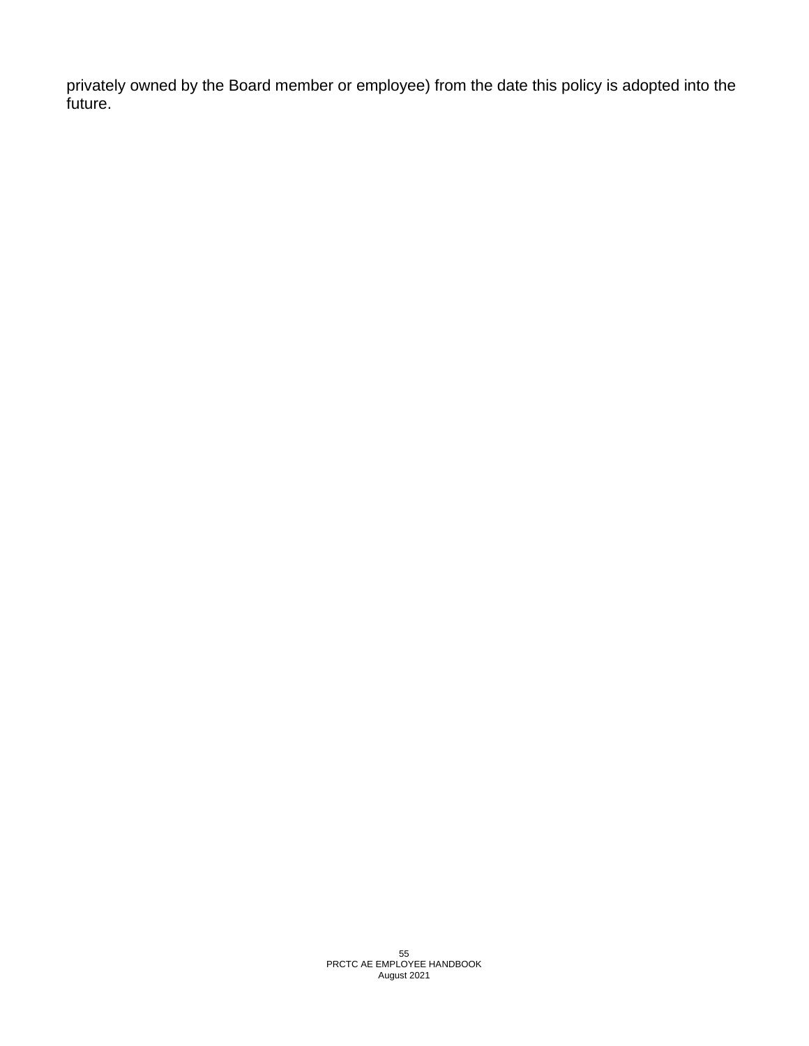privately owned by the Board member or employee) from the date this policy is adopted into the future.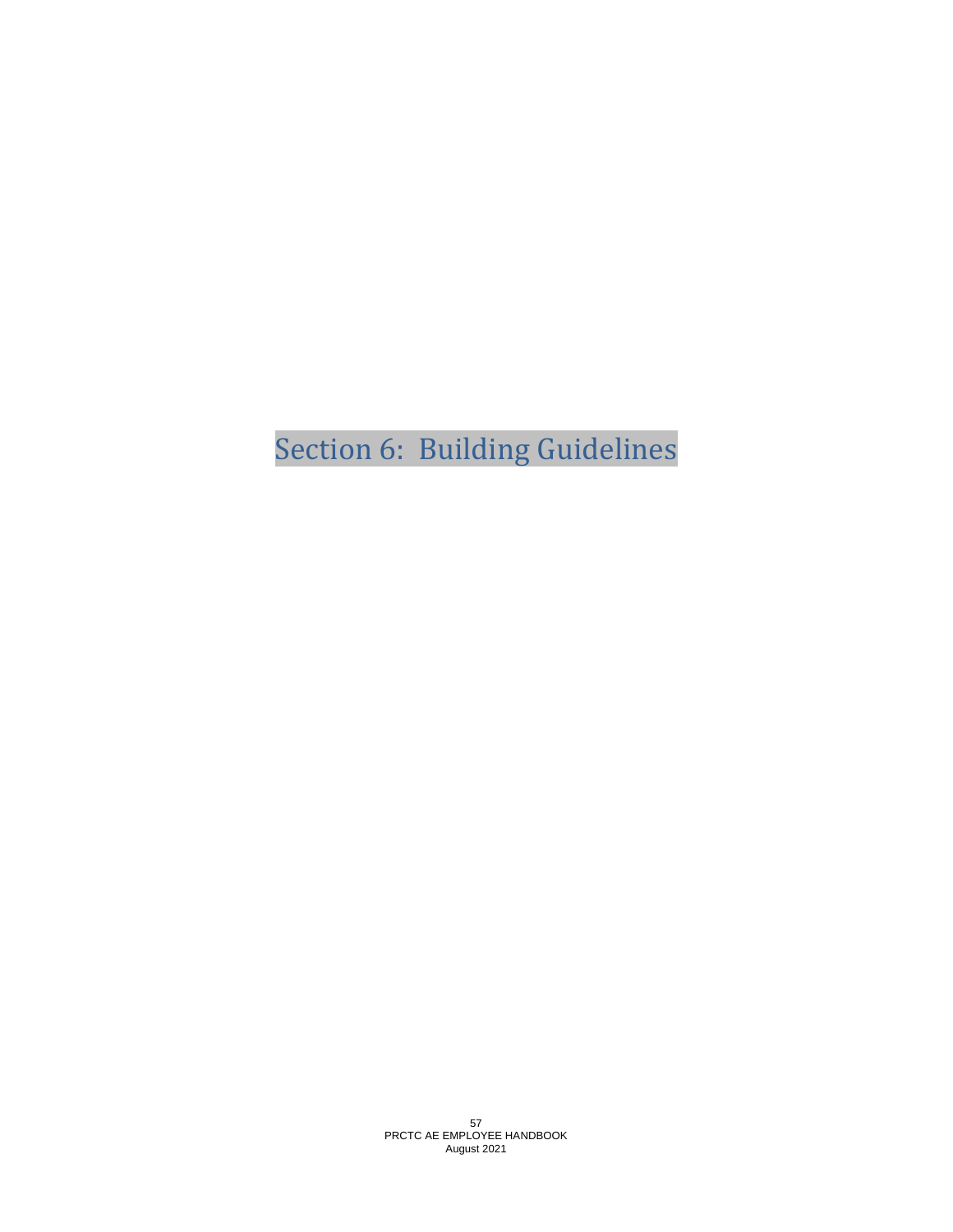# Section 6: Building Guidelines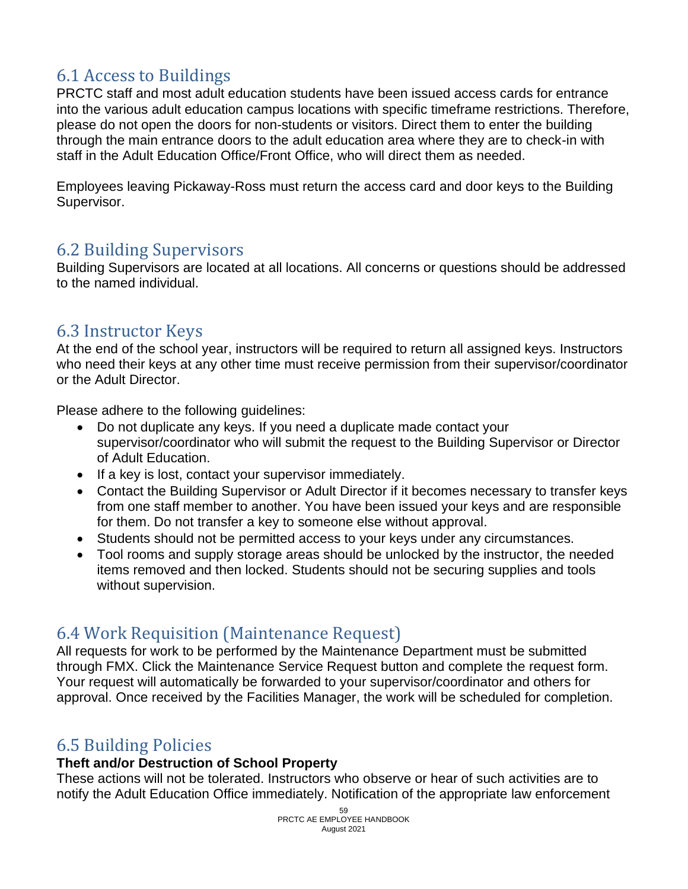## 6.1 Access to Buildings

PRCTC staff and most adult education students have been issued access cards for entrance into the various adult education campus locations with specific timeframe restrictions. Therefore, please do not open the doors for non-students or visitors. Direct them to enter the building through the main entrance doors to the adult education area where they are to check-in with staff in the Adult Education Office/Front Office, who will direct them as needed.

Employees leaving Pickaway-Ross must return the access card and door keys to the Building Supervisor.

## 6.2 Building Supervisors

Building Supervisors are located at all locations. All concerns or questions should be addressed to the named individual.

## 6.3 Instructor Keys

At the end of the school year, instructors will be required to return all assigned keys. Instructors who need their keys at any other time must receive permission from their supervisor/coordinator or the Adult Director.

Please adhere to the following guidelines:

- Do not duplicate any keys. If you need a duplicate made contact your supervisor/coordinator who will submit the request to the Building Supervisor or Director of Adult Education.
- If a key is lost, contact your supervisor immediately.
- Contact the Building Supervisor or Adult Director if it becomes necessary to transfer keys from one staff member to another. You have been issued your keys and are responsible for them. Do not transfer a key to someone else without approval.
- Students should not be permitted access to your keys under any circumstances.
- Tool rooms and supply storage areas should be unlocked by the instructor, the needed items removed and then locked. Students should not be securing supplies and tools without supervision.

## 6.4 Work Requisition (Maintenance Request)

All requests for work to be performed by the Maintenance Department must be submitted through FMX. Click the Maintenance Service Request button and complete the request form. Your request will automatically be forwarded to your supervisor/coordinator and others for approval. Once received by the Facilities Manager, the work will be scheduled for completion.

## 6.5 Building Policies

**Theft and/or Destruction of School Property**

These actions will not be tolerated. Instructors who observe or hear of such activities are to notify the Adult Education Office immediately. Notification of the appropriate law enforcement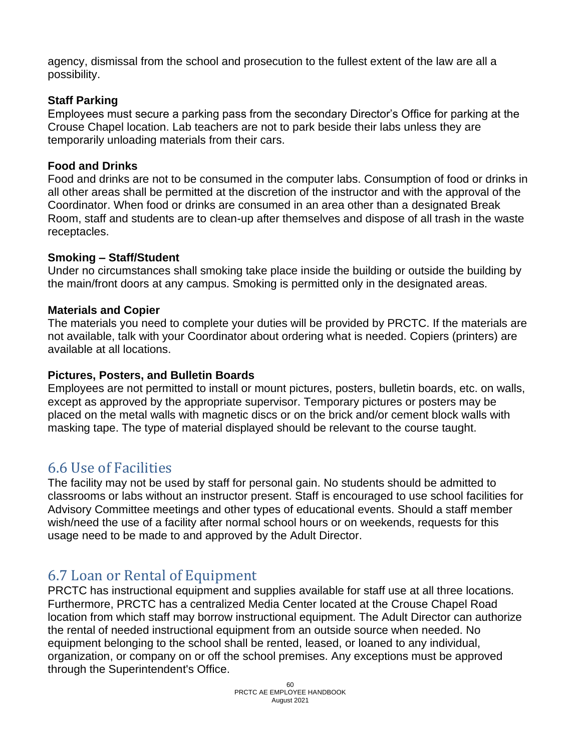agency, dismissal from the school and prosecution to the fullest extent of the law are all a possibility.

**Staff Parking**

Employees must secure a parking pass from the secondary Director's Office for parking at the Crouse Chapel location. Lab teachers are not to park beside their labs unless they are temporarily unloading materials from their cars.

**Food and Drinks**

Food and drinks are not to be consumed in the computer labs. Consumption of food or drinks in all other areas shall be permitted at the discretion of the instructor and with the approval of the Coordinator. When food or drinks are consumed in an area other than a designated Break Room, staff and students are to clean-up after themselves and dispose of all trash in the waste receptacles.

**Smoking – Staff/Student**

Under no circumstances shall smoking take place inside the building or outside the building by the main/front doors at any campus. Smoking is permitted only in the designated areas.

**Materials and Copier**

The materials you need to complete your duties will be provided by PRCTC. If the materials are not available, talk with your Coordinator about ordering what is needed. Copiers (printers) are available at all locations.

**Pictures, Posters, and Bulletin Boards**

Employees are not permitted to install or mount pictures, posters, bulletin boards, etc. on walls, except as approved by the appropriate supervisor. Temporary pictures or posters may be placed on the metal walls with magnetic discs or on the brick and/or cement block walls with masking tape. The type of material displayed should be relevant to the course taught.

## 6.6 Use of Facilities

The facility may not be used by staff for personal gain. No students should be admitted to classrooms or labs without an instructor present. Staff is encouraged to use school facilities for Advisory Committee meetings and other types of educational events. Should a staff member wish/need the use of a facility after normal school hours or on weekends, requests for this usage need to be made to and approved by the Adult Director.

## 6.7 Loan or Rental of Equipment

PRCTC has instructional equipment and supplies available for staff use at all three locations. Furthermore, PRCTC has a centralized Media Center located at the Crouse Chapel Road location from which staff may borrow instructional equipment. The Adult Director can authorize the rental of needed instructional equipment from an outside source when needed. No equipment belonging to the school shall be rented, leased, or loaned to any individual, organization, or company on or off the school premises. Any exceptions must be approved through the Superintendent's Office.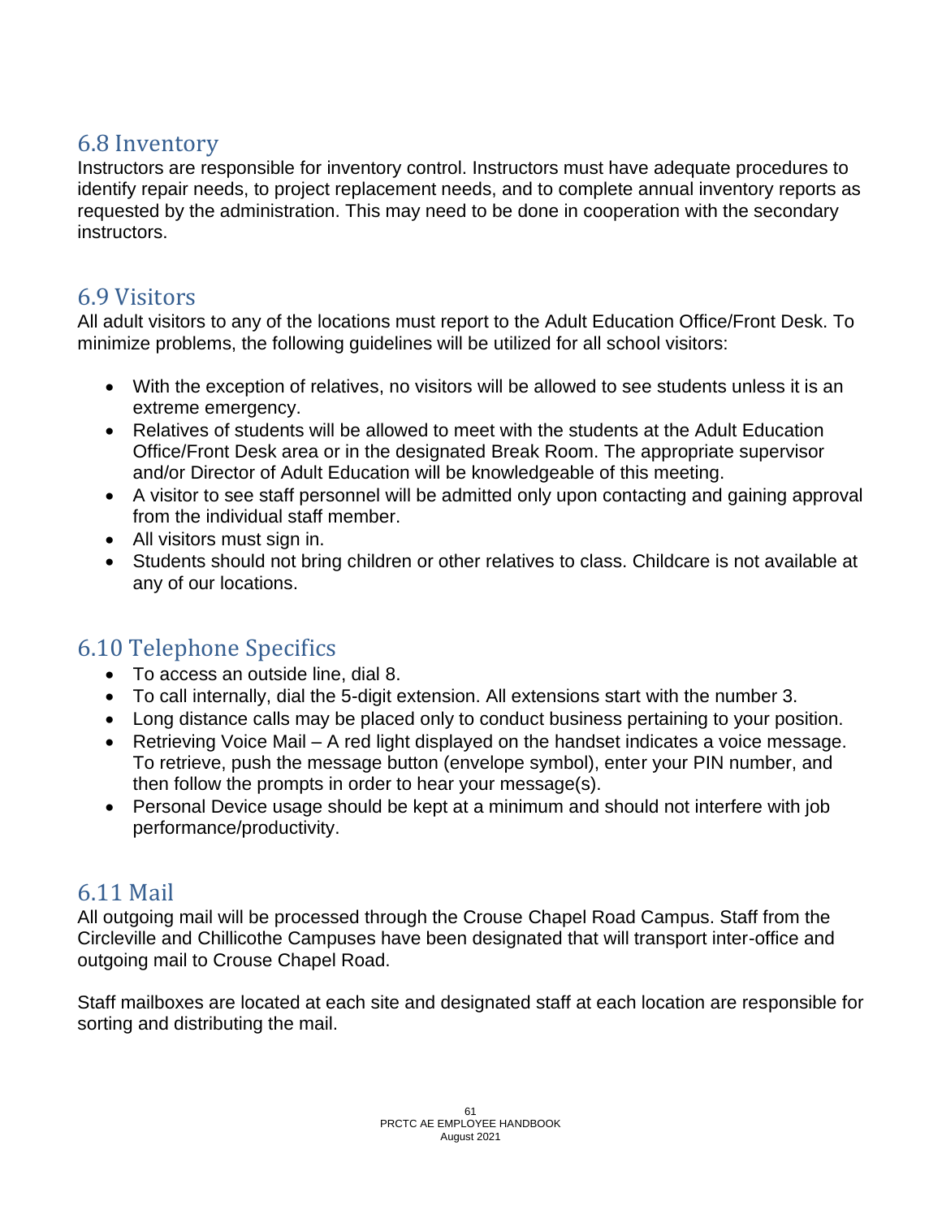## 6.8 Inventory

Instructors are responsible for inventory control. Instructors must have adequate procedures to identify repair needs, to project replacement needs, and to complete annual inventory reports as requested by the administration. This may need to be done in cooperation with the secondary instructors.

## 6.9 Visitors

All adult visitors to any of the locations must report to the Adult Education Office/Front Desk. To minimize problems, the following guidelines will be utilized for all school visitors:

- With the exception of relatives, no visitors will be allowed to see students unless it is an extreme emergency.
- Relatives of students will be allowed to meet with the students at the Adult Education Office/Front Desk area or in the designated Break Room. The appropriate supervisor and/or Director of Adult Education will be knowledgeable of this meeting.
- A visitor to see staff personnel will be admitted only upon contacting and gaining approval from the individual staff member.
- All visitors must sign in.
- Students should not bring children or other relatives to class. Childcare is not available at any of our locations.

## 6.10 Telephone Specifics

- To access an outside line, dial 8.
- To call internally, dial the 5-digit extension. All extensions start with the number 3.
- Long distance calls may be placed only to conduct business pertaining to your position.
- Retrieving Voice Mail – A red light displayed on the handset indicates a voice message. To retrieve, push the message button (envelope symbol), enter your PIN number, and then follow the prompts in order to hear your message(s).
- Personal Device usage should be kept at a minimum and should not interfere with job performance/productivity.

## 6.11 Mail

All outgoing mail will be processed through the Crouse Chapel Road Campus. Staff from the Circleville and Chillicothe Campuses have been designated that will transport inter-office and outgoing mail to Crouse Chapel Road.

Staff mailboxes are located at each site and designated staff at each location are responsible for sorting and distributing the mail.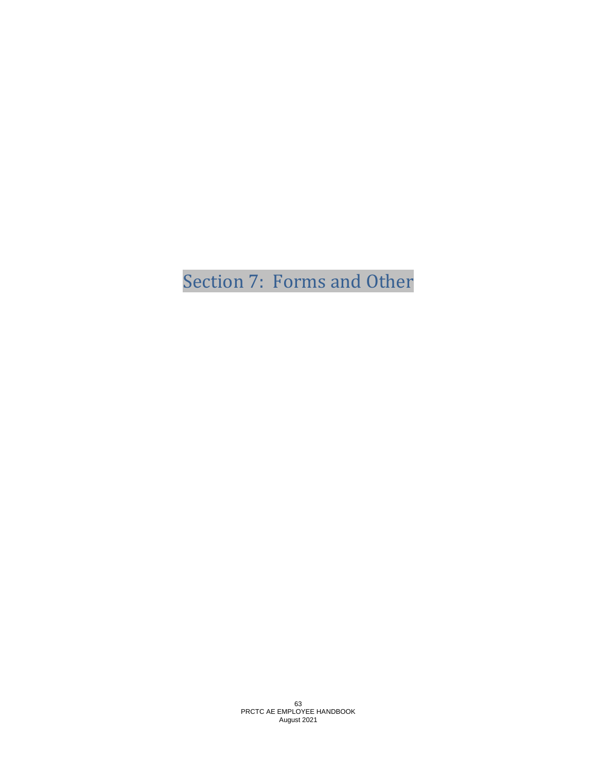# Section 7: Forms and Other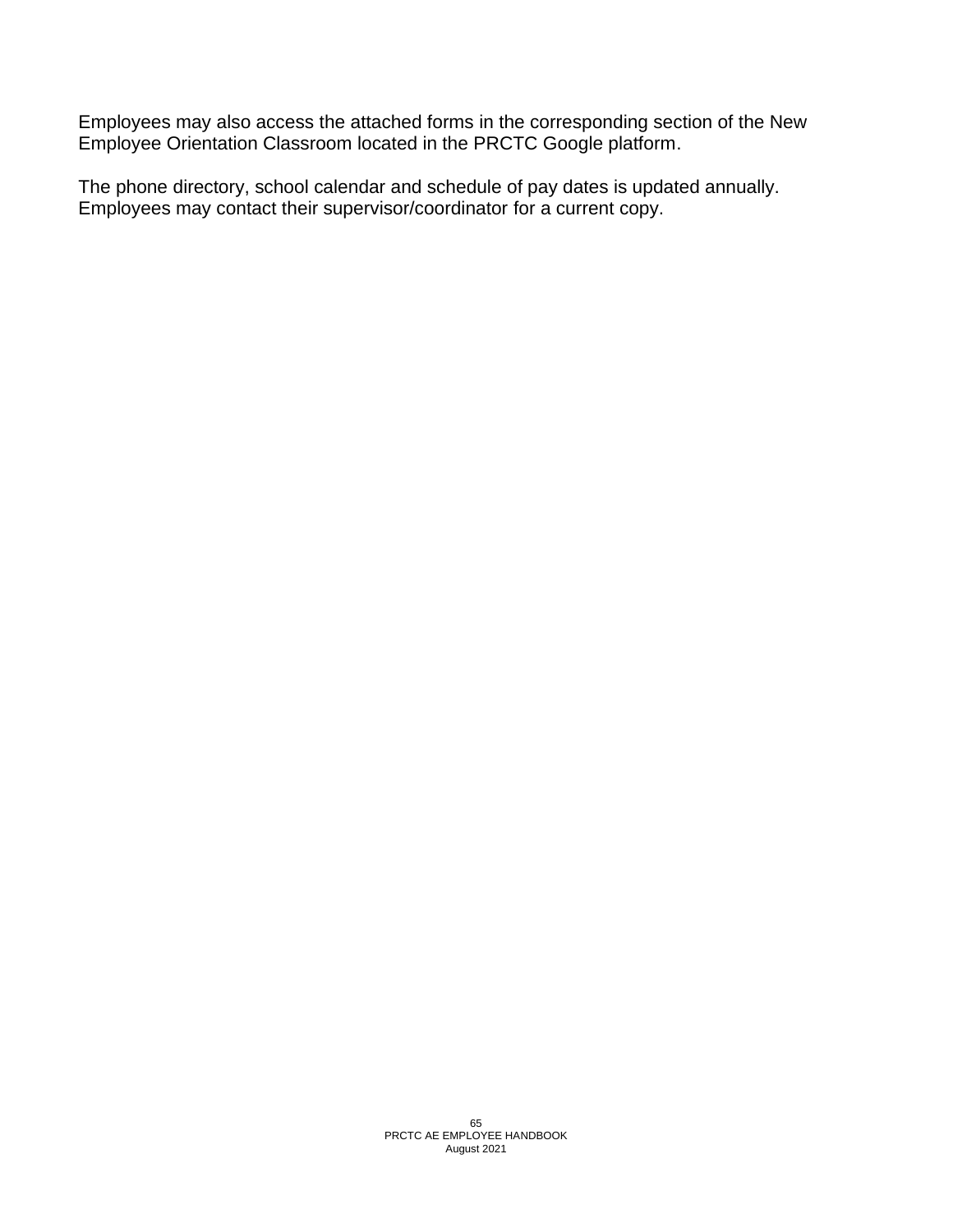Employees may also access the attached forms in the corresponding section of the New Employee Orientation Classroom located in the PRCTC Google platform.

The phone directory, school calendar and schedule of pay dates is updated annually. Employees may contact their supervisor/coordinator for a current copy.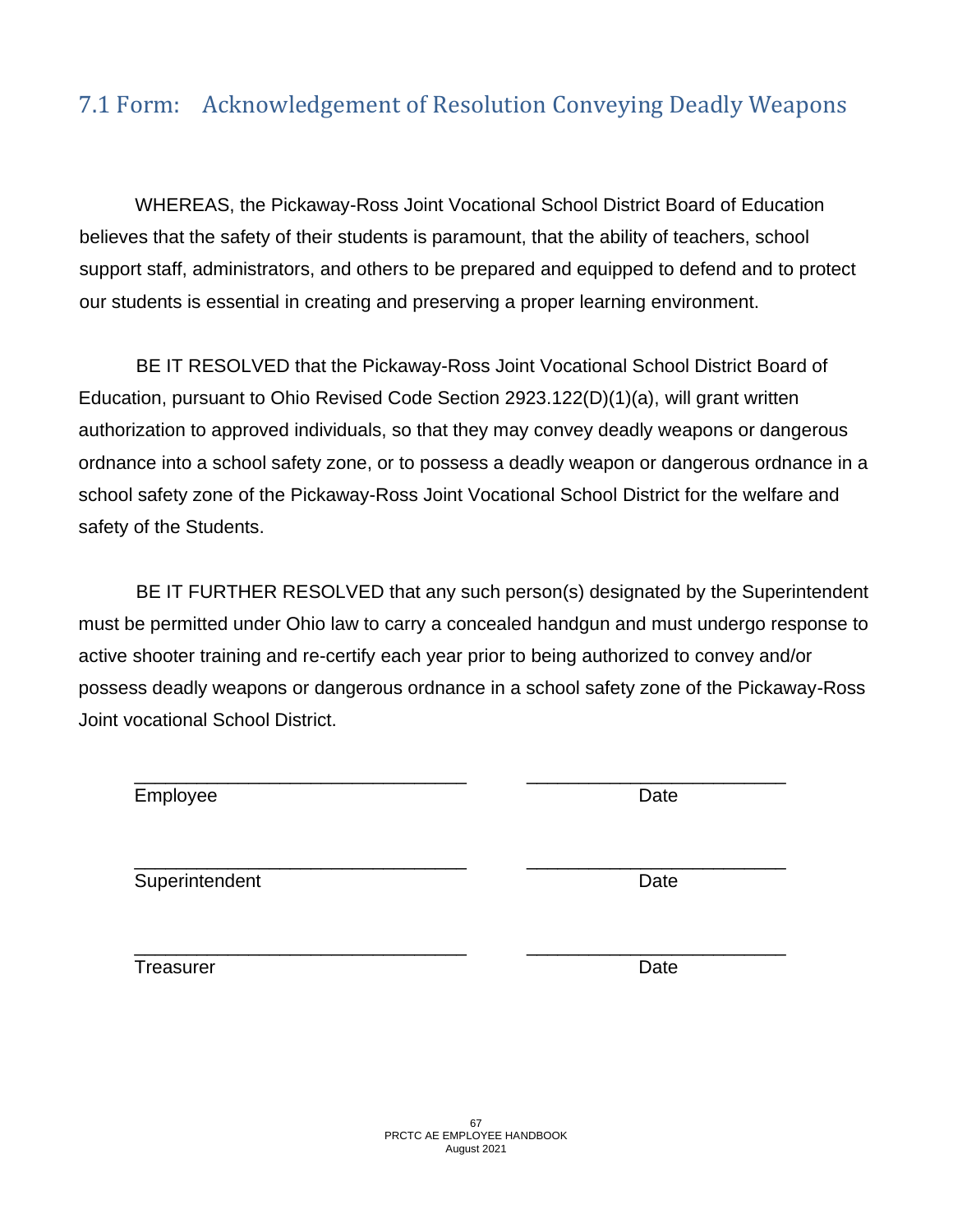## 7.1 Form: Acknowledgement of Resolution Conveying Deadly Weapons

WHEREAS, the Pickaway-Ross Joint Vocational School District Board of Education believes that the safety of their students is paramount, that the ability of teachers, school support staff, administrators, and others to be prepared and equipped to defend and to protect our students is essential in creating and preserving a proper learning environment.

BE IT RESOLVED that the Pickaway-Ross Joint Vocational School District Board of Education, pursuant to Ohio Revised Code Section 2923.122(D)(1)(a), will grant written authorization to approved individuals, so that they may convey deadly weapons or dangerous ordnance into a school safety zone, or to possess a deadly weapon or dangerous ordnance in a school safety zone of the Pickaway-Ross Joint Vocational School District for the welfare and safety of the Students.

BE IT FURTHER RESOLVED that any such person(s) designated by the Superintendent must be permitted under Ohio law to carry a concealed handgun and must undergo response to active shooter training and re-certify each year prior to being authorized to convey and/or possess deadly weapons or dangerous ordnance in a school safety zone of the Pickaway-Ross Joint vocational School District.

\_\_\_\_\_\_\_\_\_\_\_\_\_\_\_\_\_\_\_\_\_\_\_\_\_\_\_\_\_\_ \_\_\_\_\_\_\_\_\_\_\_\_\_\_\_\_\_\_\_\_\_\_\_\_
Employee Date

\_\_\_\_\_\_\_\_\_\_\_\_\_\_\_\_\_\_\_\_\_\_\_\_\_\_\_\_\_\_ \_\_\_\_\_\_\_\_\_\_\_\_\_\_\_\_\_\_\_\_\_\_\_\_
Superintendent Date

\_\_\_\_\_\_\_\_\_\_\_\_\_\_\_\_\_\_\_\_\_\_\_\_\_\_\_\_\_\_ \_\_\_\_\_\_\_\_\_\_\_\_\_\_\_\_\_\_\_\_\_\_\_\_
Treasurer Date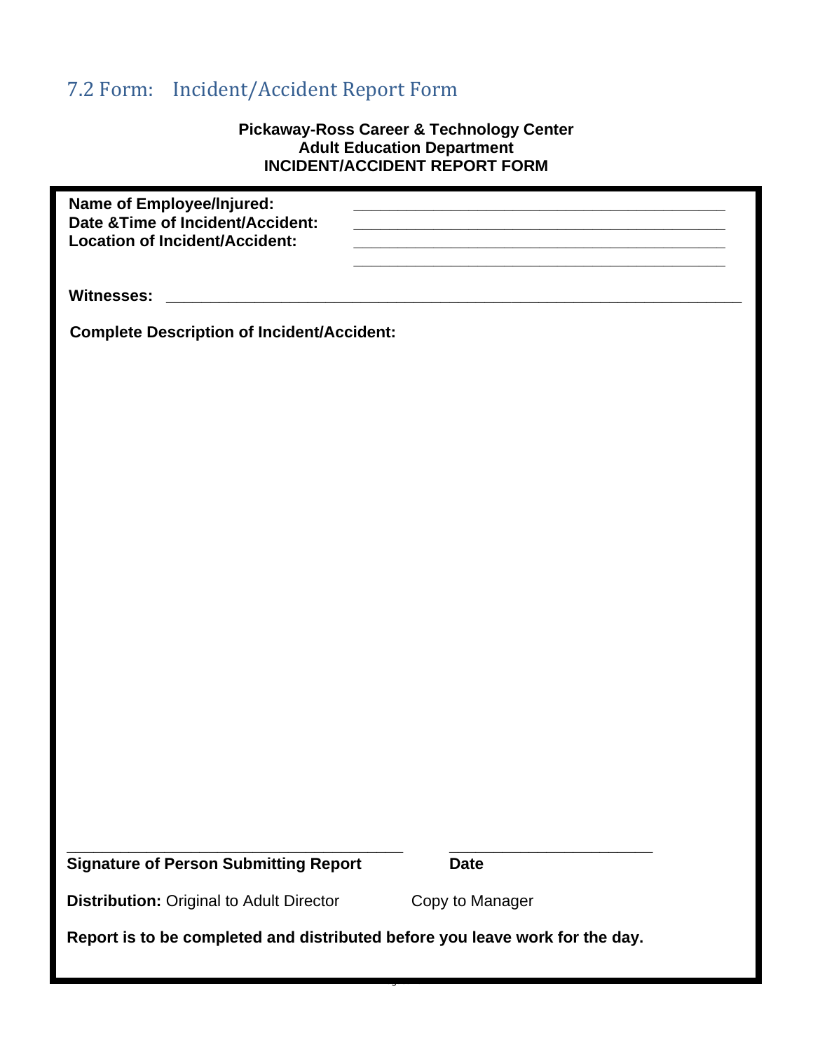## 7.2 Form: Incident/Accident Report Form

**Pickaway-Ross Career & Technology Center**
**Adult Education Department**
**INCIDENT/ACCIDENT REPORT FORM**

**Name of Employee/Injured:** ____________________________________________

**Date &Time of Incident/Accident:** ____________________________________________

**Location of Incident/Accident:** ____________________________________________

____________________________________________

**Witnesses:** ______________________________________________________________________

**Complete Description of Incident/Accident:**

_______________________________________ _________________________

**Signature of Person Submitting Report** **Date**

**Distribution:** Original to Adult Director Copy to Manager

**Report is to be completed and distributed before you leave work for the day.**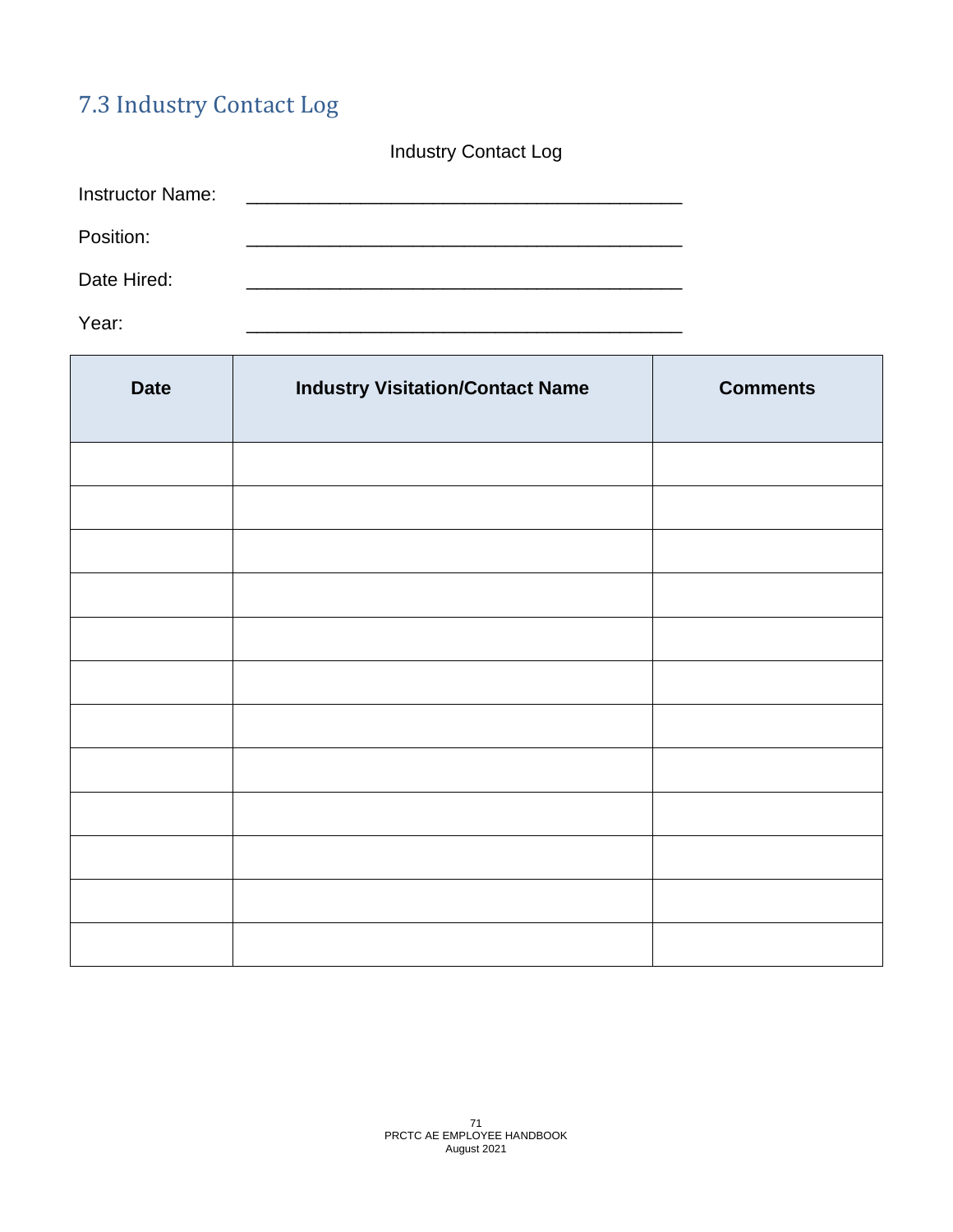## 7.3 Industry Contact Log

Industry Contact Log

Instructor Name: ___________________________________________

Position: ___________________________________________

Date Hired: ___________________________________________

Year: ___________________________________________

| Date | Industry Visitation/Contact Name | Comments |
| --- | --- | --- |
| | | |
| | | |
| | | |
| | | |
| | | |
| | | |
| | | |
| | | |
| | | |
| | | |
| | | |
| | | |